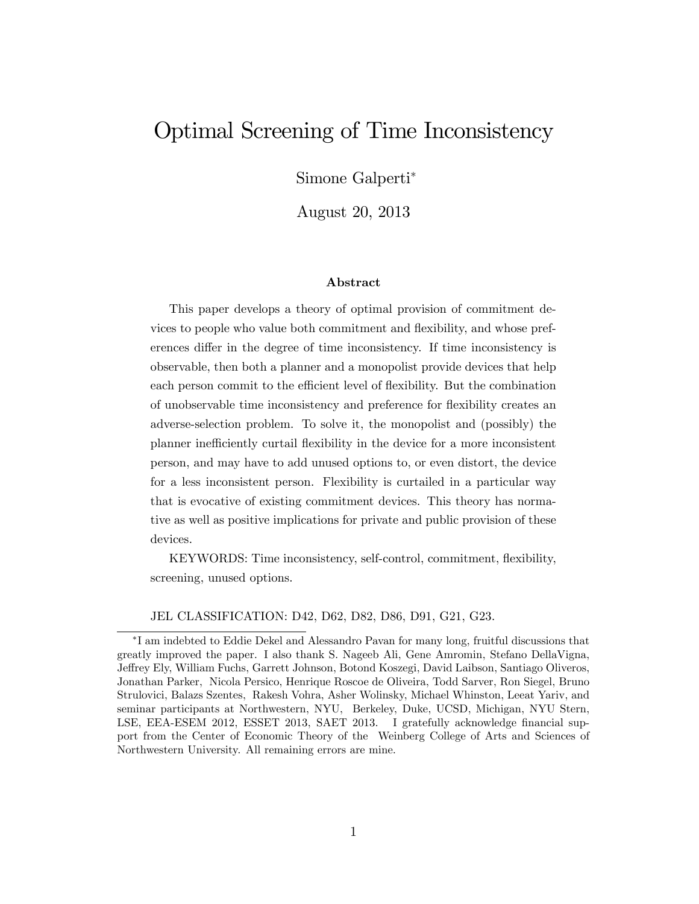# Optimal Screening of Time Inconsistency

Simone Galperti*

August 20, 2013

### Abstract

This paper develops a theory of optimal provision of commitment devices to people who value both commitment and flexibility, and whose preferences differ in the degree of time inconsistency. If time inconsistency is observable, then both a planner and a monopolist provide devices that help each person commit to the efficient level of flexibility. But the combination of unobservable time inconsistency and preference for flexibility creates an adverse-selection problem. To solve it, the monopolist and (possibly) the planner inefficiently curtail flexibility in the device for a more inconsistent person, and may have to add unused options to, or even distort, the device for a less inconsistent person. Flexibility is curtailed in a particular way that is evocative of existing commitment devices. This theory has normative as well as positive implications for private and public provision of these devices.

KEYWORDS: Time inconsistency, self-control, commitment, flexibility, screening, unused options.

JEL CLASSIFICATION: D42, D62, D82, D86, D91, G21, G23.

---

*I am indebted to Eddie Dekel and Alessandro Pavan for many long, fruitful discussions that greatly improved the paper. I also thank S. Nageeb Ali, Gene Amromin, Stefano DellaVigna, Jeffrey Ely, William Fuchs, Garrett Johnson, Botond Koszegi, David Laibson, Santiago Oliveros, Jonathan Parker, Nicola Persico, Henrique Roscoe de Oliveira, Todd Sarver, Ron Siegel, Bruno Strulovici, Balazs Szentes, Rakesh Vohra, Asher Wolinsky, Michael Whinston, Leeat Yariv, and seminar participants at Northwestern, NYU, Berkeley, Duke, UCSD, Michigan, NYU Stern, LSE, EEA-ESEM 2012, ESSET 2013, SAET 2013. I gratefully acknowledge financial support from the Center of Economic Theory of the Weinberg College of Arts and Sciences of Northwestern University. All remaining errors are mine.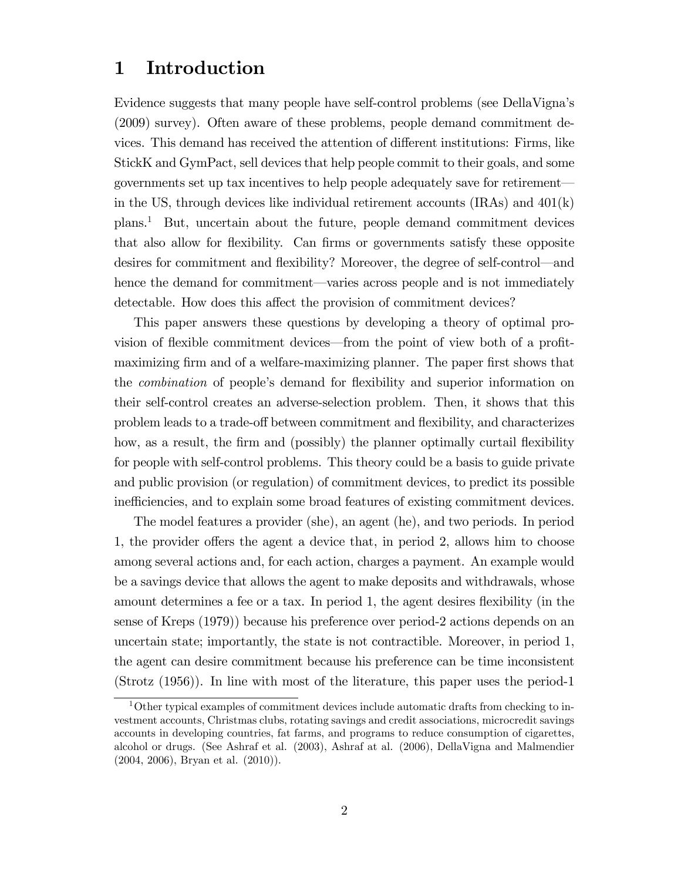# 1 Introduction

Evidence suggests that many people have self-control problems (see DellaVigna's (2009) survey). Often aware of these problems, people demand commitment devices. This demand has received the attention of different institutions: Firms, like StickK and GymPact, sell devices that help people commit to their goals, and some governments set up tax incentives to help people adequately save for retirement—in the US, through devices like individual retirement accounts (IRAs) and 401(k) plans.[1] But, uncertain about the future, people demand commitment devices that also allow for flexibility. Can firms or governments satisfy these opposite desires for commitment and flexibility? Moreover, the degree of self-control—and hence the demand for commitment—varies across people and is not immediately detectable. How does this affect the provision of commitment devices?

This paper answers these questions by developing a theory of optimal provision of flexible commitment devices—from the point of view both of a profit-maximizing firm and of a welfare-maximizing planner. The paper first shows that the *combination* of people's demand for flexibility and superior information on their self-control creates an adverse-selection problem. Then, it shows that this problem leads to a trade-off between commitment and flexibility, and characterizes how, as a result, the firm and (possibly) the planner optimally curtail flexibility for people with self-control problems. This theory could be a basis to guide private and public provision (or regulation) of commitment devices, to predict its possible inefficiencies, and to explain some broad features of existing commitment devices.

The model features a provider (she), an agent (he), and two periods. In period 1, the provider offers the agent a device that, in period 2, allows him to choose among several actions and, for each action, charges a payment. An example would be a savings device that allows the agent to make deposits and withdrawals, whose amount determines a fee or a tax. In period 1, the agent desires flexibility (in the sense of Kreps (1979)) because his preference over period-2 actions depends on an uncertain state; importantly, the state is not contractible. Moreover, in period 1, the agent can desire commitment because his preference can be time inconsistent (Strotz (1956)). In line with most of the literature, this paper uses the period-1

[1] Other typical examples of commitment devices include automatic drafts from checking to investment accounts, Christmas clubs, rotating savings and credit associations, microcredit savings accounts in developing countries, fat farms, and programs to reduce consumption of cigarettes, alcohol or drugs. (See Ashraf et al. (2003), Ashraf at al. (2006), DellaVigna and Malmendier (2004, 2006), Bryan et al. (2010)).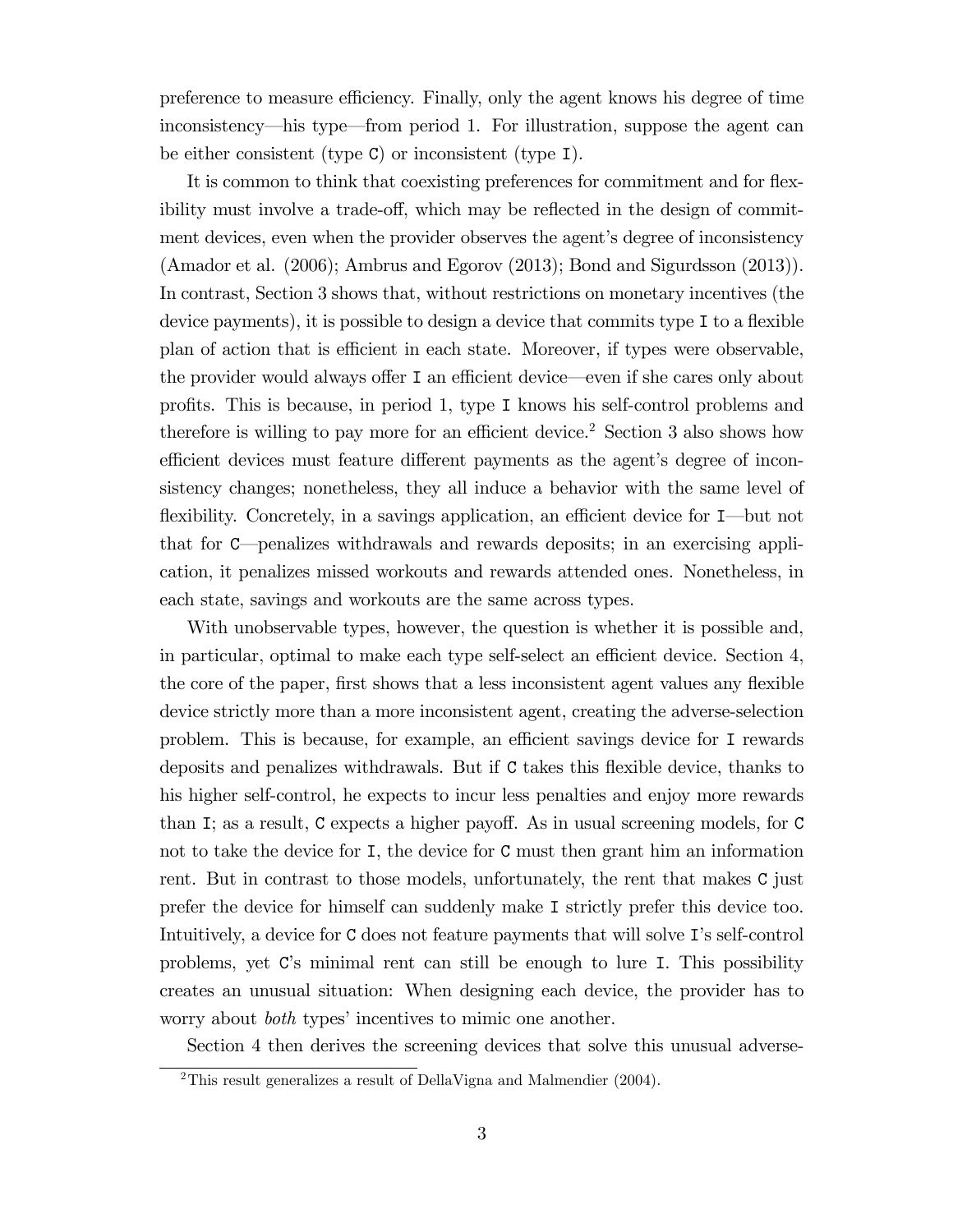preference to measure efficiency. Finally, only the agent knows his degree of time inconsistency—his type—from period 1. For illustration, suppose the agent can be either consistent (type `C`) or inconsistent (type `I`).

It is common to think that coexisting preferences for commitment and for flexibility must involve a trade-off, which may be reflected in the design of commitment devices, even when the provider observes the agent's degree of inconsistency (Amador et al. (2006); Ambrus and Egorov (2013); Bond and Sigurdsson (2013)). In contrast, Section 3 shows that, without restrictions on monetary incentives (the device payments), it is possible to design a device that commits type `I` to a flexible plan of action that is efficient in each state. Moreover, if types were observable, the provider would always offer `I` an efficient device—even if she cares only about profits. This is because, in period 1, type `I` knows his self-control problems and therefore is willing to pay more for an efficient device.[2] Section 3 also shows how efficient devices must feature different payments as the agent's degree of inconsistency changes; nonetheless, they all induce a behavior with the same level of flexibility. Concretely, in a savings application, an efficient device for `I`—but not that for `C`—penalizes withdrawals and rewards deposits; in an exercising application, it penalizes missed workouts and rewards attended ones. Nonetheless, in each state, savings and workouts are the same across types.

With unobservable types, however, the question is whether it is possible and, in particular, optimal to make each type self-select an efficient device. Section 4, the core of the paper, first shows that a less inconsistent agent values any flexible device strictly more than a more inconsistent agent, creating the adverse-selection problem. This is because, for example, an efficient savings device for `I` rewards deposits and penalizes withdrawals. But if `C` takes this flexible device, thanks to his higher self-control, he expects to incur less penalties and enjoy more rewards than `I`; as a result, `C` expects a higher payoff. As in usual screening models, for `C` not to take the device for `I`, the device for `C` must then grant him an information rent. But in contrast to those models, unfortunately, the rent that makes `C` just prefer the device for himself can suddenly make `I` strictly prefer this device too. Intuitively, a device for `C` does not feature payments that will solve `I`'s self-control problems, yet `C`'s minimal rent can still be enough to lure `I`. This possibility creates an unusual situation: When designing each device, the provider has to worry about *both* types' incentives to mimic one another.

Section 4 then derives the screening devices that solve this unusual adverse-

[2] This result generalizes a result of DellaVigna and Malmendier (2004).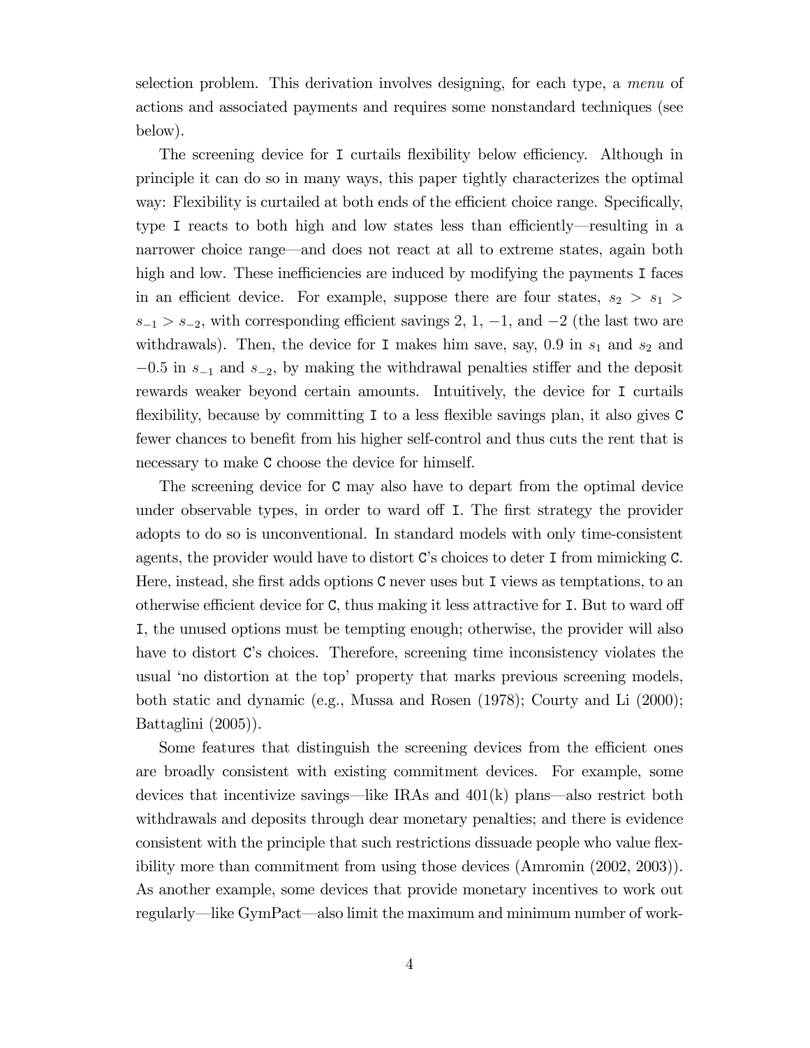selection problem. This derivation involves designing, for each type, a *menu* of actions and associated payments and requires some nonstandard techniques (see below).

The screening device for `I` curtails flexibility below efficiency. Although in principle it can do so in many ways, this paper tightly characterizes the optimal way: Flexibility is curtailed at both ends of the efficient choice range. Specifically, type `I` reacts to both high and low states less than efficiently—resulting in a narrower choice range—and does not react at all to extreme states, again both high and low. These inefficiencies are induced by modifying the payments `I` faces in an efficient device. For example, suppose there are four states, $s_2 > s_1 > s_{-1} > s_{-2}$, with corresponding efficient savings 2, 1, $-1$, and $-2$ (the last two are withdrawals). Then, the device for `I` makes him save, say, 0.9 in $s_1$ and $s_2$ and $-0.5$ in $s_{-1}$ and $s_{-2}$, by making the withdrawal penalties stiffer and the deposit rewards weaker beyond certain amounts. Intuitively, the device for `I` curtails flexibility, because by committing `I` to a less flexible savings plan, it also gives `C` fewer chances to benefit from his higher self-control and thus cuts the rent that is necessary to make `C` choose the device for himself.

The screening device for `C` may also have to depart from the optimal device under observable types, in order to ward off `I`. The first strategy the provider adopts to do so is unconventional. In standard models with only time-consistent agents, the provider would have to distort `C`'s choices to deter `I` from mimicking `C`. Here, instead, she first adds options `C` never uses but `I` views as temptations, to an otherwise efficient device for `C`, thus making it less attractive for `I`. But to ward off `I`, the unused options must be tempting enough; otherwise, the provider will also have to distort `C`'s choices. Therefore, screening time inconsistency violates the usual 'no distortion at the top' property that marks previous screening models, both static and dynamic (e.g., Mussa and Rosen (1978); Courty and Li (2000); Battaglini (2005)).

Some features that distinguish the screening devices from the efficient ones are broadly consistent with existing commitment devices. For example, some devices that incentivize savings—like IRAs and 401(k) plans—also restrict both withdrawals and deposits through dear monetary penalties; and there is evidence consistent with the principle that such restrictions dissuade people who value flexibility more than commitment from using those devices (Amromin (2002, 2003)). As another example, some devices that provide monetary incentives to work out regularly—like GymPact—also limit the maximum and minimum number of work-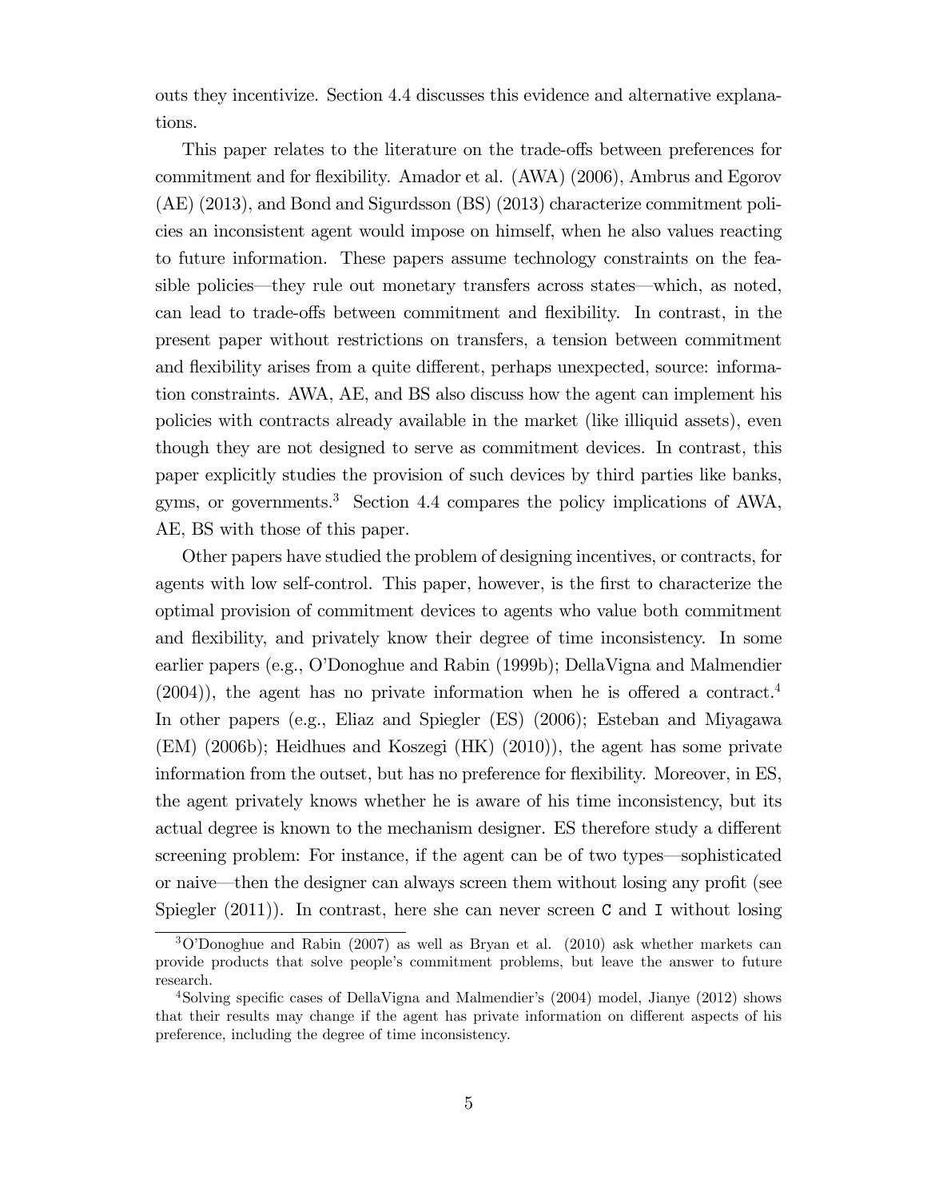outs they incentivize. Section 4.4 discusses this evidence and alternative explanations.

This paper relates to the literature on the trade-offs between preferences for commitment and for flexibility. Amador et al. (AWA) (2006), Ambrus and Egorov (AE) (2013), and Bond and Sigurdsson (BS) (2013) characterize commitment policies an inconsistent agent would impose on himself, when he also values reacting to future information. These papers assume technology constraints on the feasible policies—they rule out monetary transfers across states—which, as noted, can lead to trade-offs between commitment and flexibility. In contrast, in the present paper without restrictions on transfers, a tension between commitment and flexibility arises from a quite different, perhaps unexpected, source: information constraints. AWA, AE, and BS also discuss how the agent can implement his policies with contracts already available in the market (like illiquid assets), even though they are not designed to serve as commitment devices. In contrast, this paper explicitly studies the provision of such devices by third parties like banks, gyms, or governments.[3] Section 4.4 compares the policy implications of AWA, AE, BS with those of this paper.

Other papers have studied the problem of designing incentives, or contracts, for agents with low self-control. This paper, however, is the first to characterize the optimal provision of commitment devices to agents who value both commitment and flexibility, and privately know their degree of time inconsistency. In some earlier papers (e.g., O'Donoghue and Rabin (1999b); DellaVigna and Malmendier (2004)), the agent has no private information when he is offered a contract.[4] In other papers (e.g., Eliaz and Spiegler (ES) (2006); Esteban and Miyagawa (EM) (2006b); Heidhues and Koszegi (HK) (2010)), the agent has some private information from the outset, but has no preference for flexibility. Moreover, in ES, the agent privately knows whether he is aware of his time inconsistency, but its actual degree is known to the mechanism designer. ES therefore study a different screening problem: For instance, if the agent can be of two types—sophisticated or naive—then the designer can always screen them without losing any profit (see Spiegler (2011)). In contrast, here she can never screen C and I without losing

[3] O'Donoghue and Rabin (2007) as well as Bryan et al. (2010) ask whether markets can provide products that solve people's commitment problems, but leave the answer to future research.

[4] Solving specific cases of DellaVigna and Malmendier's (2004) model, Jianye (2012) shows that their results may change if the agent has private information on different aspects of his preference, including the degree of time inconsistency.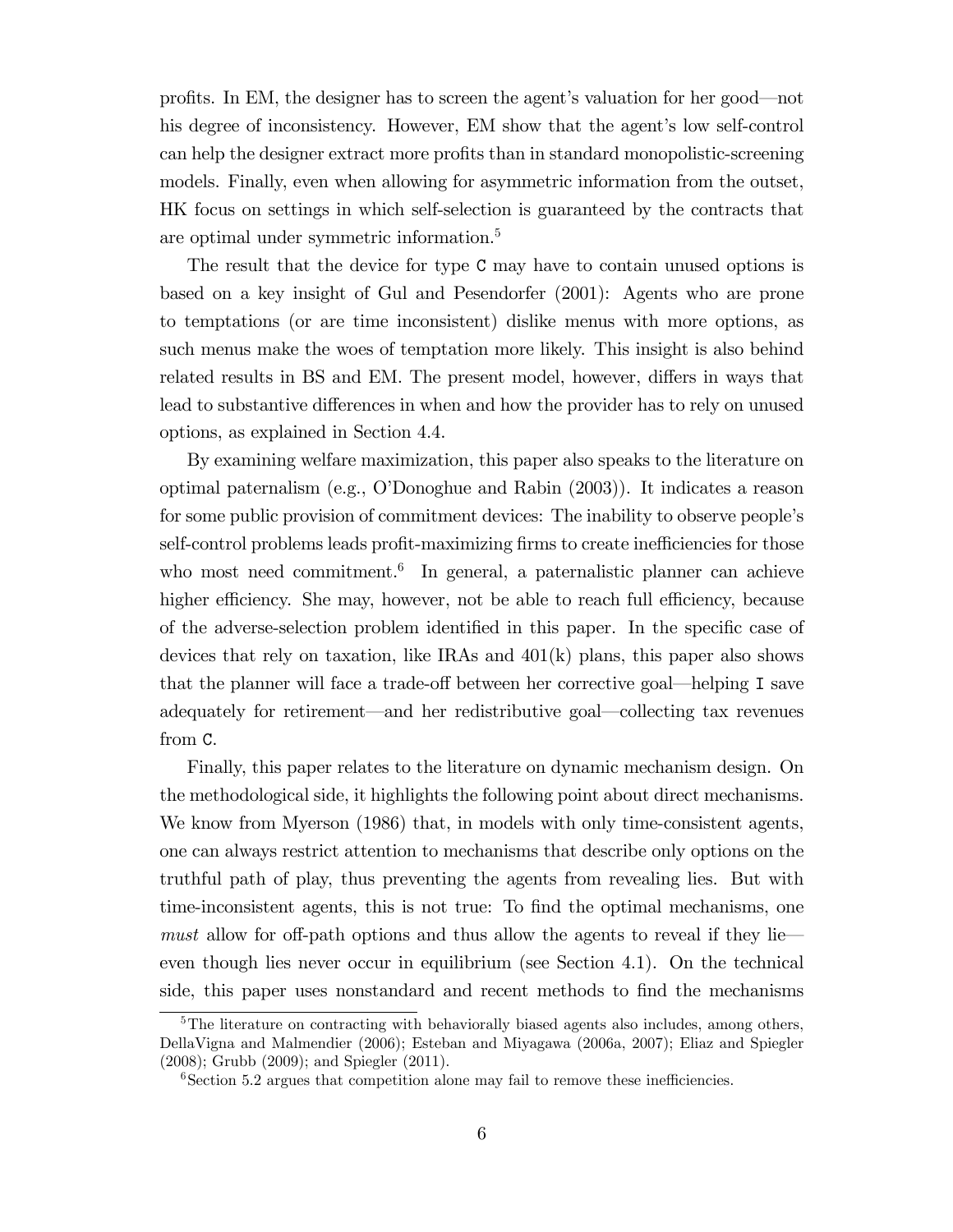profits. In EM, the designer has to screen the agent's valuation for her good—not his degree of inconsistency. However, EM show that the agent's low self-control can help the designer extract more profits than in standard monopolistic-screening models. Finally, even when allowing for asymmetric information from the outset, HK focus on settings in which self-selection is guaranteed by the contracts that are optimal under symmetric information.[5]

The result that the device for type C may have to contain unused options is based on a key insight of Gul and Pesendorfer (2001): Agents who are prone to temptations (or are time inconsistent) dislike menus with more options, as such menus make the woes of temptation more likely. This insight is also behind related results in BS and EM. The present model, however, differs in ways that lead to substantive differences in when and how the provider has to rely on unused options, as explained in Section 4.4.

By examining welfare maximization, this paper also speaks to the literature on optimal paternalism (e.g., O'Donoghue and Rabin (2003)). It indicates a reason for some public provision of commitment devices: The inability to observe people's self-control problems leads profit-maximizing firms to create inefficiencies for those who most need commitment.[6] In general, a paternalistic planner can achieve higher efficiency. She may, however, not be able to reach full efficiency, because of the adverse-selection problem identified in this paper. In the specific case of devices that rely on taxation, like IRAs and 401(k) plans, this paper also shows that the planner will face a trade-off between her corrective goal—helping I save adequately for retirement—and her redistributive goal—collecting tax revenues from C.

Finally, this paper relates to the literature on dynamic mechanism design. On the methodological side, it highlights the following point about direct mechanisms. We know from Myerson (1986) that, in models with only time-consistent agents, one can always restrict attention to mechanisms that describe only options on the truthful path of play, thus preventing the agents from revealing lies. But with time-inconsistent agents, this is not true: To find the optimal mechanisms, one *must* allow for off-path options and thus allow the agents to reveal if they lie—even though lies never occur in equilibrium (see Section 4.1). On the technical side, this paper uses nonstandard and recent methods to find the mechanisms

[5] The literature on contracting with behaviorally biased agents also includes, among others, DellaVigna and Malmendier (2006); Esteban and Miyagawa (2006a, 2007); Eliaz and Spiegler (2008); Grubb (2009); and Spiegler (2011).

[6] Section 5.2 argues that competition alone may fail to remove these inefficiencies.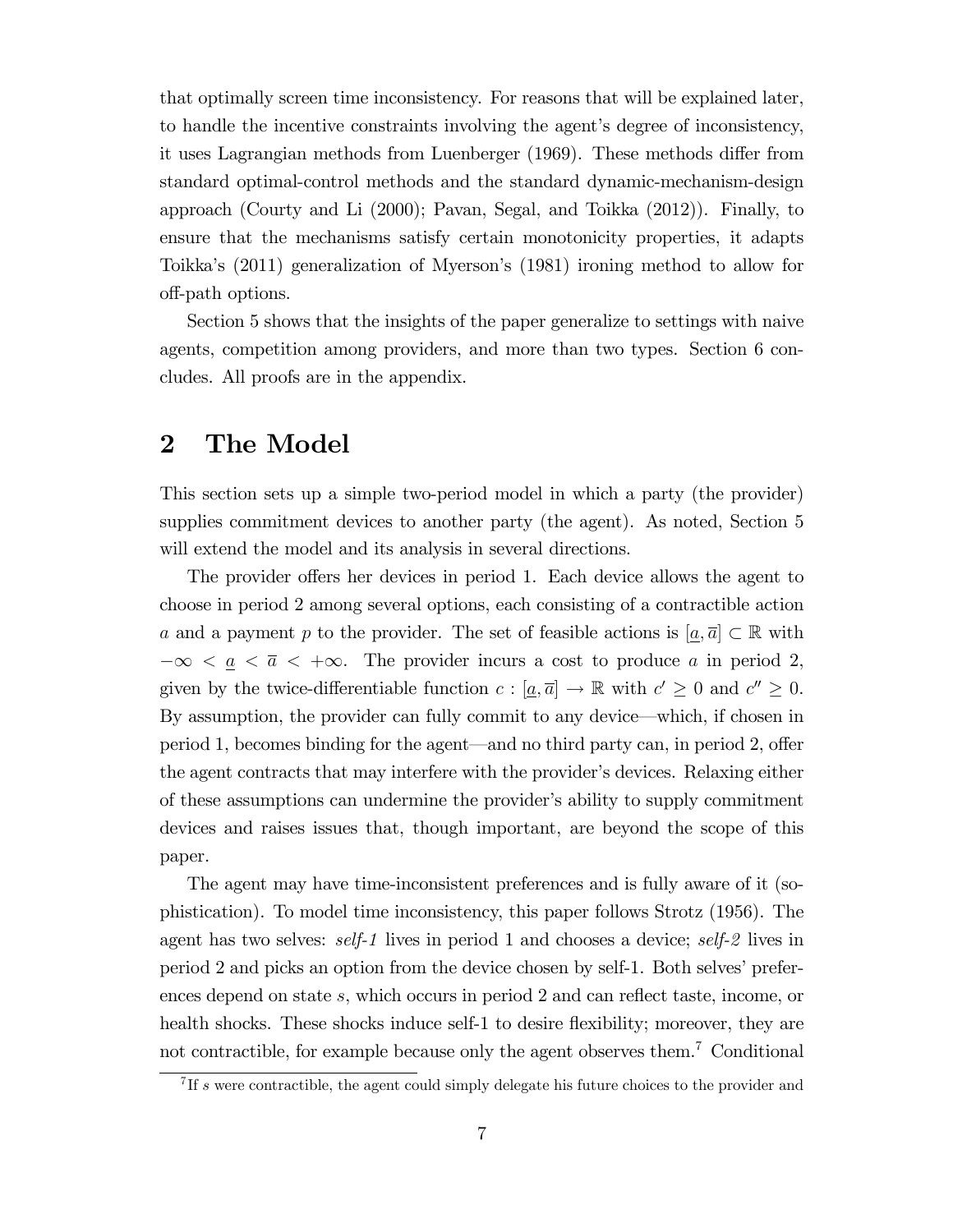that optimally screen time inconsistency. For reasons that will be explained later, to handle the incentive constraints involving the agent's degree of inconsistency, it uses Lagrangian methods from Luenberger (1969). These methods differ from standard optimal-control methods and the standard dynamic-mechanism-design approach (Courty and Li (2000); Pavan, Segal, and Toikka (2012)). Finally, to ensure that the mechanisms satisfy certain monotonicity properties, it adapts Toikka's (2011) generalization of Myerson's (1981) ironing method to allow for off-path options.

Section 5 shows that the insights of the paper generalize to settings with naive agents, competition among providers, and more than two types. Section 6 concludes. All proofs are in the appendix.

## 2 The Model

This section sets up a simple two-period model in which a party (the provider) supplies commitment devices to another party (the agent). As noted, Section 5 will extend the model and its analysis in several directions.

The provider offers her devices in period 1. Each device allows the agent to choose in period 2 among several options, each consisting of a contractible action $a$ and a payment $p$ to the provider. The set of feasible actions is $[\underline{a}, \overline{a}] \subset \mathbb{R}$ with $-\infty < \underline{a} < \overline{a} < +\infty$. The provider incurs a cost to produce $a$ in period 2, given by the twice-differentiable function $c : [\underline{a}, \overline{a}] \to \mathbb{R}$ with $c' \geq 0$ and $c'' \geq 0$. By assumption, the provider can fully commit to any device—which, if chosen in period 1, becomes binding for the agent—and no third party can, in period 2, offer the agent contracts that may interfere with the provider's devices. Relaxing either of these assumptions can undermine the provider's ability to supply commitment devices and raises issues that, though important, are beyond the scope of this paper.

The agent may have time-inconsistent preferences and is fully aware of it (sophistication). To model time inconsistency, this paper follows Strotz (1956). The agent has two selves: *self-1* lives in period 1 and chooses a device; *self-2* lives in period 2 and picks an option from the device chosen by self-1. Both selves' preferences depend on state $s$, which occurs in period 2 and can reflect taste, income, or health shocks. These shocks induce self-1 to desire flexibility; moreover, they are not contractible, for example because only the agent observes them.[7] Conditional

[7]If $s$ were contractible, the agent could simply delegate his future choices to the provider and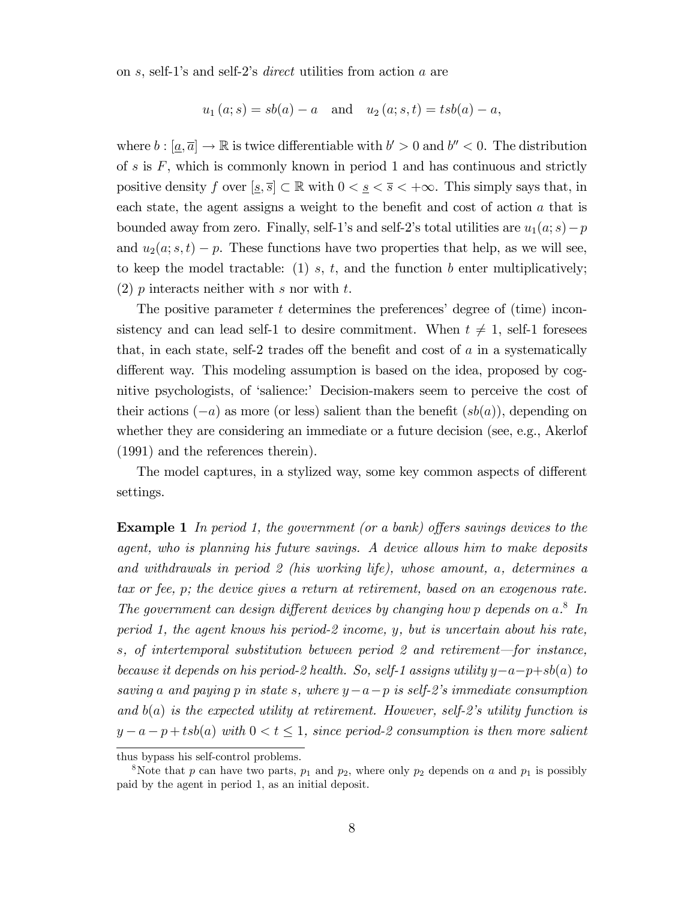on $s$, self-1's and self-2's *direct* utilities from action $a$ are

$$u_1(a; s) = sb(a) - a \quad \text{and} \quad u_2(a; s, t) = tsb(a) - a,$$

where $b : [\underline{a}, \overline{a}] \to \mathbb{R}$ is twice differentiable with $b' > 0$ and $b'' < 0$. The distribution of $s$ is $F$, which is commonly known in period 1 and has continuous and strictly positive density $f$ over $[\underline{s}, \overline{s}] \subset \mathbb{R}$ with $0 < \underline{s} < \overline{s} < +\infty$. This simply says that, in each state, the agent assigns a weight to the benefit and cost of action $a$ that is bounded away from zero. Finally, self-1's and self-2's total utilities are $u_1(a; s) - p$ and $u_2(a; s, t) - p$. These functions have two properties that help, as we will see, to keep the model tractable: (1) $s$, $t$, and the function $b$ enter multiplicatively; (2) $p$ interacts neither with $s$ nor with $t$.

The positive parameter $t$ determines the preferences' degree of (time) inconsistency and can lead self-1 to desire commitment. When $t \neq 1$, self-1 foresees that, in each state, self-2 trades off the benefit and cost of $a$ in a systematically different way. This modeling assumption is based on the idea, proposed by cognitive psychologists, of 'salience:' Decision-makers seem to perceive the cost of their actions ($-a$) as more (or less) salient than the benefit ($sb(a)$), depending on whether they are considering an immediate or a future decision (see, e.g., Akerlof (1991) and the references therein).

The model captures, in a stylized way, some key common aspects of different settings.

**Example 1** *In period 1, the government (or a bank) offers savings devices to the agent, who is planning his future savings. A device allows him to make deposits and withdrawals in period 2 (his working life), whose amount, $a$, determines a tax or fee, $p$; the device gives a return at retirement, based on an exogenous rate. The government can design different devices by changing how $p$ depends on $a$.*[8] *In period 1, the agent knows his period-2 income, $y$, but is uncertain about his rate, $s$, of intertemporal substitution between period 2 and retirement—for instance, because it depends on his period-2 health. So, self-1 assigns utility $y - a - p + sb(a)$ to saving $a$ and paying $p$ in state $s$, where $y - a - p$ is self-2's immediate consumption and $b(a)$ is the expected utility at retirement. However, self-2's utility function is $y - a - p + tsb(a)$ with $0 < t \leq 1$, since period-2 consumption is then more salient*

---

thus bypass his self-control problems.

[8] Note that $p$ can have two parts, $p_1$ and $p_2$, where only $p_2$ depends on $a$ and $p_1$ is possibly paid by the agent in period 1, as an initial deposit.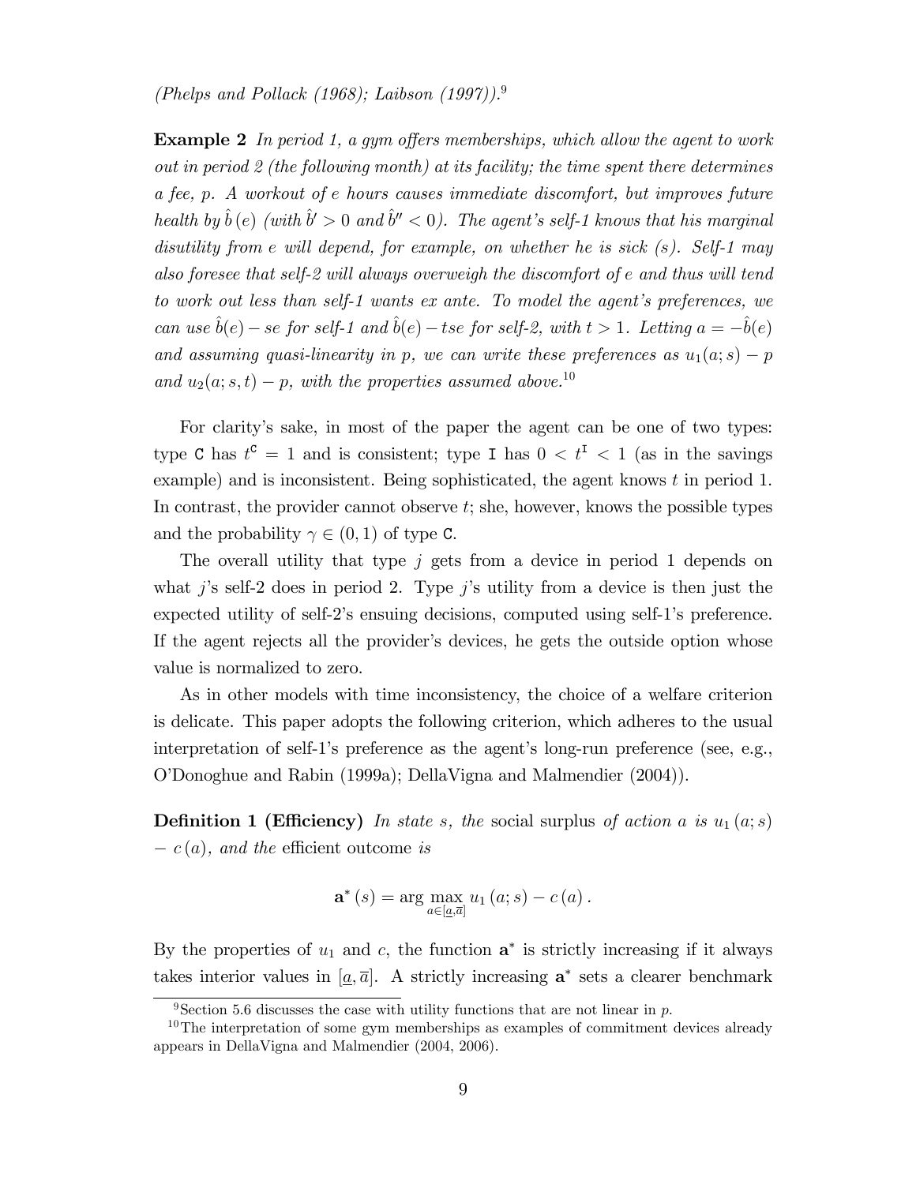*(Phelps and Pollack (1968); Laibson (1997)).*[9]

**Example 2** *In period 1, a gym offers memberships, which allow the agent to work out in period 2 (the following month) at its facility; the time spent there determines a fee, p. A workout of e hours causes immediate discomfort, but improves future health by $\hat{b}(e)$ (with $\hat{b}' > 0$ and $\hat{b}'' < 0$). The agent's self-1 knows that his marginal disutility from e will depend, for example, on whether he is sick (s). Self-1 may also foresee that self-2 will always overweigh the discomfort of e and thus will tend to work out less than self-1 wants ex ante. To model the agent's preferences, we can use $\hat{b}(e) - se$ for self-1 and $\hat{b}(e) - tse$ for self-2, with $t > 1$. Letting $a = -\hat{b}(e)$ and assuming quasi-linearity in p, we can write these preferences as $u_1(a; s) - p$ and $u_2(a; s, t) - p$, with the properties assumed above.*[10]

For clarity's sake, in most of the paper the agent can be one of two types: type C has $t^{\mathtt{C}} = 1$ and is consistent; type I has $0 < t^{\mathtt{I}} < 1$ (as in the savings example) and is inconsistent. Being sophisticated, the agent knows $t$ in period 1. In contrast, the provider cannot observe $t$; she, however, knows the possible types and the probability $\gamma \in (0, 1)$ of type C.

The overall utility that type $j$ gets from a device in period 1 depends on what $j$'s self-2 does in period 2. Type $j$'s utility from a device is then just the expected utility of self-2's ensuing decisions, computed using self-1's preference. If the agent rejects all the provider's devices, he gets the outside option whose value is normalized to zero.

As in other models with time inconsistency, the choice of a welfare criterion is delicate. This paper adopts the following criterion, which adheres to the usual interpretation of self-1's preference as the agent's long-run preference (see, e.g., O'Donoghue and Rabin (1999a); DellaVigna and Malmendier (2004)).

**Definition 1 (Efficiency)** *In state s, the* social surplus *of action a is $u_1(a; s) - c(a)$, and the* efficient outcome *is*

$$\mathbf{a}^*(s) = \arg\max_{a \in [\underline{a}, \overline{a}]} u_1(a; s) - c(a).$$

By the properties of $u_1$ and $c$, the function $\mathbf{a}^*$ is strictly increasing if it always takes interior values in $[\underline{a}, \overline{a}]$. A strictly increasing $\mathbf{a}^*$ sets a clearer benchmark

---

[9] Section 5.6 discusses the case with utility functions that are not linear in $p$.

[10] The interpretation of some gym memberships as examples of commitment devices already appears in DellaVigna and Malmendier (2004, 2006).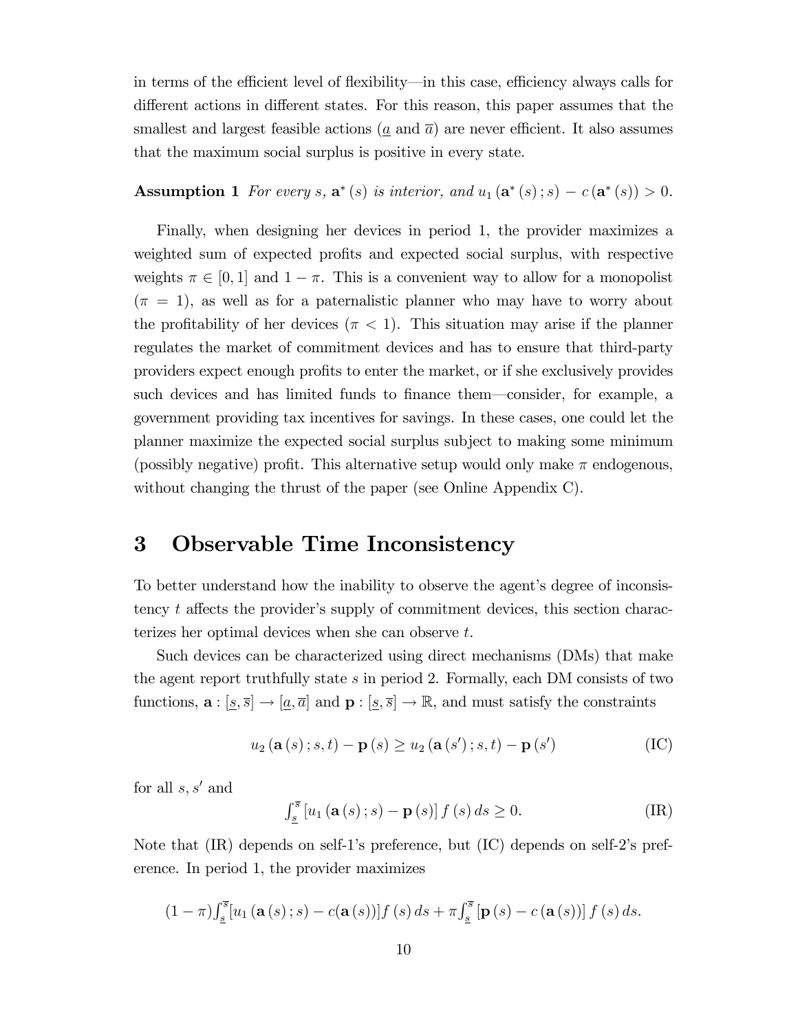in terms of the efficient level of flexibility—in this case, efficiency always calls for different actions in different states. For this reason, this paper assumes that the smallest and largest feasible actions ($\underline{a}$ and $\overline{a}$) are never efficient. It also assumes that the maximum social surplus is positive in every state.

**Assumption 1** *For every $s$, $\mathbf{a}^*(s)$ is interior, and $u_1(\mathbf{a}^*(s);s) - c(\mathbf{a}^*(s)) > 0$.*

Finally, when designing her devices in period 1, the provider maximizes a weighted sum of expected profits and expected social surplus, with respective weights $\pi \in [0,1]$ and $1-\pi$. This is a convenient way to allow for a monopolist ($\pi = 1$), as well as for a paternalistic planner who may have to worry about the profitability of her devices ($\pi < 1$). This situation may arise if the planner regulates the market of commitment devices and has to ensure that third-party providers expect enough profits to enter the market, or if she exclusively provides such devices and has limited funds to finance them—consider, for example, a government providing tax incentives for savings. In these cases, one could let the planner maximize the expected social surplus subject to making some minimum (possibly negative) profit. This alternative setup would only make $\pi$ endogenous, without changing the thrust of the paper (see Online Appendix C).

# 3 Observable Time Inconsistency

To better understand how the inability to observe the agent's degree of inconsistency $t$ affects the provider's supply of commitment devices, this section characterizes her optimal devices when she can observe $t$.

Such devices can be characterized using direct mechanisms (DMs) that make the agent report truthfully state $s$ in period 2. Formally, each DM consists of two functions, $\mathbf{a} : [\underline{s}, \overline{s}] \to [\underline{a}, \overline{a}]$ and $\mathbf{p} : [\underline{s}, \overline{s}] \to \mathbb{R}$, and must satisfy the constraints

$$u_2(\mathbf{a}(s);s,t) - \mathbf{p}(s) \geq u_2(\mathbf{a}(s');s,t) - \mathbf{p}(s') \tag{IC}$$

for all $s, s'$ and

$$\int_{\underline{s}}^{\overline{s}} [u_1(\mathbf{a}(s);s) - \mathbf{p}(s)] f(s)\, ds \geq 0. \tag{IR}$$

Note that (IR) depends on self-1's preference, but (IC) depends on self-2's preference. In period 1, the provider maximizes

$$(1-\pi)\int_{\underline{s}}^{\overline{s}} [u_1(\mathbf{a}(s);s) - c(\mathbf{a}(s))] f(s)\, ds + \pi \int_{\underline{s}}^{\overline{s}} [\mathbf{p}(s) - c(\mathbf{a}(s))] f(s)\, ds.$$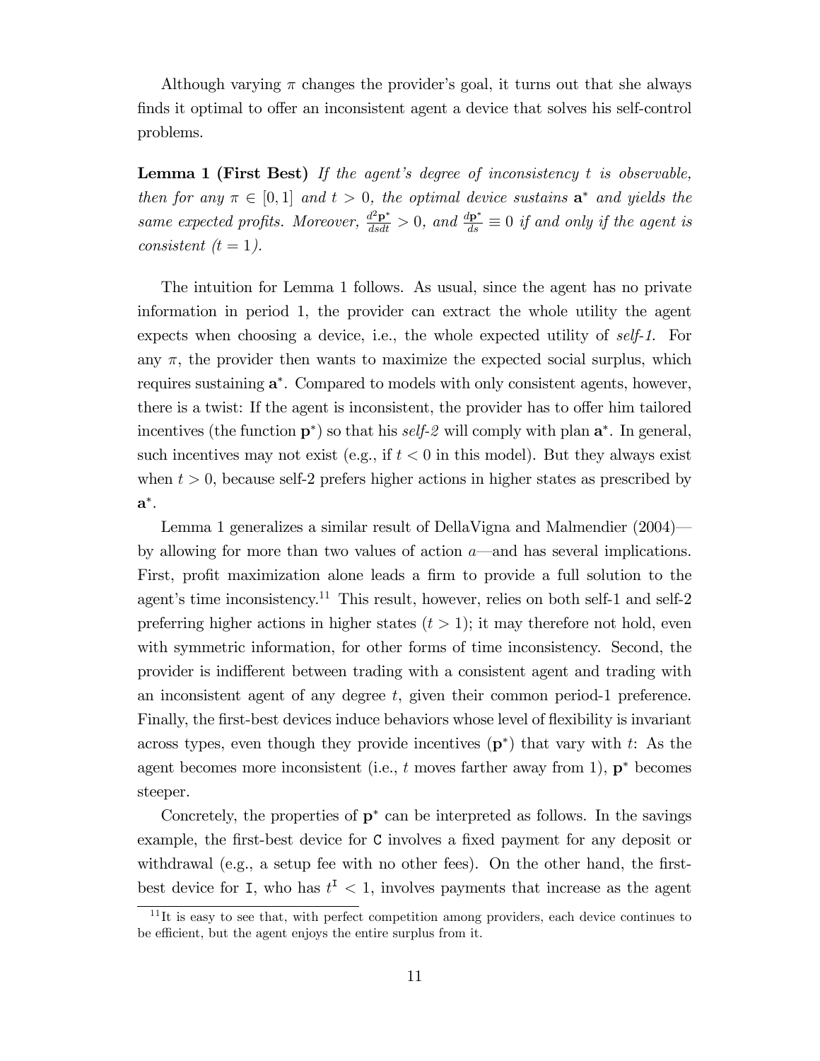Although varying $\pi$ changes the provider's goal, it turns out that she always finds it optimal to offer an inconsistent agent a device that solves his self-control problems.

**Lemma 1 (First Best)** *If the agent's degree of inconsistency $t$ is observable, then for any $\pi \in [0,1]$ and $t > 0$, the optimal device sustains $\mathbf{a}^*$ and yields the same expected profits. Moreover, $\frac{d^2\mathbf{p}^*}{dsdt} > 0$, and $\frac{d\mathbf{p}^*}{ds} \equiv 0$ if and only if the agent is consistent ($t = 1$).*

The intuition for Lemma 1 follows. As usual, since the agent has no private information in period 1, the provider can extract the whole utility the agent expects when choosing a device, i.e., the whole expected utility of *self-1*. For any $\pi$, the provider then wants to maximize the expected social surplus, which requires sustaining $\mathbf{a}^*$. Compared to models with only consistent agents, however, there is a twist: If the agent is inconsistent, the provider has to offer him tailored incentives (the function $\mathbf{p}^*$) so that his *self-2* will comply with plan $\mathbf{a}^*$. In general, such incentives may not exist (e.g., if $t < 0$ in this model). But they always exist when $t > 0$, because self-2 prefers higher actions in higher states as prescribed by $\mathbf{a}^*$.

Lemma 1 generalizes a similar result of DellaVigna and Malmendier (2004)—by allowing for more than two values of action $a$—and has several implications. First, profit maximization alone leads a firm to provide a full solution to the agent's time inconsistency.[11] This result, however, relies on both self-1 and self-2 preferring higher actions in higher states ($t > 1$); it may therefore not hold, even with symmetric information, for other forms of time inconsistency. Second, the provider is indifferent between trading with a consistent agent and trading with an inconsistent agent of any degree $t$, given their common period-1 preference. Finally, the first-best devices induce behaviors whose level of flexibility is invariant across types, even though they provide incentives ($\mathbf{p}^*$) that vary with $t$: As the agent becomes more inconsistent (i.e., $t$ moves farther away from 1), $\mathbf{p}^*$ becomes steeper.

Concretely, the properties of $\mathbf{p}^*$ can be interpreted as follows. In the savings example, the first-best device for `C` involves a fixed payment for any deposit or withdrawal (e.g., a setup fee with no other fees). On the other hand, the first-best device for `I`, who has $t^{\mathtt{I}} < 1$, involves payments that increase as the agent

[11] It is easy to see that, with perfect competition among providers, each device continues to be efficient, but the agent enjoys the entire surplus from it.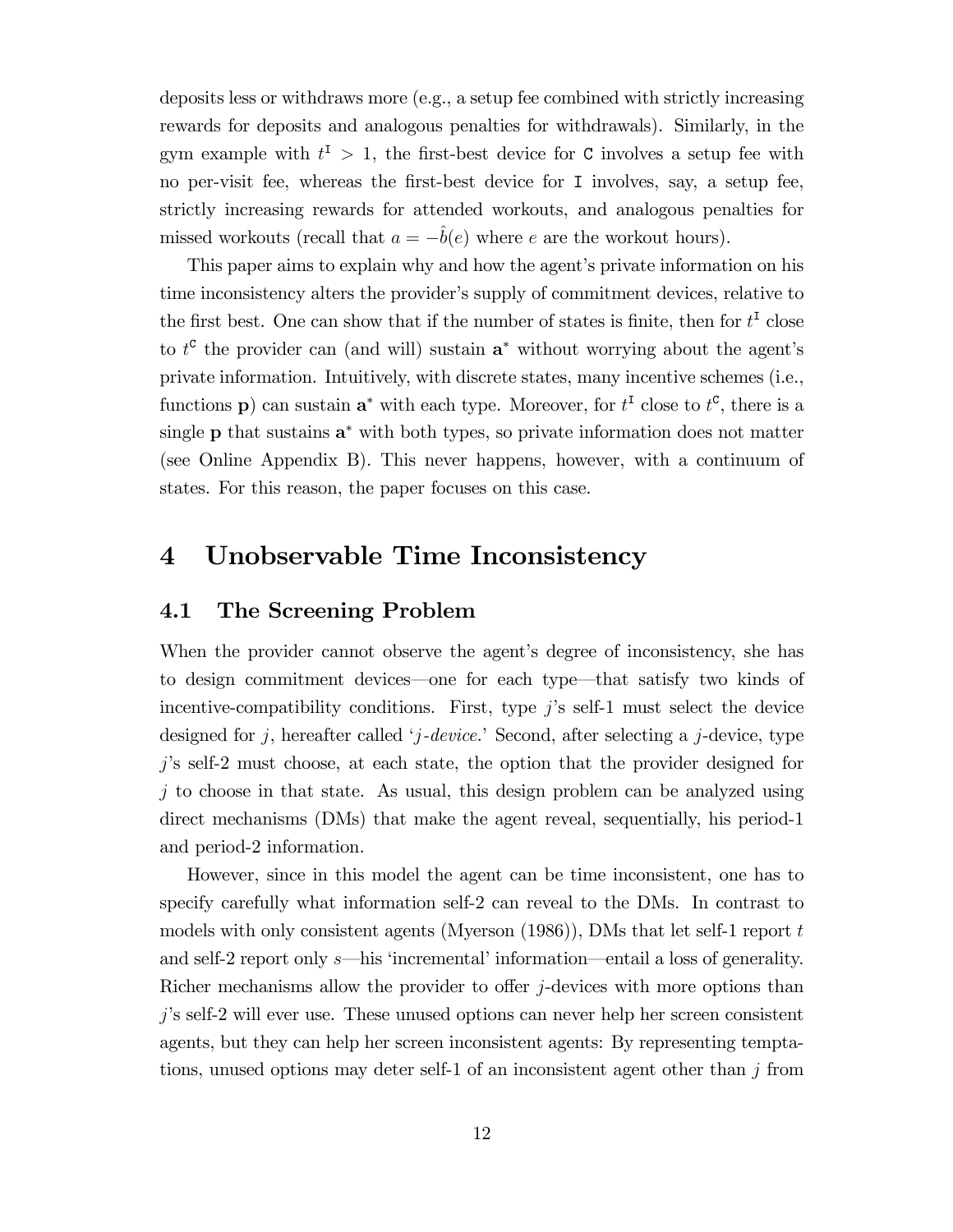deposits less or withdraws more (e.g., a setup fee combined with strictly increasing rewards for deposits and analogous penalties for withdrawals). Similarly, in the gym example with $t^{\mathtt{I}} > 1$, the first-best device for $\mathtt{C}$ involves a setup fee with no per-visit fee, whereas the first-best device for $\mathtt{I}$ involves, say, a setup fee, strictly increasing rewards for attended workouts, and analogous penalties for missed workouts (recall that $a = -\hat{b}(e)$ where $e$ are the workout hours).

This paper aims to explain why and how the agent's private information on his time inconsistency alters the provider's supply of commitment devices, relative to the first best. One can show that if the number of states is finite, then for $t^{\mathtt{I}}$ close to $t^{\mathtt{C}}$ the provider can (and will) sustain $\mathbf{a}^*$ without worrying about the agent's private information. Intuitively, with discrete states, many incentive schemes (i.e., functions $\mathbf{p}$) can sustain $\mathbf{a}^*$ with each type. Moreover, for $t^{\mathtt{I}}$ close to $t^{\mathtt{C}}$, there is a single $\mathbf{p}$ that sustains $\mathbf{a}^*$ with both types, so private information does not matter (see Online Appendix B). This never happens, however, with a continuum of states. For this reason, the paper focuses on this case.

# 4 Unobservable Time Inconsistency

## 4.1 The Screening Problem

When the provider cannot observe the agent's degree of inconsistency, she has to design commitment devices—one for each type—that satisfy two kinds of incentive-compatibility conditions. First, type $j$'s self-1 must select the device designed for $j$, hereafter called '*$j$-device.*' Second, after selecting a $j$-device, type $j$'s self-2 must choose, at each state, the option that the provider designed for $j$ to choose in that state. As usual, this design problem can be analyzed using direct mechanisms (DMs) that make the agent reveal, sequentially, his period-1 and period-2 information.

However, since in this model the agent can be time inconsistent, one has to specify carefully what information self-2 can reveal to the DMs. In contrast to models with only consistent agents (Myerson (1986)), DMs that let self-1 report $t$ and self-2 report only $s$—his 'incremental' information—entail a loss of generality. Richer mechanisms allow the provider to offer $j$-devices with more options than $j$'s self-2 will ever use. These unused options can never help her screen consistent agents, but they can help her screen inconsistent agents: By representing temptations, unused options may deter self-1 of an inconsistent agent other than $j$ from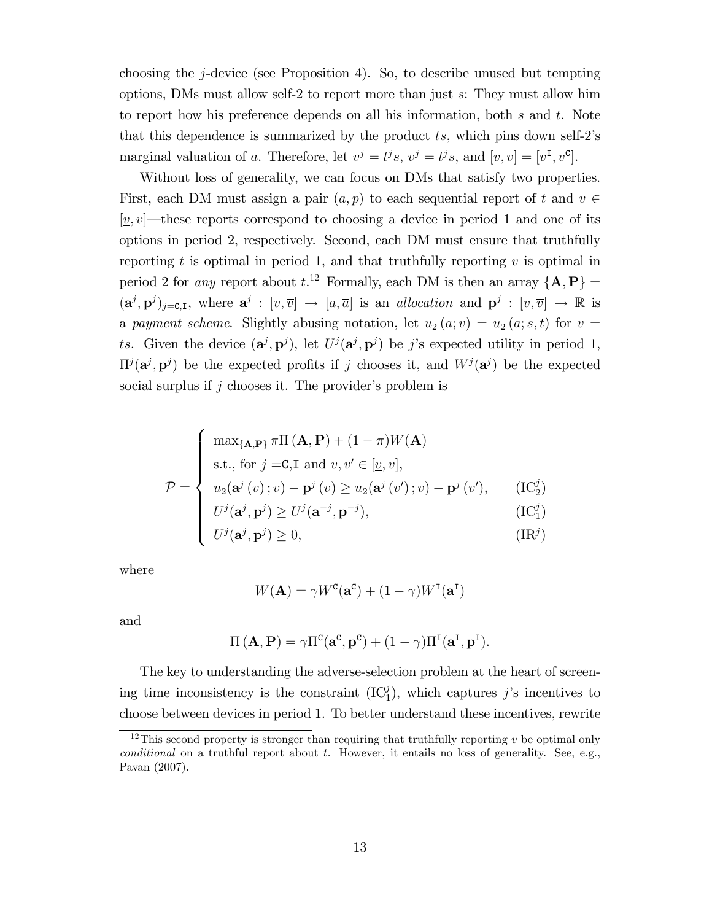choosing the $j$-device (see Proposition 4). So, to describe unused but tempting options, DMs must allow self-2 to report more than just $s$: They must allow him to report how his preference depends on all his information, both $s$ and $t$. Note that this dependence is summarized by the product $ts$, which pins down self-2's marginal valuation of $a$. Therefore, let $\underline{v}^j = t^j \underline{s}$, $\overline{v}^j = t^j \overline{s}$, and $[\underline{v}, \overline{v}] = [\underline{v}^{\mathtt{I}}, \overline{v}^{\mathtt{C}}]$.

Without loss of generality, we can focus on DMs that satisfy two properties. First, each DM must assign a pair $(a, p)$ to each sequential report of $t$ and $v \in [\underline{v}, \overline{v}]$—these reports correspond to choosing a device in period 1 and one of its options in period 2, respectively. Second, each DM must ensure that truthfully reporting $t$ is optimal in period 1, and that truthfully reporting $v$ is optimal in period 2 for *any* report about $t$.[12] Formally, each DM is then an array $\{\mathbf{A}, \mathbf{P}\} = (\mathbf{a}^j, \mathbf{p}^j)_{j=\mathtt{C},\mathtt{I}}$, where $\mathbf{a}^j : [\underline{v}, \overline{v}] \to [\underline{a}, \overline{a}]$ is an *allocation* and $\mathbf{p}^j : [\underline{v}, \overline{v}] \to \mathbb{R}$ is a *payment scheme*. Slightly abusing notation, let $u_2(a; v) = u_2(a; s, t)$ for $v = ts$. Given the device $(\mathbf{a}^j, \mathbf{p}^j)$, let $U^j(\mathbf{a}^j, \mathbf{p}^j)$ be $j$'s expected utility in period 1, $\Pi^j(\mathbf{a}^j, \mathbf{p}^j)$ be the expected profits if $j$ chooses it, and $W^j(\mathbf{a}^j)$ be the expected social surplus if $j$ chooses it. The provider's problem is

$$
\mathcal{P} = \begin{cases}
\max_{\{\mathbf{A},\mathbf{P}\}} \pi \Pi(\mathbf{A}, \mathbf{P}) + (1-\pi) W(\mathbf{A}) \\
\text{s.t., for } j = \mathtt{C}, \mathtt{I} \text{ and } v, v' \in [\underline{v}, \overline{v}], \\
u_2(\mathbf{a}^j(v); v) - \mathbf{p}^j(v) \geq u_2(\mathbf{a}^j(v'); v) - \mathbf{p}^j(v'), & (\mathrm{IC}_2^j) \\
U^j(\mathbf{a}^j, \mathbf{p}^j) \geq U^j(\mathbf{a}^{-j}, \mathbf{p}^{-j}), & (\mathrm{IC}_1^j) \\
U^j(\mathbf{a}^j, \mathbf{p}^j) \geq 0, & (\mathrm{IR}^j)
\end{cases}
$$

where

$$
W(\mathbf{A}) = \gamma W^{\mathtt{C}}(\mathbf{a}^{\mathtt{C}}) + (1-\gamma) W^{\mathtt{I}}(\mathbf{a}^{\mathtt{I}})
$$

and

$$
\Pi(\mathbf{A}, \mathbf{P}) = \gamma \Pi^{\mathtt{C}}(\mathbf{a}^{\mathtt{C}}, \mathbf{p}^{\mathtt{C}}) + (1-\gamma) \Pi^{\mathtt{I}}(\mathbf{a}^{\mathtt{I}}, \mathbf{p}^{\mathtt{I}}).
$$

The key to understanding the adverse-selection problem at the heart of screening time inconsistency is the constraint $(\mathrm{IC}_1^j)$, which captures $j$'s incentives to choose between devices in period 1. To better understand these incentives, rewrite

[12] This second property is stronger than requiring that truthfully reporting $v$ be optimal only *conditional* on a truthful report about $t$. However, it entails no loss of generality. See, e.g., Pavan (2007).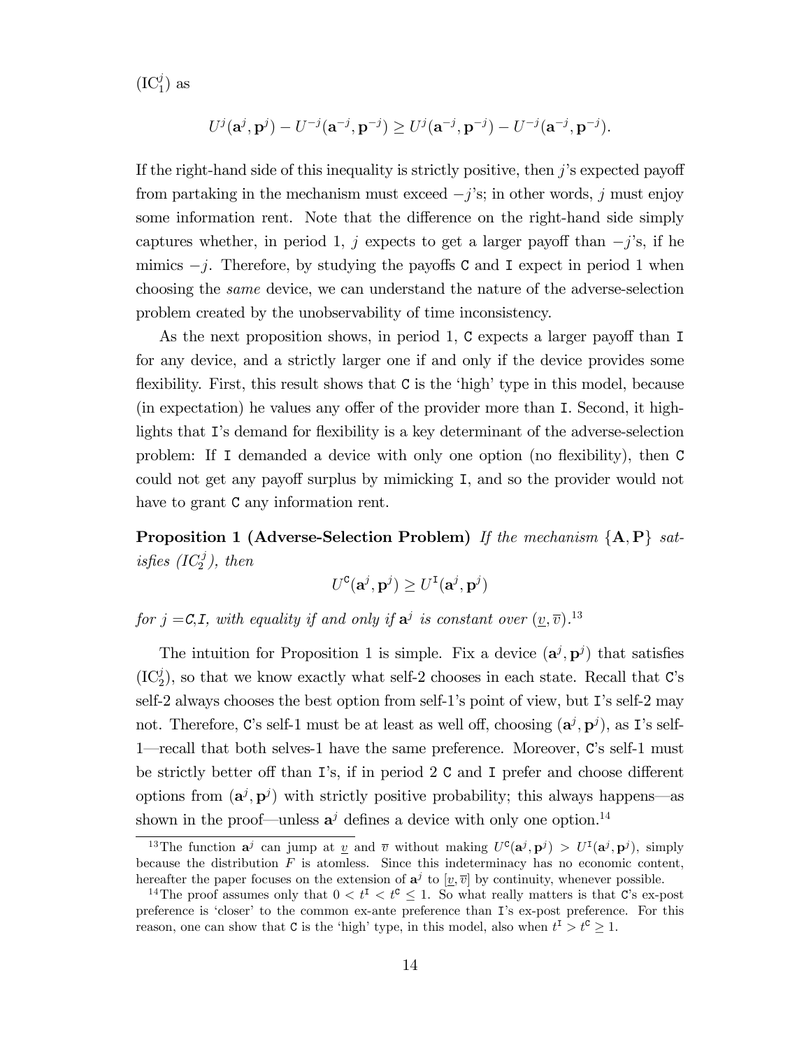($\text{IC}_1^j$) as

$$U^j(\mathbf{a}^j, \mathbf{p}^j) - U^{-j}(\mathbf{a}^{-j}, \mathbf{p}^{-j}) \geq U^j(\mathbf{a}^{-j}, \mathbf{p}^{-j}) - U^{-j}(\mathbf{a}^{-j}, \mathbf{p}^{-j}).$$

If the right-hand side of this inequality is strictly positive, then $j$'s expected payoff from partaking in the mechanism must exceed $-j$'s; in other words, $j$ must enjoy some information rent. Note that the difference on the right-hand side simply captures whether, in period 1, $j$ expects to get a larger payoff than $-j$'s, if he mimics $-j$. Therefore, by studying the payoffs C and I expect in period 1 when choosing the *same* device, we can understand the nature of the adverse-selection problem created by the unobservability of time inconsistency.

As the next proposition shows, in period 1, C expects a larger payoff than I for any device, and a strictly larger one if and only if the device provides some flexibility. First, this result shows that C is the 'high' type in this model, because (in expectation) he values any offer of the provider more than I. Second, it highlights that I's demand for flexibility is a key determinant of the adverse-selection problem: If I demanded a device with only one option (no flexibility), then C could not get any payoff surplus by mimicking I, and so the provider would not have to grant C any information rent.

**Proposition 1 (Adverse-Selection Problem)** *If the mechanism* $\{\mathbf{A}, \mathbf{P}\}$ *satisfies (*$IC_2^j$*), then*

$$U^{\mathtt{C}}(\mathbf{a}^j, \mathbf{p}^j) \geq U^{\mathtt{I}}(\mathbf{a}^j, \mathbf{p}^j)$$

*for* $j =$ C,I*, with equality if and only if* $\mathbf{a}^j$ *is constant over* $(\underline{v}, \overline{v})$.[13]

The intuition for Proposition 1 is simple. Fix a device $(\mathbf{a}^j, \mathbf{p}^j)$ that satisfies ($\text{IC}_2^j$), so that we know exactly what self-2 chooses in each state. Recall that C's self-2 always chooses the best option from self-1's point of view, but I's self-2 may not. Therefore, C's self-1 must be at least as well off, choosing $(\mathbf{a}^j, \mathbf{p}^j)$, as I's self-1—recall that both selves-1 have the same preference. Moreover, C's self-1 must be strictly better off than I's, if in period 2 C and I prefer and choose different options from $(\mathbf{a}^j, \mathbf{p}^j)$ with strictly positive probability; this always happens—as shown in the proof—unless $\mathbf{a}^j$ defines a device with only one option.[14]

[13] The function $\mathbf{a}^j$ can jump at $\underline{v}$ and $\overline{v}$ without making $U^{\mathtt{C}}(\mathbf{a}^j, \mathbf{p}^j) > U^{\mathtt{I}}(\mathbf{a}^j, \mathbf{p}^j)$, simply because the distribution $F$ is atomless. Since this indeterminacy has no economic content, hereafter the paper focuses on the extension of $\mathbf{a}^j$ to $[\underline{v}, \overline{v}]$ by continuity, whenever possible.

[14] The proof assumes only that $0 < t^{\mathtt{I}} < t^{\mathtt{C}} \leq 1$. So what really matters is that C's ex-post preference is 'closer' to the common ex-ante preference than I's ex-post preference. For this reason, one can show that C is the 'high' type, in this model, also when $t^{\mathtt{I}} > t^{\mathtt{C}} \geq 1$.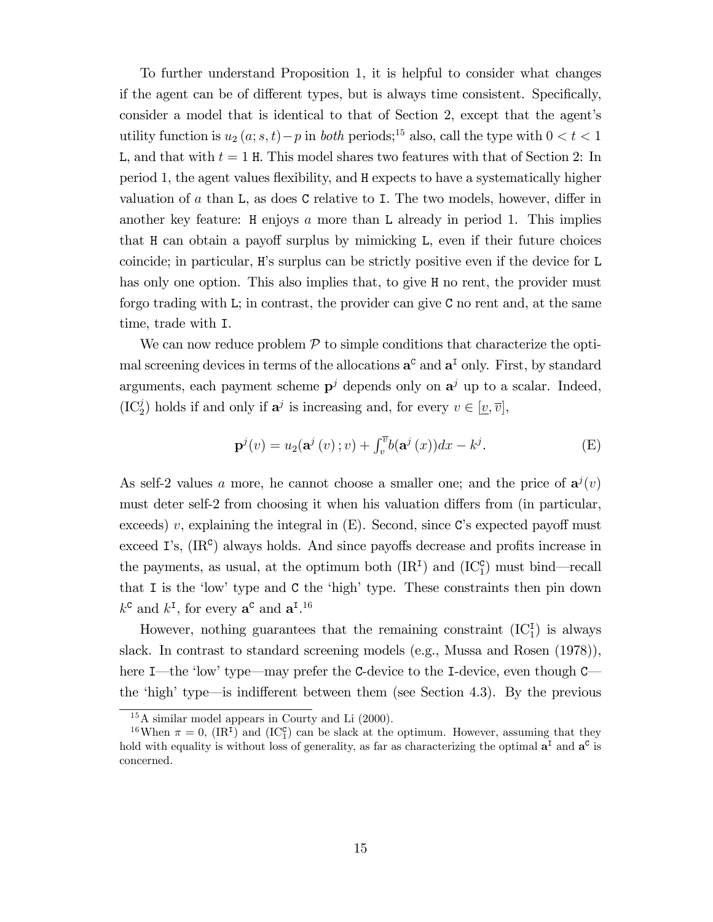To further understand Proposition 1, it is helpful to consider what changes if the agent can be of different types, but is always time consistent. Specifically, consider a model that is identical to that of Section 2, except that the agent's utility function is $u_2(a; s, t) - p$ in *both* periods;[15] also, call the type with $0 < t < 1$ L, and that with $t = 1$ H. This model shares two features with that of Section 2: In period 1, the agent values flexibility, and H expects to have a systematically higher valuation of $a$ than L, as does C relative to I. The two models, however, differ in another key feature: H enjoys $a$ more than L already in period 1. This implies that H can obtain a payoff surplus by mimicking L, even if their future choices coincide; in particular, H's surplus can be strictly positive even if the device for L has only one option. This also implies that, to give H no rent, the provider must forgo trading with L; in contrast, the provider can give C no rent and, at the same time, trade with I.

We can now reduce problem $\mathcal{P}$ to simple conditions that characterize the optimal screening devices in terms of the allocations $\mathbf{a}^{\mathtt{C}}$ and $\mathbf{a}^{\mathtt{I}}$ only. First, by standard arguments, each payment scheme $\mathbf{p}^j$ depends only on $\mathbf{a}^j$ up to a scalar. Indeed, ($\text{IC}_2^j$) holds if and only if $\mathbf{a}^j$ is increasing and, for every $v \in [\underline{v}, \overline{v}]$,

$$\mathbf{p}^j(v) = u_2(\mathbf{a}^j(v); v) + \int_v^{\overline{v}} b(\mathbf{a}^j(x))dx - k^j. \tag{E}$$

As self-2 values $a$ more, he cannot choose a smaller one; and the price of $\mathbf{a}^j(v)$ must deter self-2 from choosing it when his valuation differs from (in particular, exceeds) $v$, explaining the integral in (E). Second, since C's expected payoff must exceed I's, ($\text{IR}^{\mathtt{C}}$) always holds. And since payoffs decrease and profits increase in the payments, as usual, at the optimum both ($\text{IR}^{\mathtt{I}}$) and ($\text{IC}_1^{\mathtt{C}}$) must bind—recall that I is the 'low' type and C the 'high' type. These constraints then pin down $k^{\mathtt{C}}$ and $k^{\mathtt{I}}$, for every $\mathbf{a}^{\mathtt{C}}$ and $\mathbf{a}^{\mathtt{I}}$.[16]

However, nothing guarantees that the remaining constraint ($\text{IC}_1^{\mathtt{I}}$) is always slack. In contrast to standard screening models (e.g., Mussa and Rosen (1978)), here I—the 'low' type—may prefer the C-device to the I-device, even though C—the 'high' type—is indifferent between them (see Section 4.3). By the previous

[15] A similar model appears in Courty and Li (2000).

[16] When $\pi = 0$, ($\text{IR}^{\mathtt{I}}$) and ($\text{IC}_1^{\mathtt{C}}$) can be slack at the optimum. However, assuming that they hold with equality is without loss of generality, as far as characterizing the optimal $\mathbf{a}^{\mathtt{I}}$ and $\mathbf{a}^{\mathtt{C}}$ is concerned.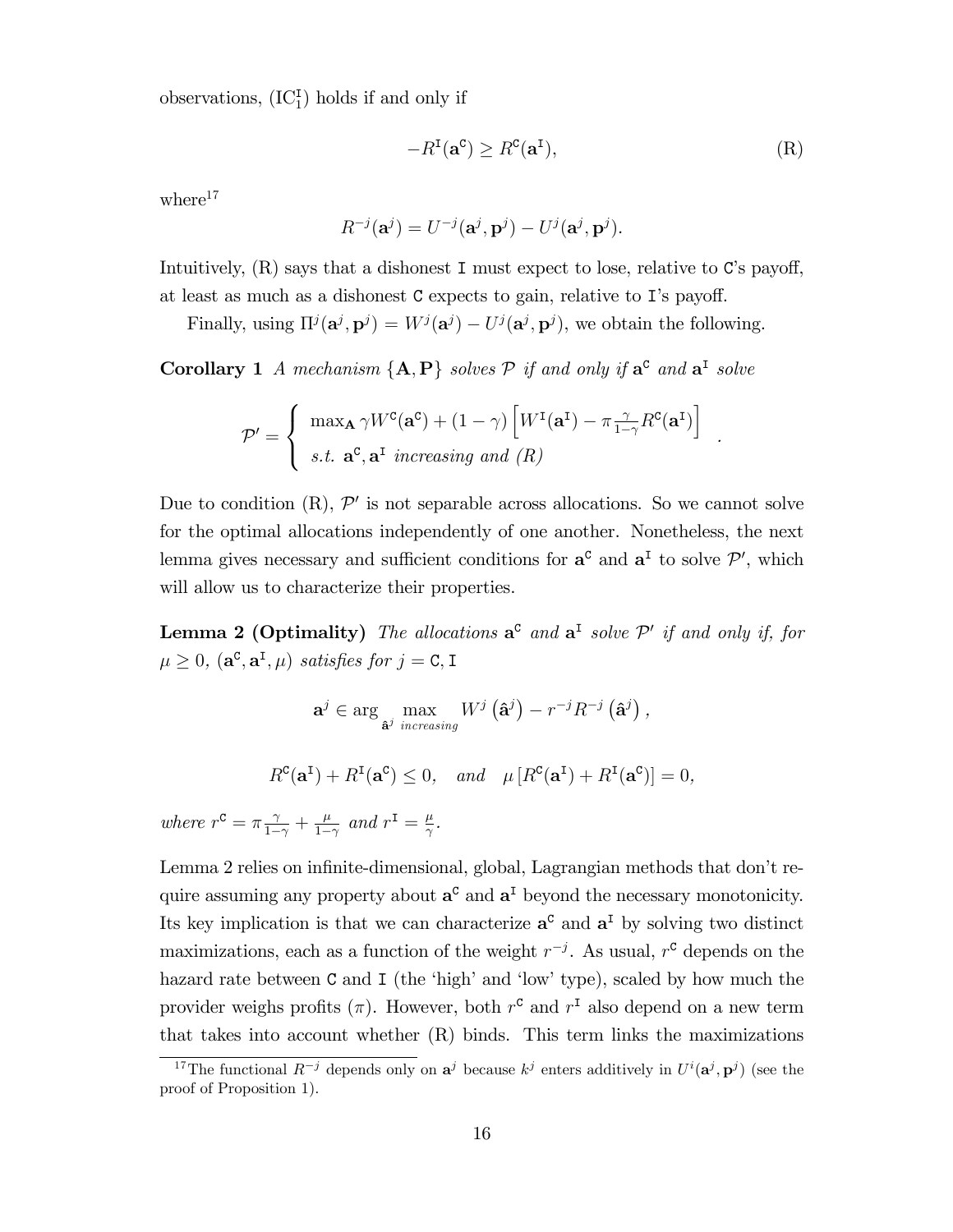observations, $(\mathrm{IC}_1^{\mathtt{I}})$ holds if and only if

$$-R^{\mathtt{I}}(\mathbf{a}^{\mathtt{C}}) \geq R^{\mathtt{C}}(\mathbf{a}^{\mathtt{I}}), \tag{R}$$

where[17]

$$R^{-j}(\mathbf{a}^j) = U^{-j}(\mathbf{a}^j, \mathbf{p}^j) - U^j(\mathbf{a}^j, \mathbf{p}^j).$$

Intuitively, (R) says that a dishonest `I` must expect to lose, relative to `C`'s payoff, at least as much as a dishonest `C` expects to gain, relative to `I`'s payoff.

Finally, using $\Pi^j(\mathbf{a}^j, \mathbf{p}^j) = W^j(\mathbf{a}^j) - U^j(\mathbf{a}^j, \mathbf{p}^j)$, we obtain the following.

**Corollary 1** *A mechanism $\{\mathbf{A}, \mathbf{P}\}$ solves $\mathcal{P}$ if and only if $\mathbf{a}^{\mathtt{C}}$ and $\mathbf{a}^{\mathtt{I}}$ solve*

$$\mathcal{P}' = \left\{ \begin{array}{l} \max_{\mathbf{A}} \gamma W^{\mathtt{C}}(\mathbf{a}^{\mathtt{C}}) + (1-\gamma)\left[W^{\mathtt{I}}(\mathbf{a}^{\mathtt{I}}) - \pi \frac{\gamma}{1-\gamma} R^{\mathtt{C}}(\mathbf{a}^{\mathtt{I}})\right] \\ \text{s.t. } \mathbf{a}^{\mathtt{C}}, \mathbf{a}^{\mathtt{I}} \text{ increasing and (R)} \end{array} \right. .$$

Due to condition (R), $\mathcal{P}'$ is not separable across allocations. So we cannot solve for the optimal allocations independently of one another. Nonetheless, the next lemma gives necessary and sufficient conditions for $\mathbf{a}^{\mathtt{C}}$ and $\mathbf{a}^{\mathtt{I}}$ to solve $\mathcal{P}'$, which will allow us to characterize their properties.

**Lemma 2 (Optimality)** *The allocations $\mathbf{a}^{\mathtt{C}}$ and $\mathbf{a}^{\mathtt{I}}$ solve $\mathcal{P}'$ if and only if, for $\mu \geq 0$, $(\mathbf{a}^{\mathtt{C}}, \mathbf{a}^{\mathtt{I}}, \mu)$ satisfies for $j = \mathtt{C}, \mathtt{I}$*

$$\mathbf{a}^j \in \arg \max_{\hat{\mathbf{a}}^j \text{ increasing}} W^j\left(\hat{\mathbf{a}}^j\right) - r^{-j} R^{-j}\left(\hat{\mathbf{a}}^j\right),$$

$$R^{\mathtt{C}}(\mathbf{a}^{\mathtt{I}}) + R^{\mathtt{I}}(\mathbf{a}^{\mathtt{C}}) \leq 0, \quad \text{and} \quad \mu\left[R^{\mathtt{C}}(\mathbf{a}^{\mathtt{I}}) + R^{\mathtt{I}}(\mathbf{a}^{\mathtt{C}})\right] = 0,$$

*where $r^{\mathtt{C}} = \pi \frac{\gamma}{1-\gamma} + \frac{\mu}{1-\gamma}$ and $r^{\mathtt{I}} = \frac{\mu}{\gamma}$.*

Lemma 2 relies on infinite-dimensional, global, Lagrangian methods that don't require assuming any property about $\mathbf{a}^{\mathtt{C}}$ and $\mathbf{a}^{\mathtt{I}}$ beyond the necessary monotonicity. Its key implication is that we can characterize $\mathbf{a}^{\mathtt{C}}$ and $\mathbf{a}^{\mathtt{I}}$ by solving two distinct maximizations, each as a function of the weight $r^{-j}$. As usual, $r^{\mathtt{C}}$ depends on the hazard rate between `C` and `I` (the 'high' and 'low' type), scaled by how much the provider weighs profits ($\pi$). However, both $r^{\mathtt{C}}$ and $r^{\mathtt{I}}$ also depend on a new term that takes into account whether (R) binds. This term links the maximizations

[17] The functional $R^{-j}$ depends only on $\mathbf{a}^j$ because $k^j$ enters additively in $U^i(\mathbf{a}^j, \mathbf{p}^j)$ (see the proof of Proposition 1).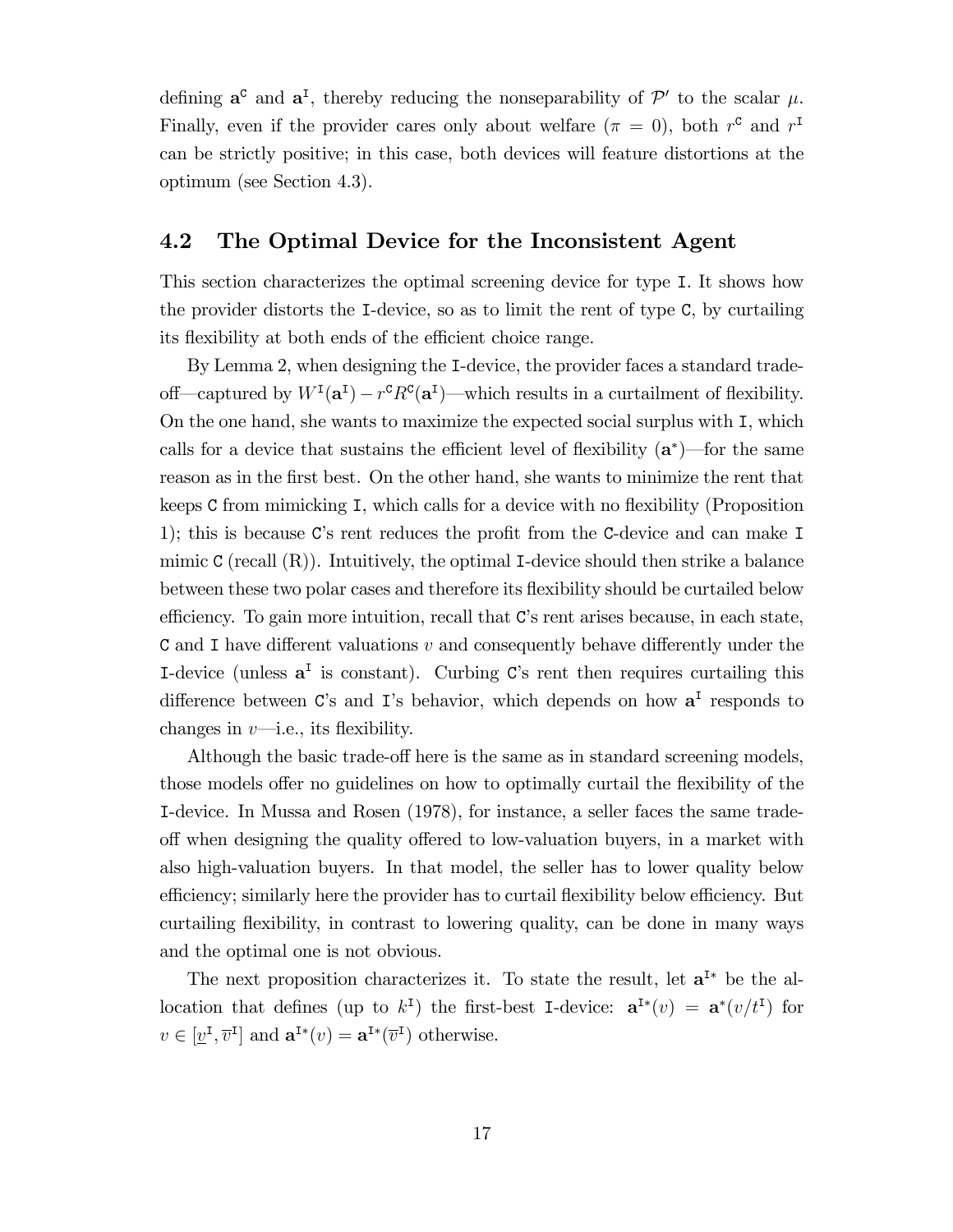defining $\mathbf{a}^{\mathtt{C}}$ and $\mathbf{a}^{\mathtt{I}}$, thereby reducing the nonseparability of $\mathcal{P}'$ to the scalar $\mu$. Finally, even if the provider cares only about welfare ($\pi = 0$), both $r^{\mathtt{C}}$ and $r^{\mathtt{I}}$ can be strictly positive; in this case, both devices will feature distortions at the optimum (see Section 4.3).

## 4.2 The Optimal Device for the Inconsistent Agent

This section characterizes the optimal screening device for type I. It shows how the provider distorts the I-device, so as to limit the rent of type C, by curtailing its flexibility at both ends of the efficient choice range.

By Lemma 2, when designing the I-device, the provider faces a standard trade-off—captured by $W^{\mathtt{I}}(\mathbf{a}^{\mathtt{I}}) - r^{\mathtt{C}} R^{\mathtt{C}}(\mathbf{a}^{\mathtt{I}})$—which results in a curtailment of flexibility. On the one hand, she wants to maximize the expected social surplus with I, which calls for a device that sustains the efficient level of flexibility ($\mathbf{a}^*$)—for the same reason as in the first best. On the other hand, she wants to minimize the rent that keeps C from mimicking I, which calls for a device with no flexibility (Proposition 1); this is because C's rent reduces the profit from the C-device and can make I mimic C (recall (R)). Intuitively, the optimal I-device should then strike a balance between these two polar cases and therefore its flexibility should be curtailed below efficiency. To gain more intuition, recall that C's rent arises because, in each state, C and I have different valuations $v$ and consequently behave differently under the I-device (unless $\mathbf{a}^{\mathtt{I}}$ is constant). Curbing C's rent then requires curtailing this difference between C's and I's behavior, which depends on how $\mathbf{a}^{\mathtt{I}}$ responds to changes in $v$—i.e., its flexibility.

Although the basic trade-off here is the same as in standard screening models, those models offer no guidelines on how to optimally curtail the flexibility of the I-device. In Mussa and Rosen (1978), for instance, a seller faces the same trade-off when designing the quality offered to low-valuation buyers, in a market with also high-valuation buyers. In that model, the seller has to lower quality below efficiency; similarly here the provider has to curtail flexibility below efficiency. But curtailing flexibility, in contrast to lowering quality, can be done in many ways and the optimal one is not obvious.

The next proposition characterizes it. To state the result, let $\mathbf{a}^{\mathtt{I}*}$ be the allocation that defines (up to $k^{\mathtt{I}}$) the first-best I-device: $\mathbf{a}^{\mathtt{I}*}(v) = \mathbf{a}^*(v/t^{\mathtt{I}})$ for $v \in [\underline{v}^{\mathtt{I}}, \overline{v}^{\mathtt{I}}]$ and $\mathbf{a}^{\mathtt{I}*}(v) = \mathbf{a}^{\mathtt{I}*}(\overline{v}^{\mathtt{I}})$ otherwise.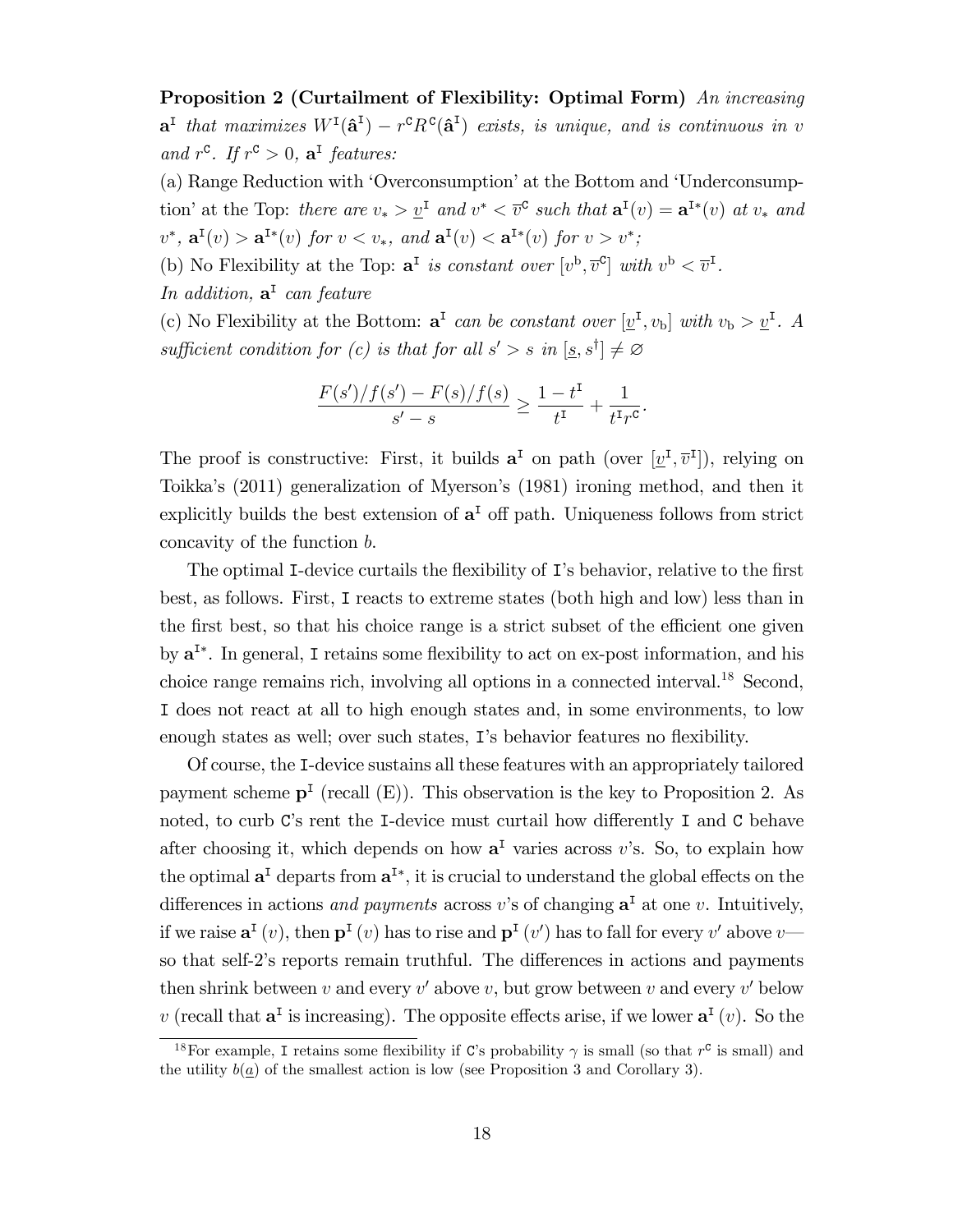**Proposition 2 (Curtailment of Flexibility: Optimal Form)** *An increasing* $\mathbf{a}^{\mathtt{I}}$ *that maximizes* $W^{\mathtt{I}}(\hat{\mathbf{a}}^{\mathtt{I}}) - r^{\mathtt{C}} R^{\mathtt{C}}(\hat{\mathbf{a}}^{\mathtt{I}})$ *exists, is unique, and is continuous in* $v$ *and* $r^{\mathtt{C}}$*. If* $r^{\mathtt{C}} > 0$*,* $\mathbf{a}^{\mathtt{I}}$ *features:*

(a) Range Reduction with 'Overconsumption' at the Bottom and 'Underconsumption' at the Top: *there are* $v_* > \underline{v}^{\mathtt{I}}$ *and* $v^* < \overline{v}^{\mathtt{C}}$ *such that* $\mathbf{a}^{\mathtt{I}}(v) = \mathbf{a}^{\mathtt{I}*}(v)$ *at* $v_*$ *and* $v^*$*,* $\mathbf{a}^{\mathtt{I}}(v) > \mathbf{a}^{\mathtt{I}*}(v)$ *for* $v < v_*$*, and* $\mathbf{a}^{\mathtt{I}}(v) < \mathbf{a}^{\mathtt{I}*}(v)$ *for* $v > v^*$*;*

(b) No Flexibility at the Top: $\mathbf{a}^{\mathtt{I}}$ *is constant over* $[v^{\mathrm{b}}, \overline{v}^{\mathtt{C}}]$ *with* $v^{\mathrm{b}} < \overline{v}^{\mathtt{I}}$*.*

*In addition,* $\mathbf{a}^{\mathtt{I}}$ *can feature*

(c) No Flexibility at the Bottom: $\mathbf{a}^{\mathtt{I}}$ *can be constant over* $[\underline{v}^{\mathtt{I}}, v_{\mathrm{b}}]$ *with* $v_{\mathrm{b}} > \underline{v}^{\mathtt{I}}$*. A sufficient condition for (c) is that for all* $s' > s$ *in* $[\underline{s}, s^{\dagger}] \neq \varnothing$

$$\frac{F(s')/f(s') - F(s)/f(s)}{s' - s} \geq \frac{1 - t^{\mathtt{I}}}{t^{\mathtt{I}}} + \frac{1}{t^{\mathtt{I}} r^{\mathtt{C}}}.$$

The proof is constructive: First, it builds $\mathbf{a}^{\mathtt{I}}$ on path (over $[\underline{v}^{\mathtt{I}}, \overline{v}^{\mathtt{I}}]$), relying on Toikka's (2011) generalization of Myerson's (1981) ironing method, and then it explicitly builds the best extension of $\mathbf{a}^{\mathtt{I}}$ off path. Uniqueness follows from strict concavity of the function $b$.

The optimal I-device curtails the flexibility of I's behavior, relative to the first best, as follows. First, I reacts to extreme states (both high and low) less than in the first best, so that his choice range is a strict subset of the efficient one given by $\mathbf{a}^{\mathtt{I}*}$. In general, I retains some flexibility to act on ex-post information, and his choice range remains rich, involving all options in a connected interval.[18] Second, I does not react at all to high enough states and, in some environments, to low enough states as well; over such states, I's behavior features no flexibility.

Of course, the I-device sustains all these features with an appropriately tailored payment scheme $\mathbf{p}^{\mathtt{I}}$ (recall (E)). This observation is the key to Proposition 2. As noted, to curb C's rent the I-device must curtail how differently I and C behave after choosing it, which depends on how $\mathbf{a}^{\mathtt{I}}$ varies across $v$'s. So, to explain how the optimal $\mathbf{a}^{\mathtt{I}}$ departs from $\mathbf{a}^{\mathtt{I}*}$, it is crucial to understand the global effects on the differences in actions *and payments* across $v$'s of changing $\mathbf{a}^{\mathtt{I}}$ at one $v$. Intuitively, if we raise $\mathbf{a}^{\mathtt{I}}(v)$, then $\mathbf{p}^{\mathtt{I}}(v)$ has to rise and $\mathbf{p}^{\mathtt{I}}(v')$ has to fall for every $v'$ above $v$—so that self-2's reports remain truthful. The differences in actions and payments then shrink between $v$ and every $v'$ above $v$, but grow between $v$ and every $v'$ below $v$ (recall that $\mathbf{a}^{\mathtt{I}}$ is increasing). The opposite effects arise, if we lower $\mathbf{a}^{\mathtt{I}}(v)$. So the

[18] For example, I retains some flexibility if C's probability $\gamma$ is small (so that $r^{\mathtt{C}}$ is small) and the utility $b(\underline{a})$ of the smallest action is low (see Proposition 3 and Corollary 3).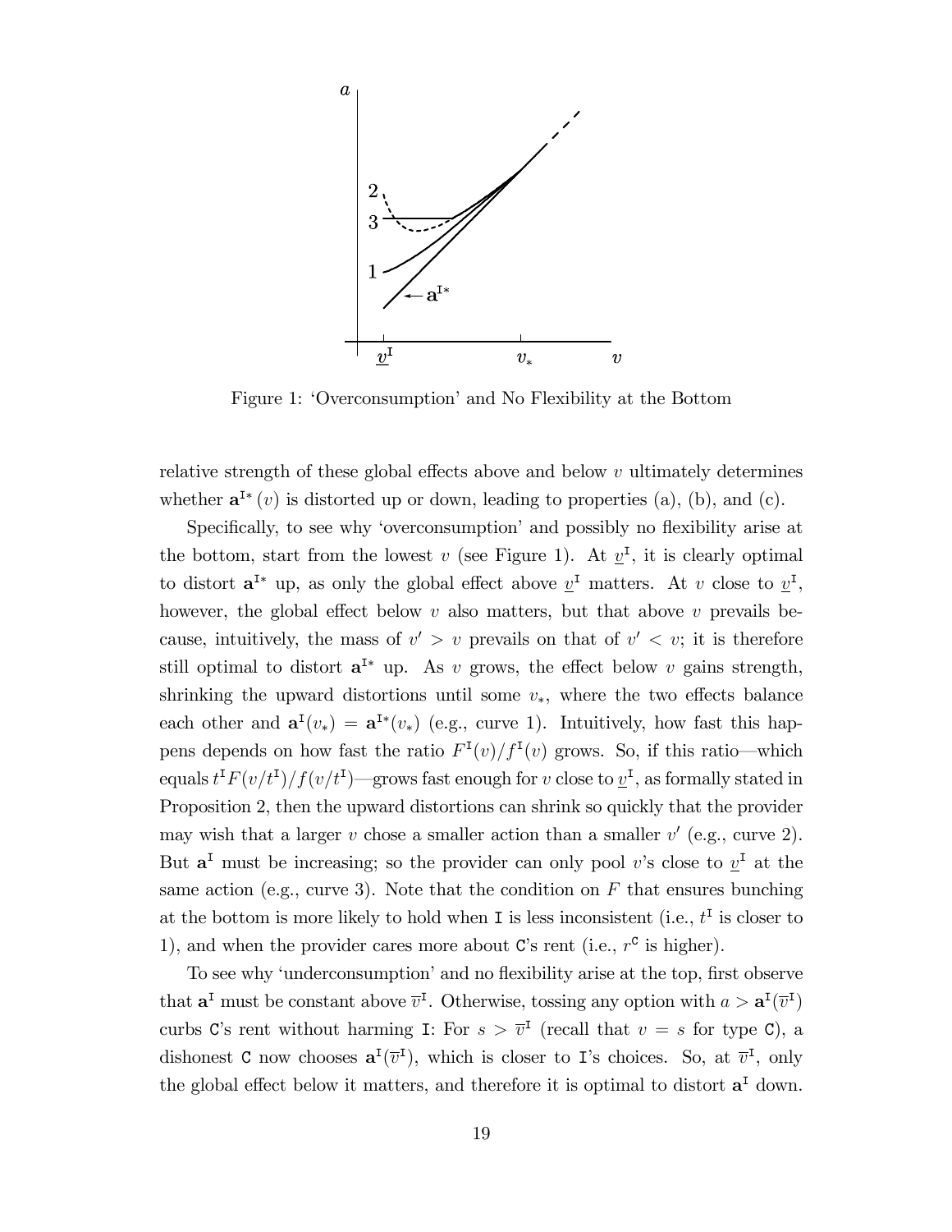Figure 1: 'Overconsumption' and No Flexibility at the Bottom

relative strength of these global effects above and below $v$ ultimately determines whether $\mathbf{a}^{\mathtt{I}*}(v)$ is distorted up or down, leading to properties (a), (b), and (c).

Specifically, to see why 'overconsumption' and possibly no flexibility arise at the bottom, start from the lowest $v$ (see Figure 1). At $\underline{v}^{\mathtt{I}}$, it is clearly optimal to distort $\mathbf{a}^{\mathtt{I}*}$ up, as only the global effect above $\underline{v}^{\mathtt{I}}$ matters. At $v$ close to $\underline{v}^{\mathtt{I}}$, however, the global effect below $v$ also matters, but that above $v$ prevails because, intuitively, the mass of $v' > v$ prevails on that of $v' < v$; it is therefore still optimal to distort $\mathbf{a}^{\mathtt{I}*}$ up. As $v$ grows, the effect below $v$ gains strength, shrinking the upward distortions until some $v_*$, where the two effects balance each other and $\mathbf{a}^{\mathtt{I}}(v_*) = \mathbf{a}^{\mathtt{I}*}(v_*)$ (e.g., curve 1). Intuitively, how fast this happens depends on how fast the ratio $F^{\mathtt{I}}(v)/f^{\mathtt{I}}(v)$ grows. So, if this ratio—which equals $t^{\mathtt{I}}F(v/t^{\mathtt{I}})/f(v/t^{\mathtt{I}})$—grows fast enough for $v$ close to $\underline{v}^{\mathtt{I}}$, as formally stated in Proposition 2, then the upward distortions can shrink so quickly that the provider may wish that a larger $v$ chose a smaller action than a smaller $v'$ (e.g., curve 2). But $\mathbf{a}^{\mathtt{I}}$ must be increasing; so the provider can only pool $v$'s close to $\underline{v}^{\mathtt{I}}$ at the same action (e.g., curve 3). Note that the condition on $F$ that ensures bunching at the bottom is more likely to hold when I is less inconsistent (i.e., $t^{\mathtt{I}}$ is closer to 1), and when the provider cares more about C's rent (i.e., $r^{\mathtt{C}}$ is higher).

To see why 'underconsumption' and no flexibility arise at the top, first observe that $\mathbf{a}^{\mathtt{I}}$ must be constant above $\overline{v}^{\mathtt{I}}$. Otherwise, tossing any option with $a > \mathbf{a}^{\mathtt{I}}(\overline{v}^{\mathtt{I}})$ curbs C's rent without harming I: For $s > \overline{v}^{\mathtt{I}}$ (recall that $v = s$ for type C), a dishonest C now chooses $\mathbf{a}^{\mathtt{I}}(\overline{v}^{\mathtt{I}})$, which is closer to I's choices. So, at $\overline{v}^{\mathtt{I}}$, only the global effect below it matters, and therefore it is optimal to distort $\mathbf{a}^{\mathtt{I}}$ down.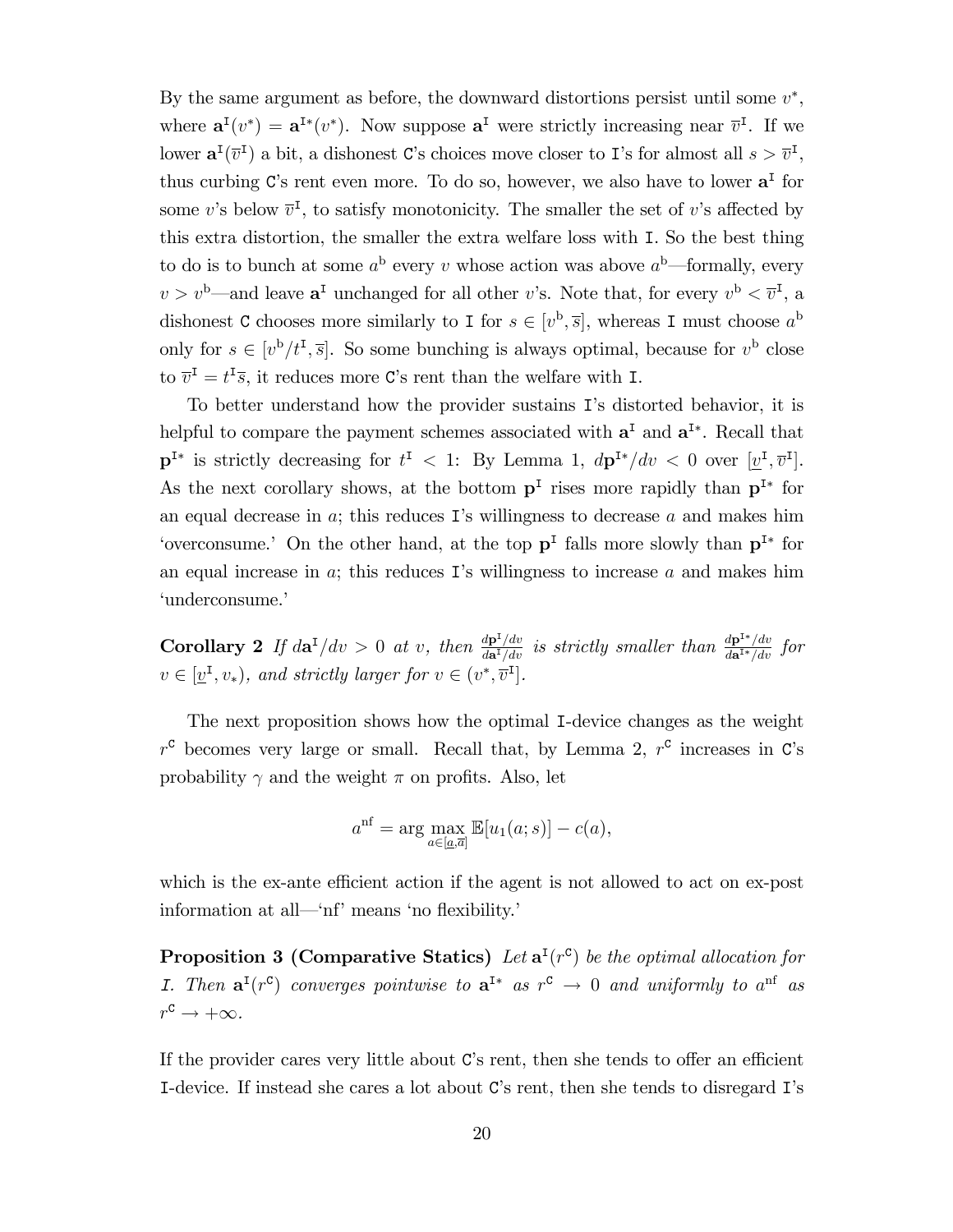By the same argument as before, the downward distortions persist until some $v^*$, where $\mathbf{a}^{\mathtt{I}}(v^*) = \mathbf{a}^{\mathtt{I}*}(v^*)$. Now suppose $\mathbf{a}^{\mathtt{I}}$ were strictly increasing near $\overline{v}^{\mathtt{I}}$. If we lower $\mathbf{a}^{\mathtt{I}}(\overline{v}^{\mathtt{I}})$ a bit, a dishonest C's choices move closer to I's for almost all $s > \overline{v}^{\mathtt{I}}$, thus curbing C's rent even more. To do so, however, we also have to lower $\mathbf{a}^{\mathtt{I}}$ for some $v$'s below $\overline{v}^{\mathtt{I}}$, to satisfy monotonicity. The smaller the set of $v$'s affected by this extra distortion, the smaller the extra welfare loss with I. So the best thing to do is to bunch at some $a^{\mathrm{b}}$ every $v$ whose action was above $a^{\mathrm{b}}$—formally, every $v > v^{\mathrm{b}}$—and leave $\mathbf{a}^{\mathtt{I}}$ unchanged for all other $v$'s. Note that, for every $v^{\mathrm{b}} < \overline{v}^{\mathtt{I}}$, a dishonest C chooses more similarly to I for $s \in [v^{\mathrm{b}}, \overline{s}]$, whereas I must choose $a^{\mathrm{b}}$ only for $s \in [v^{\mathrm{b}}/t^{\mathtt{I}}, \overline{s}]$. So some bunching is always optimal, because for $v^{\mathrm{b}}$ close to $\overline{v}^{\mathtt{I}} = t^{\mathtt{I}}\overline{s}$, it reduces more C's rent than the welfare with I.

To better understand how the provider sustains I's distorted behavior, it is helpful to compare the payment schemes associated with $\mathbf{a}^{\mathtt{I}}$ and $\mathbf{a}^{\mathtt{I}*}$. Recall that $\mathbf{p}^{\mathtt{I}*}$ is strictly decreasing for $t^{\mathtt{I}} < 1$: By Lemma 1, $d\mathbf{p}^{\mathtt{I}*}/dv < 0$ over $[\underline{v}^{\mathtt{I}}, \overline{v}^{\mathtt{I}}]$. As the next corollary shows, at the bottom $\mathbf{p}^{\mathtt{I}}$ rises more rapidly than $\mathbf{p}^{\mathtt{I}*}$ for an equal decrease in $a$; this reduces I's willingness to decrease $a$ and makes him 'overconsume.' On the other hand, at the top $\mathbf{p}^{\mathtt{I}}$ falls more slowly than $\mathbf{p}^{\mathtt{I}*}$ for an equal increase in $a$; this reduces I's willingness to increase $a$ and makes him 'underconsume.'

**Corollary 2** *If $d\mathbf{a}^{\mathtt{I}}/dv > 0$ at $v$, then $\frac{d\mathbf{p}^{\mathtt{I}}/dv}{d\mathbf{a}^{\mathtt{I}}/dv}$ is strictly smaller than $\frac{d\mathbf{p}^{\mathtt{I}*}/dv}{d\mathbf{a}^{\mathtt{I}*}/dv}$ for $v \in [\underline{v}^{\mathtt{I}}, v_*)$, and strictly larger for $v \in (v^*, \overline{v}^{\mathtt{I}}]$.*

The next proposition shows how the optimal I-device changes as the weight $r^{\mathtt{C}}$ becomes very large or small. Recall that, by Lemma 2, $r^{\mathtt{C}}$ increases in C's probability $\gamma$ and the weight $\pi$ on profits. Also, let

$$a^{\mathrm{nf}} = \arg\max_{a \in [\underline{a}, \overline{a}]} \mathbb{E}[u_1(a; s)] - c(a),$$

which is the ex-ante efficient action if the agent is not allowed to act on ex-post information at all—'nf' means 'no flexibility.'

**Proposition 3 (Comparative Statics)** *Let $\mathbf{a}^{\mathtt{I}}(r^{\mathtt{C}})$ be the optimal allocation for I. Then $\mathbf{a}^{\mathtt{I}}(r^{\mathtt{C}})$ converges pointwise to $\mathbf{a}^{\mathtt{I}*}$ as $r^{\mathtt{C}} \to 0$ and uniformly to $a^{\mathrm{nf}}$ as $r^{\mathtt{C}} \to +\infty$.*

If the provider cares very little about C's rent, then she tends to offer an efficient I-device. If instead she cares a lot about C's rent, then she tends to disregard I's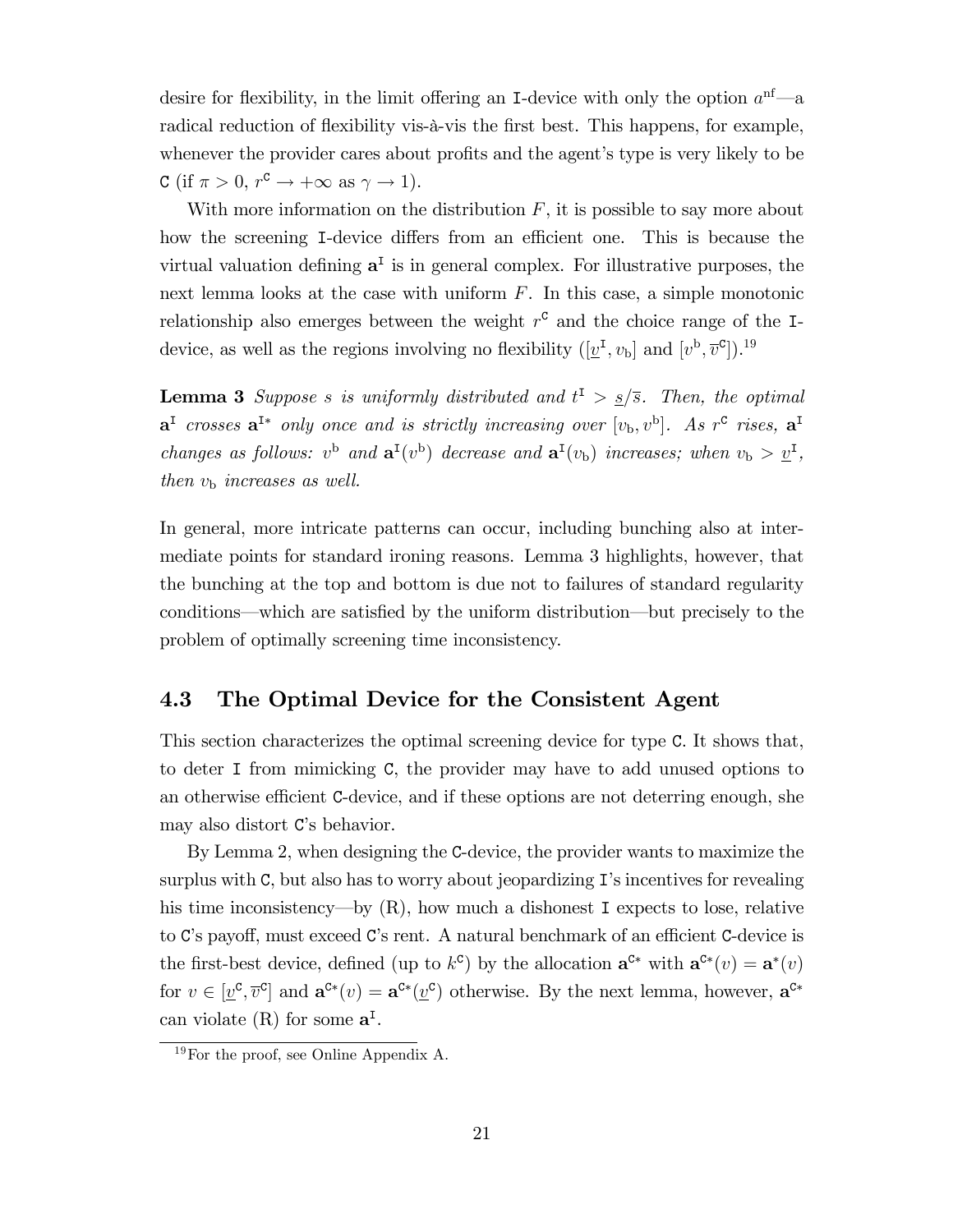desire for flexibility, in the limit offering an I-device with only the option $a^{\rm nf}$—a radical reduction of flexibility vis-à-vis the first best. This happens, for example, whenever the provider cares about profits and the agent's type is very likely to be C (if $\pi > 0$, $r^{\tt C} \to +\infty$ as $\gamma \to 1$).

With more information on the distribution $F$, it is possible to say more about how the screening I-device differs from an efficient one. This is because the virtual valuation defining $\mathbf{a}^{\tt I}$ is in general complex. For illustrative purposes, the next lemma looks at the case with uniform $F$. In this case, a simple monotonic relationship also emerges between the weight $r^{\tt C}$ and the choice range of the I-device, as well as the regions involving no flexibility ($[\underline{v}^{\tt I}, v_{\rm b}]$ and $[v^{\rm b}, \overline{v}^{\tt C}]$).[19]

**Lemma 3** *Suppose $s$ is uniformly distributed and $t^{\tt I} > \underline{s}/\overline{s}$. Then, the optimal $\mathbf{a}^{\tt I}$ crosses $\mathbf{a}^{{\tt I}*}$ only once and is strictly increasing over $[v_{\rm b}, v^{\rm b}]$. As $r^{\tt C}$ rises, $\mathbf{a}^{\tt I}$ changes as follows: $v^{\rm b}$ and $\mathbf{a}^{\tt I}(v^{\rm b})$ decrease and $\mathbf{a}^{\tt I}(v_{\rm b})$ increases; when $v_{\rm b} > \underline{v}^{\tt I}$, then $v_{\rm b}$ increases as well.*

In general, more intricate patterns can occur, including bunching also at intermediate points for standard ironing reasons. Lemma 3 highlights, however, that the bunching at the top and bottom is due not to failures of standard regularity conditions—which are satisfied by the uniform distribution—but precisely to the problem of optimally screening time inconsistency.

## 4.3 The Optimal Device for the Consistent Agent

This section characterizes the optimal screening device for type C. It shows that, to deter I from mimicking C, the provider may have to add unused options to an otherwise efficient C-device, and if these options are not deterring enough, she may also distort C's behavior.

By Lemma 2, when designing the C-device, the provider wants to maximize the surplus with C, but also has to worry about jeopardizing I's incentives for revealing his time inconsistency—by (R), how much a dishonest I expects to lose, relative to C's payoff, must exceed C's rent. A natural benchmark of an efficient C-device is the first-best device, defined (up to $k^{\tt C}$) by the allocation $\mathbf{a}^{{\tt C}*}$ with $\mathbf{a}^{{\tt C}*}(v) = \mathbf{a}^*(v)$ for $v \in [\underline{v}^{\tt C}, \overline{v}^{\tt C}]$ and $\mathbf{a}^{{\tt C}*}(v) = \mathbf{a}^{{\tt C}*}(\underline{v}^{\tt C})$ otherwise. By the next lemma, however, $\mathbf{a}^{{\tt C}*}$ can violate (R) for some $\mathbf{a}^{\tt I}$.

[19] For the proof, see Online Appendix A.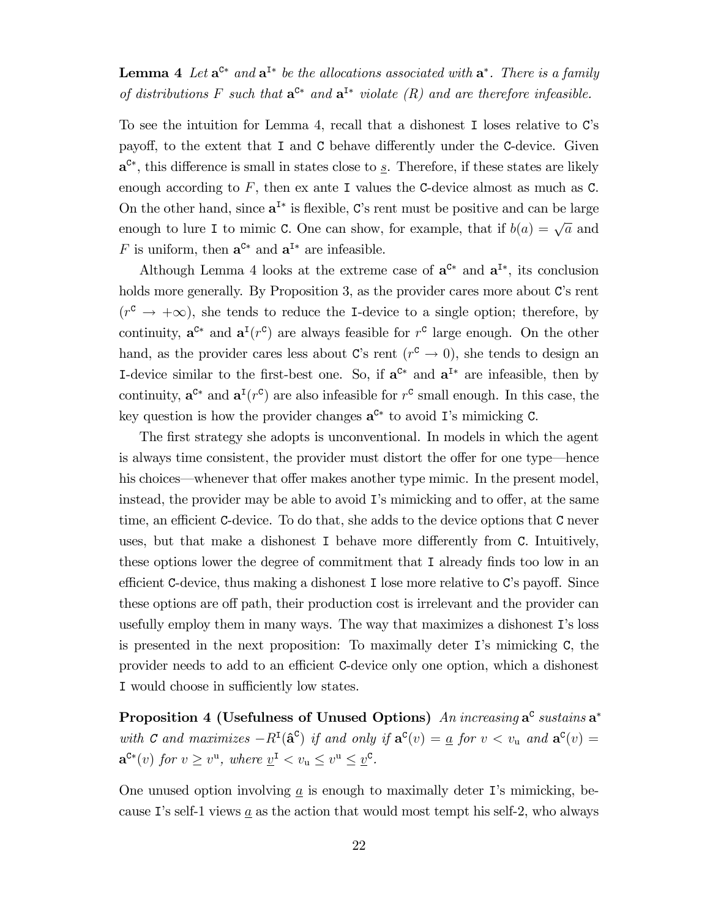**Lemma 4** *Let* $\mathbf{a}^{\mathtt{C}*}$ *and* $\mathbf{a}^{\mathtt{I}*}$ *be the allocations associated with* $\mathbf{a}^*$*. There is a family of distributions* $F$ *such that* $\mathbf{a}^{\mathtt{C}*}$ *and* $\mathbf{a}^{\mathtt{I}*}$ *violate (R) and are therefore infeasible.*

To see the intuition for Lemma 4, recall that a dishonest I loses relative to C's payoff, to the extent that I and C behave differently under the C-device. Given $\mathbf{a}^{\mathtt{C}*}$, this difference is small in states close to $\underline{s}$. Therefore, if these states are likely enough according to $F$, then ex ante I values the C-device almost as much as C. On the other hand, since $\mathbf{a}^{\mathtt{I}*}$ is flexible, C's rent must be positive and can be large enough to lure I to mimic C. One can show, for example, that if $b(a) = \sqrt{a}$ and $F$ is uniform, then $\mathbf{a}^{\mathtt{C}*}$ and $\mathbf{a}^{\mathtt{I}*}$ are infeasible.

Although Lemma 4 looks at the extreme case of $\mathbf{a}^{\mathtt{C}*}$ and $\mathbf{a}^{\mathtt{I}*}$, its conclusion holds more generally. By Proposition 3, as the provider cares more about C's rent ($r^{\mathtt{C}} \to +\infty$), she tends to reduce the I-device to a single option; therefore, by continuity, $\mathbf{a}^{\mathtt{C}*}$ and $\mathbf{a}^{\mathtt{I}}(r^{\mathtt{C}})$ are always feasible for $r^{\mathtt{C}}$ large enough. On the other hand, as the provider cares less about C's rent ($r^{\mathtt{C}} \to 0$), she tends to design an I-device similar to the first-best one. So, if $\mathbf{a}^{\mathtt{C}*}$ and $\mathbf{a}^{\mathtt{I}*}$ are infeasible, then by continuity, $\mathbf{a}^{\mathtt{C}*}$ and $\mathbf{a}^{\mathtt{I}}(r^{\mathtt{C}})$ are also infeasible for $r^{\mathtt{C}}$ small enough. In this case, the key question is how the provider changes $\mathbf{a}^{\mathtt{C}*}$ to avoid I's mimicking C.

The first strategy she adopts is unconventional. In models in which the agent is always time consistent, the provider must distort the offer for one type—hence his choices—whenever that offer makes another type mimic. In the present model, instead, the provider may be able to avoid I's mimicking and to offer, at the same time, an efficient C-device. To do that, she adds to the device options that C never uses, but that make a dishonest I behave more differently from C. Intuitively, these options lower the degree of commitment that I already finds too low in an efficient C-device, thus making a dishonest I lose more relative to C's payoff. Since these options are off path, their production cost is irrelevant and the provider can usefully employ them in many ways. The way that maximizes a dishonest I's loss is presented in the next proposition: To maximally deter I's mimicking C, the provider needs to add to an efficient C-device only one option, which a dishonest I would choose in sufficiently low states.

**Proposition 4 (Usefulness of Unused Options)** *An increasing* $\mathbf{a}^{\mathtt{C}}$ *sustains* $\mathbf{a}^*$ *with* C *and maximizes* $-R^{\mathtt{I}}(\hat{\mathbf{a}}^{\mathtt{C}})$ *if and only if* $\mathbf{a}^{\mathtt{C}}(v) = \underline{a}$ *for* $v < v_{\mathrm{u}}$ *and* $\mathbf{a}^{\mathtt{C}}(v) = \mathbf{a}^{\mathtt{C}*}(v)$ *for* $v \geq v^{\mathrm{u}}$*, where* $\underline{v}^{\mathtt{I}} < v_{\mathrm{u}} \leq v^{\mathrm{u}} \leq \underline{v}^{\mathtt{C}}$*.*

One unused option involving $\underline{a}$ is enough to maximally deter I's mimicking, because I's self-1 views $\underline{a}$ as the action that would most tempt his self-2, who always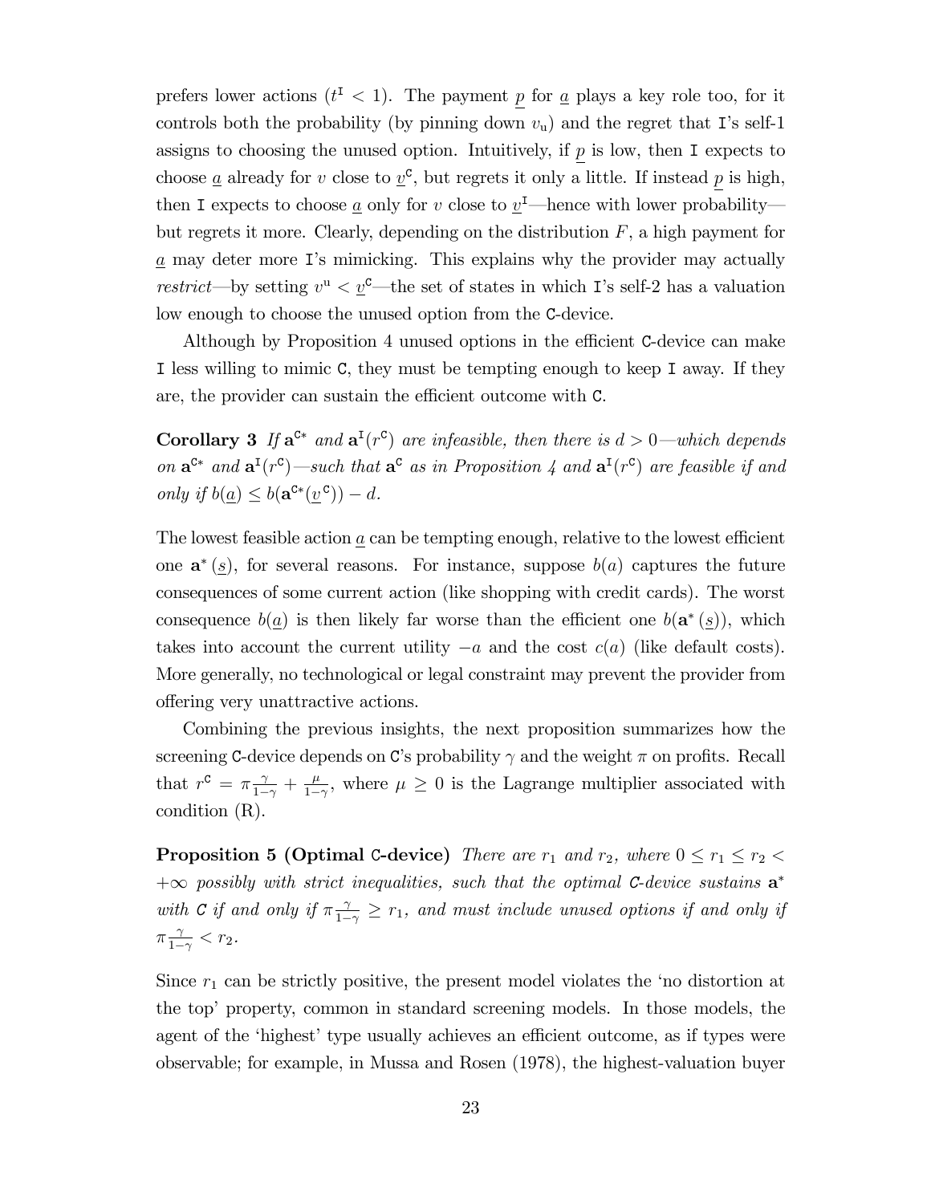prefers lower actions ($t^{\mathtt{I}} < 1$). The payment $\underline{p}$ for $\underline{a}$ plays a key role too, for it controls both the probability (by pinning down $v_{\mathrm{u}}$) and the regret that I's self-1 assigns to choosing the unused option. Intuitively, if $\underline{p}$ is low, then I expects to choose $\underline{a}$ already for $v$ close to $\underline{v}^{\mathtt{C}}$, but regrets it only a little. If instead $\underline{p}$ is high, then I expects to choose $\underline{a}$ only for $v$ close to $\underline{v}^{\mathtt{I}}$—hence with lower probability—but regrets it more. Clearly, depending on the distribution $F$, a high payment for $\underline{a}$ may deter more I's mimicking. This explains why the provider may actually *restrict*—by setting $v^{\mathrm{u}} < \underline{v}^{\mathtt{C}}$—the set of states in which I's self-2 has a valuation low enough to choose the unused option from the C-device.

Although by Proposition 4 unused options in the efficient C-device can make I less willing to mimic C, they must be tempting enough to keep I away. If they are, the provider can sustain the efficient outcome with C.

**Corollary 3** *If $\mathbf{a}^{\mathtt{C}*}$ and $\mathbf{a}^{\mathtt{I}}(r^{\mathtt{C}})$ are infeasible, then there is $d > 0$—which depends on $\mathbf{a}^{\mathtt{C}*}$ and $\mathbf{a}^{\mathtt{I}}(r^{\mathtt{C}})$—such that $\mathbf{a}^{\mathtt{C}}$ as in Proposition 4 and $\mathbf{a}^{\mathtt{I}}(r^{\mathtt{C}})$ are feasible if and only if $b(\underline{a}) \leq b(\mathbf{a}^{\mathtt{C}*}(\underline{v}^{\mathtt{C}})) - d$.*

The lowest feasible action $\underline{a}$ can be tempting enough, relative to the lowest efficient one $\mathbf{a}^*(\underline{s})$, for several reasons. For instance, suppose $b(a)$ captures the future consequences of some current action (like shopping with credit cards). The worst consequence $b(\underline{a})$ is then likely far worse than the efficient one $b(\mathbf{a}^*(\underline{s}))$, which takes into account the current utility $-a$ and the cost $c(a)$ (like default costs). More generally, no technological or legal constraint may prevent the provider from offering very unattractive actions.

Combining the previous insights, the next proposition summarizes how the screening C-device depends on C's probability $\gamma$ and the weight $\pi$ on profits. Recall that $r^{\mathtt{C}} = \pi\frac{\gamma}{1-\gamma} + \frac{\mu}{1-\gamma}$, where $\mu \geq 0$ is the Lagrange multiplier associated with condition (R).

**Proposition 5 (Optimal C-device)** *There are $r_1$ and $r_2$, where $0 \leq r_1 \leq r_2 < +\infty$ possibly with strict inequalities, such that the optimal C-device sustains $\mathbf{a}^*$ with C if and only if $\pi\frac{\gamma}{1-\gamma} \geq r_1$, and must include unused options if and only if $\pi\frac{\gamma}{1-\gamma} < r_2$.*

Since $r_1$ can be strictly positive, the present model violates the 'no distortion at the top' property, common in standard screening models. In those models, the agent of the 'highest' type usually achieves an efficient outcome, as if types were observable; for example, in Mussa and Rosen (1978), the highest-valuation buyer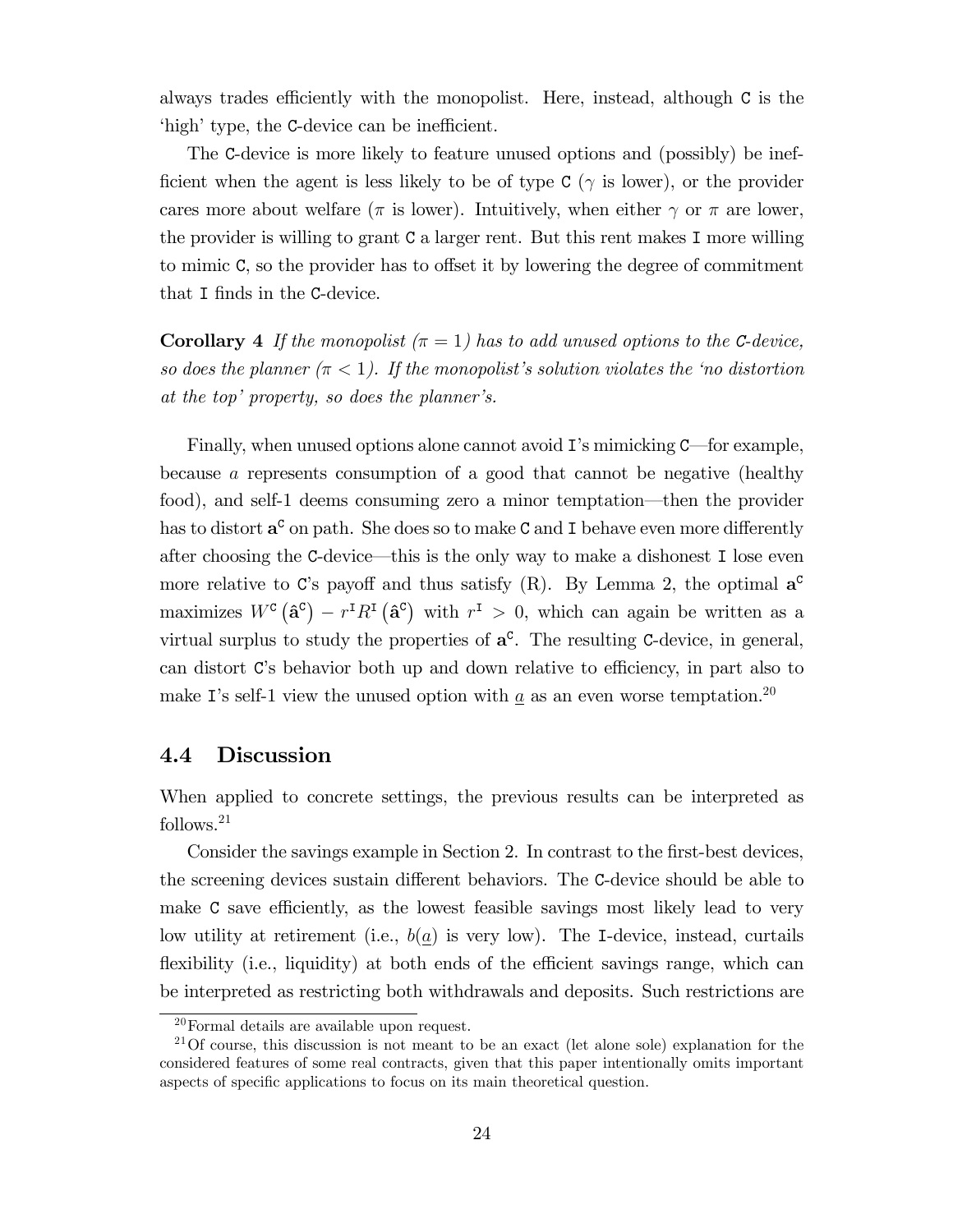always trades efficiently with the monopolist. Here, instead, although C is the 'high' type, the C-device can be inefficient.

The C-device is more likely to feature unused options and (possibly) be inefficient when the agent is less likely to be of type C ($\gamma$ is lower), or the provider cares more about welfare ($\pi$ is lower). Intuitively, when either $\gamma$ or $\pi$ are lower, the provider is willing to grant C a larger rent. But this rent makes I more willing to mimic C, so the provider has to offset it by lowering the degree of commitment that I finds in the C-device.

**Corollary 4** *If the monopolist ($\pi = 1$) has to add unused options to the C-device, so does the planner ($\pi < 1$). If the monopolist's solution violates the 'no distortion at the top' property, so does the planner's.*

Finally, when unused options alone cannot avoid I's mimicking C—for example, because $a$ represents consumption of a good that cannot be negative (healthy food), and self-1 deems consuming zero a minor temptation—then the provider has to distort $\mathbf{a}^{\mathtt{C}}$ on path. She does so to make C and I behave even more differently after choosing the C-device—this is the only way to make a dishonest I lose even more relative to C's payoff and thus satisfy (R). By Lemma 2, the optimal $\mathbf{a}^{\mathtt{C}}$ maximizes $W^{\mathtt{C}}\left(\hat{\mathbf{a}}^{\mathtt{C}}\right) - r^{\mathtt{I}} R^{\mathtt{I}}\left(\hat{\mathbf{a}}^{\mathtt{C}}\right)$ with $r^{\mathtt{I}} > 0$, which can again be written as a virtual surplus to study the properties of $\mathbf{a}^{\mathtt{C}}$. The resulting C-device, in general, can distort C's behavior both up and down relative to efficiency, in part also to make I's self-1 view the unused option with $\underline{a}$ as an even worse temptation.[20]

## 4.4 Discussion

When applied to concrete settings, the previous results can be interpreted as follows.[21]

Consider the savings example in Section 2. In contrast to the first-best devices, the screening devices sustain different behaviors. The C-device should be able to make C save efficiently, as the lowest feasible savings most likely lead to very low utility at retirement (i.e., $b(\underline{a})$ is very low). The I-device, instead, curtails flexibility (i.e., liquidity) at both ends of the efficient savings range, which can be interpreted as restricting both withdrawals and deposits. Such restrictions are

[20] Formal details are available upon request.

[21] Of course, this discussion is not meant to be an exact (let alone sole) explanation for the considered features of some real contracts, given that this paper intentionally omits important aspects of specific applications to focus on its main theoretical question.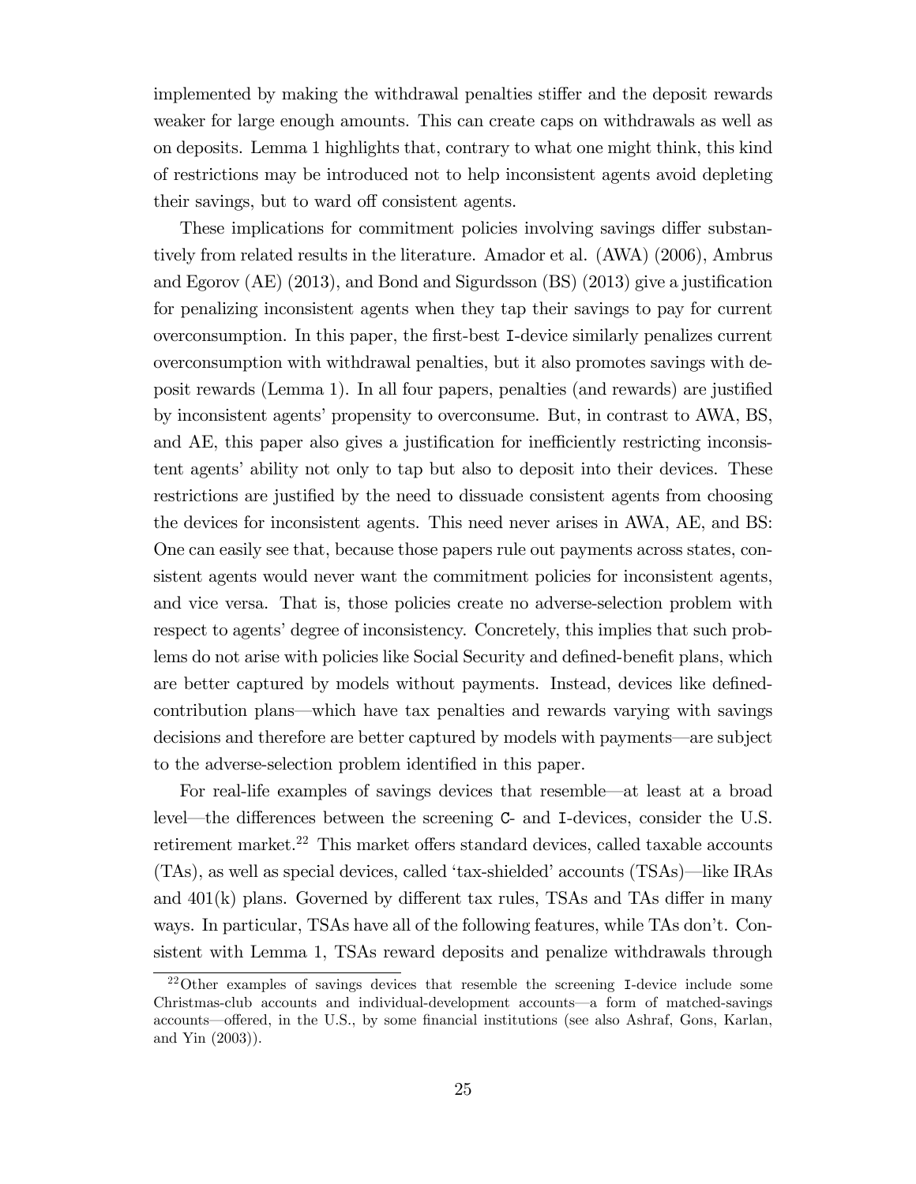implemented by making the withdrawal penalties stiffer and the deposit rewards weaker for large enough amounts. This can create caps on withdrawals as well as on deposits. Lemma 1 highlights that, contrary to what one might think, this kind of restrictions may be introduced not to help inconsistent agents avoid depleting their savings, but to ward off consistent agents.

These implications for commitment policies involving savings differ substantively from related results in the literature. Amador et al. (AWA) (2006), Ambrus and Egorov (AE) (2013), and Bond and Sigurdsson (BS) (2013) give a justification for penalizing inconsistent agents when they tap their savings to pay for current overconsumption. In this paper, the first-best I-device similarly penalizes current overconsumption with withdrawal penalties, but it also promotes savings with deposit rewards (Lemma 1). In all four papers, penalties (and rewards) are justified by inconsistent agents' propensity to overconsume. But, in contrast to AWA, BS, and AE, this paper also gives a justification for inefficiently restricting inconsistent agents' ability not only to tap but also to deposit into their devices. These restrictions are justified by the need to dissuade consistent agents from choosing the devices for inconsistent agents. This need never arises in AWA, AE, and BS: One can easily see that, because those papers rule out payments across states, consistent agents would never want the commitment policies for inconsistent agents, and vice versa. That is, those policies create no adverse-selection problem with respect to agents' degree of inconsistency. Concretely, this implies that such problems do not arise with policies like Social Security and defined-benefit plans, which are better captured by models without payments. Instead, devices like defined-contribution plans—which have tax penalties and rewards varying with savings decisions and therefore are better captured by models with payments—are subject to the adverse-selection problem identified in this paper.

For real-life examples of savings devices that resemble—at least at a broad level—the differences between the screening C- and I-devices, consider the U.S. retirement market.[22] This market offers standard devices, called taxable accounts (TAs), as well as special devices, called 'tax-shielded' accounts (TSAs)—like IRAs and 401(k) plans. Governed by different tax rules, TSAs and TAs differ in many ways. In particular, TSAs have all of the following features, while TAs don't. Consistent with Lemma 1, TSAs reward deposits and penalize withdrawals through

[22] Other examples of savings devices that resemble the screening I-device include some Christmas-club accounts and individual-development accounts—a form of matched-savings accounts—offered, in the U.S., by some financial institutions (see also Ashraf, Gons, Karlan, and Yin (2003)).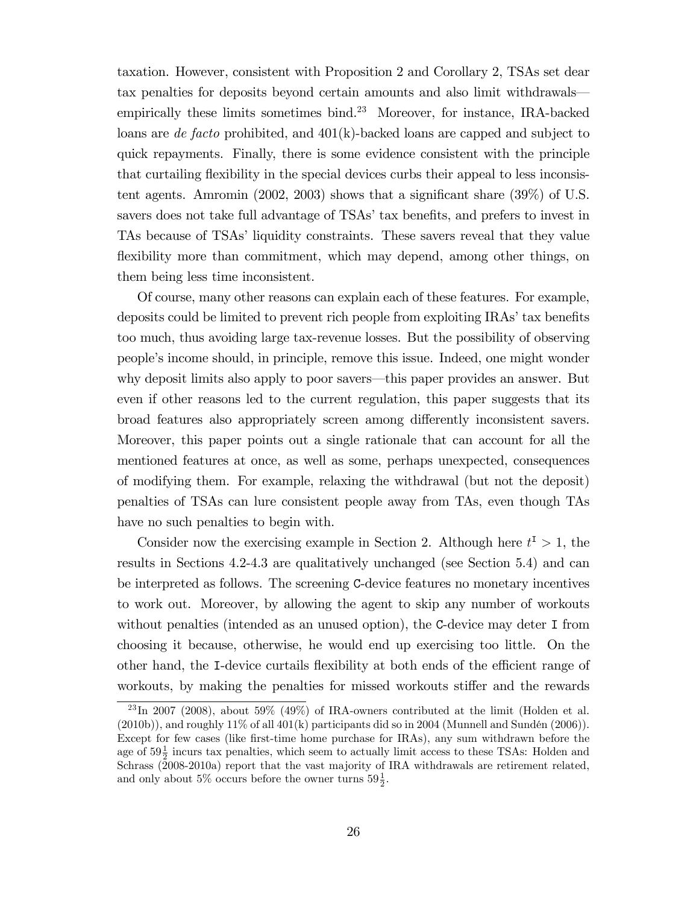taxation. However, consistent with Proposition 2 and Corollary 2, TSAs set dear tax penalties for deposits beyond certain amounts and also limit withdrawals—empirically these limits sometimes bind.[23] Moreover, for instance, IRA-backed loans are *de facto* prohibited, and 401(k)-backed loans are capped and subject to quick repayments. Finally, there is some evidence consistent with the principle that curtailing flexibility in the special devices curbs their appeal to less inconsistent agents. Amromin (2002, 2003) shows that a significant share (39%) of U.S. savers does not take full advantage of TSAs' tax benefits, and prefers to invest in TAs because of TSAs' liquidity constraints. These savers reveal that they value flexibility more than commitment, which may depend, among other things, on them being less time inconsistent.

Of course, many other reasons can explain each of these features. For example, deposits could be limited to prevent rich people from exploiting IRAs' tax benefits too much, thus avoiding large tax-revenue losses. But the possibility of observing people's income should, in principle, remove this issue. Indeed, one might wonder why deposit limits also apply to poor savers—this paper provides an answer. But even if other reasons led to the current regulation, this paper suggests that its broad features also appropriately screen among differently inconsistent savers. Moreover, this paper points out a single rationale that can account for all the mentioned features at once, as well as some, perhaps unexpected, consequences of modifying them. For example, relaxing the withdrawal (but not the deposit) penalties of TSAs can lure consistent people away from TAs, even though TAs have no such penalties to begin with.

Consider now the exercising example in Section 2. Although here $t^{\mathtt{I}} > 1$, the results in Sections 4.2-4.3 are qualitatively unchanged (see Section 5.4) and can be interpreted as follows. The screening `C`-device features no monetary incentives to work out. Moreover, by allowing the agent to skip any number of workouts without penalties (intended as an unused option), the `C`-device may deter `I` from choosing it because, otherwise, he would end up exercising too little. On the other hand, the `I`-device curtails flexibility at both ends of the efficient range of workouts, by making the penalties for missed workouts stiffer and the rewards

[23] In 2007 (2008), about 59% (49%) of IRA-owners contributed at the limit (Holden et al. (2010b)), and roughly 11% of all 401(k) participants did so in 2004 (Munnell and Sundén (2006)). Except for few cases (like first-time home purchase for IRAs), any sum withdrawn before the age of $59\frac{1}{2}$ incurs tax penalties, which seem to actually limit access to these TSAs: Holden and Schrass (2008-2010a) report that the vast majority of IRA withdrawals are retirement related, and only about 5% occurs before the owner turns $59\frac{1}{2}$.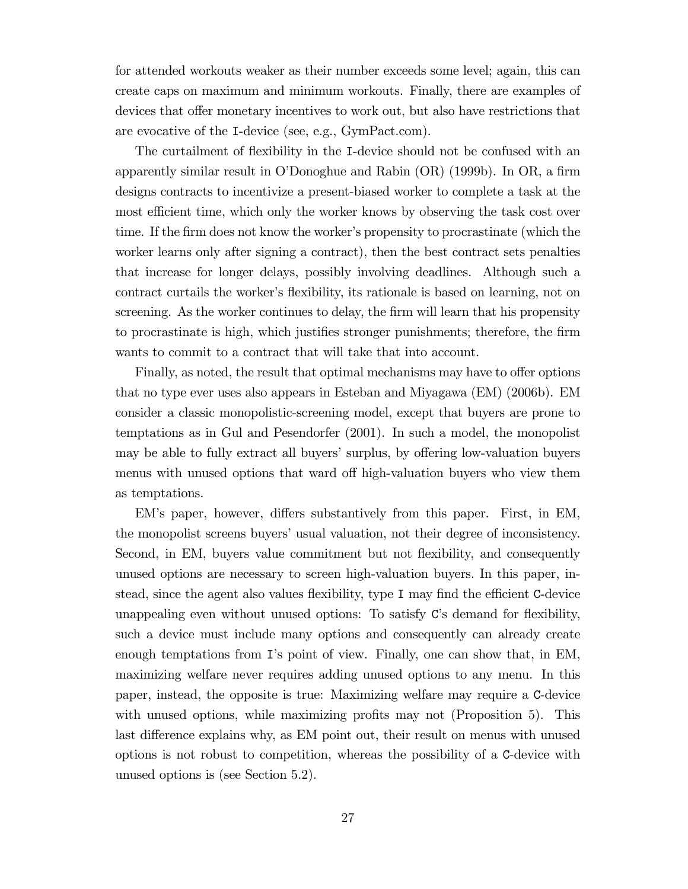for attended workouts weaker as their number exceeds some level; again, this can create caps on maximum and minimum workouts. Finally, there are examples of devices that offer monetary incentives to work out, but also have restrictions that are evocative of the `I`-device (see, e.g., GymPact.com).

The curtailment of flexibility in the `I`-device should not be confused with an apparently similar result in O'Donoghue and Rabin (OR) (1999b). In OR, a firm designs contracts to incentivize a present-biased worker to complete a task at the most efficient time, which only the worker knows by observing the task cost over time. If the firm does not know the worker's propensity to procrastinate (which the worker learns only after signing a contract), then the best contract sets penalties that increase for longer delays, possibly involving deadlines. Although such a contract curtails the worker's flexibility, its rationale is based on learning, not on screening. As the worker continues to delay, the firm will learn that his propensity to procrastinate is high, which justifies stronger punishments; therefore, the firm wants to commit to a contract that will take that into account.

Finally, as noted, the result that optimal mechanisms may have to offer options that no type ever uses also appears in Esteban and Miyagawa (EM) (2006b). EM consider a classic monopolistic-screening model, except that buyers are prone to temptations as in Gul and Pesendorfer (2001). In such a model, the monopolist may be able to fully extract all buyers' surplus, by offering low-valuation buyers menus with unused options that ward off high-valuation buyers who view them as temptations.

EM's paper, however, differs substantively from this paper. First, in EM, the monopolist screens buyers' usual valuation, not their degree of inconsistency. Second, in EM, buyers value commitment but not flexibility, and consequently unused options are necessary to screen high-valuation buyers. In this paper, instead, since the agent also values flexibility, type `I` may find the efficient `C`-device unappealing even without unused options: To satisfy `C`'s demand for flexibility, such a device must include many options and consequently can already create enough temptations from `I`'s point of view. Finally, one can show that, in EM, maximizing welfare never requires adding unused options to any menu. In this paper, instead, the opposite is true: Maximizing welfare may require a `C`-device with unused options, while maximizing profits may not (Proposition 5). This last difference explains why, as EM point out, their result on menus with unused options is not robust to competition, whereas the possibility of a `C`-device with unused options is (see Section 5.2).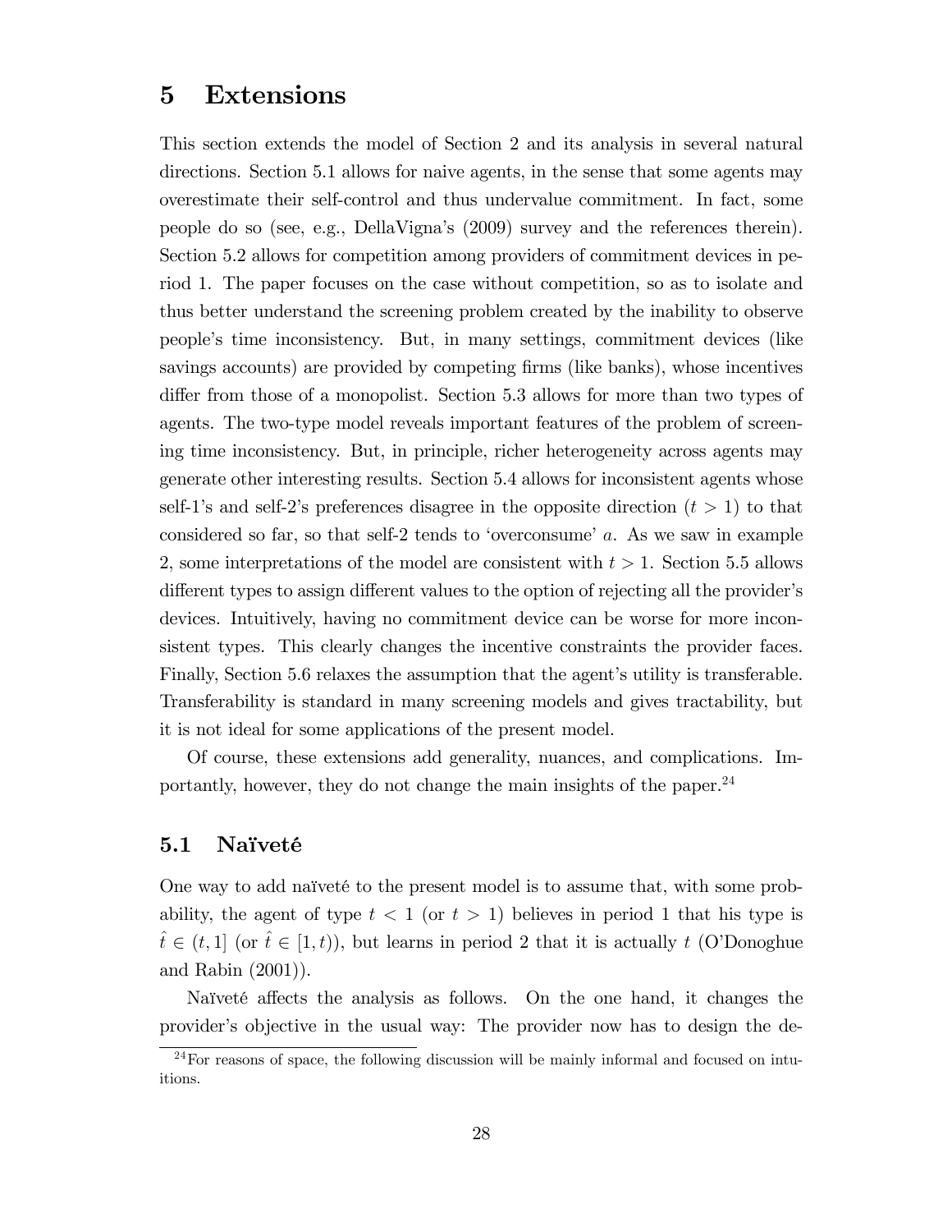# 5 Extensions

This section extends the model of Section 2 and its analysis in several natural directions. Section 5.1 allows for naive agents, in the sense that some agents may overestimate their self-control and thus undervalue commitment. In fact, some people do so (see, e.g., DellaVigna's (2009) survey and the references therein). Section 5.2 allows for competition among providers of commitment devices in period 1. The paper focuses on the case without competition, so as to isolate and thus better understand the screening problem created by the inability to observe people's time inconsistency. But, in many settings, commitment devices (like savings accounts) are provided by competing firms (like banks), whose incentives differ from those of a monopolist. Section 5.3 allows for more than two types of agents. The two-type model reveals important features of the problem of screening time inconsistency. But, in principle, richer heterogeneity across agents may generate other interesting results. Section 5.4 allows for inconsistent agents whose self-1's and self-2's preferences disagree in the opposite direction ($t > 1$) to that considered so far, so that self-2 tends to 'overconsume' $a$. As we saw in example 2, some interpretations of the model are consistent with $t > 1$. Section 5.5 allows different types to assign different values to the option of rejecting all the provider's devices. Intuitively, having no commitment device can be worse for more inconsistent types. This clearly changes the incentive constraints the provider faces. Finally, Section 5.6 relaxes the assumption that the agent's utility is transferable. Transferability is standard in many screening models and gives tractability, but it is not ideal for some applications of the present model.

Of course, these extensions add generality, nuances, and complications. Importantly, however, they do not change the main insights of the paper.[24]

## 5.1 Naïveté

One way to add naïveté to the present model is to assume that, with some probability, the agent of type $t < 1$ (or $t > 1$) believes in period 1 that his type is $\hat{t} \in (t, 1]$ (or $\hat{t} \in [1, t)$), but learns in period 2 that it is actually $t$ (O'Donoghue and Rabin (2001)).

Naïveté affects the analysis as follows. On the one hand, it changes the provider's objective in the usual way: The provider now has to design the de-

[24]For reasons of space, the following discussion will be mainly informal and focused on intuitions.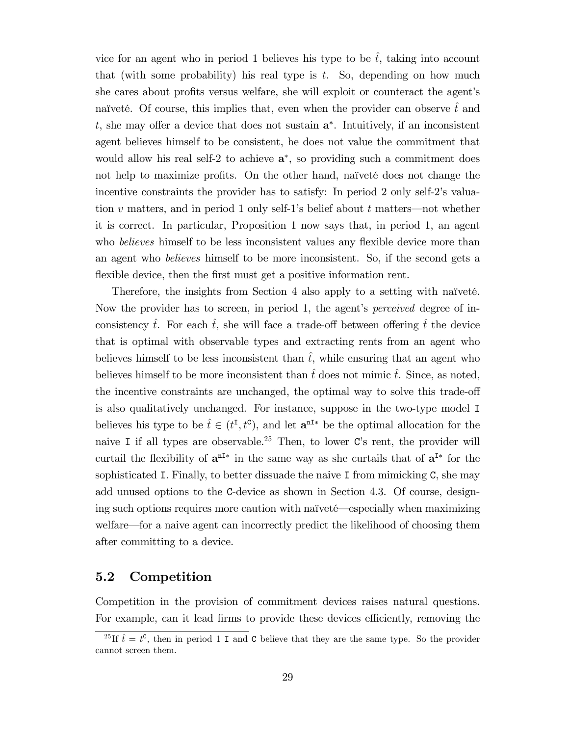vice for an agent who in period 1 believes his type to be $\hat{t}$, taking into account that (with some probability) his real type is $t$. So, depending on how much she cares about profits versus welfare, she will exploit or counteract the agent's naïveté. Of course, this implies that, even when the provider can observe $\hat{t}$ and $t$, she may offer a device that does not sustain $\mathbf{a}^*$. Intuitively, if an inconsistent agent believes himself to be consistent, he does not value the commitment that would allow his real self-2 to achieve $\mathbf{a}^*$, so providing such a commitment does not help to maximize profits. On the other hand, naïveté does not change the incentive constraints the provider has to satisfy: In period 2 only self-2's valuation $v$ matters, and in period 1 only self-1's belief about $t$ matters—not whether it is correct. In particular, Proposition 1 now says that, in period 1, an agent who *believes* himself to be less inconsistent values any flexible device more than an agent who *believes* himself to be more inconsistent. So, if the second gets a flexible device, then the first must get a positive information rent.

Therefore, the insights from Section 4 also apply to a setting with naïveté. Now the provider has to screen, in period 1, the agent's *perceived* degree of inconsistency $\hat{t}$. For each $\hat{t}$, she will face a trade-off between offering $\hat{t}$ the device that is optimal with observable types and extracting rents from an agent who believes himself to be less inconsistent than $\hat{t}$, while ensuring that an agent who believes himself to be more inconsistent than $\hat{t}$ does not mimic $\hat{t}$. Since, as noted, the incentive constraints are unchanged, the optimal way to solve this trade-off is also qualitatively unchanged. For instance, suppose in the two-type model I believes his type to be $\hat{t} \in (t^{\mathtt{I}}, t^{\mathtt{C}})$, and let $\mathbf{a}^{\mathtt{nI}*}$ be the optimal allocation for the naive I if all types are observable.[25] Then, to lower C's rent, the provider will curtail the flexibility of $\mathbf{a}^{\mathtt{nI}*}$ in the same way as she curtails that of $\mathbf{a}^{\mathtt{I}*}$ for the sophisticated I. Finally, to better dissuade the naive I from mimicking C, she may add unused options to the C-device as shown in Section 4.3. Of course, designing such options requires more caution with naïveté—especially when maximizing welfare—for a naive agent can incorrectly predict the likelihood of choosing them after committing to a device.

## 5.2 Competition

Competition in the provision of commitment devices raises natural questions. For example, can it lead firms to provide these devices efficiently, removing the

[25] If $\hat{t} = t^{\mathtt{C}}$, then in period 1 I and C believe that they are the same type. So the provider cannot screen them.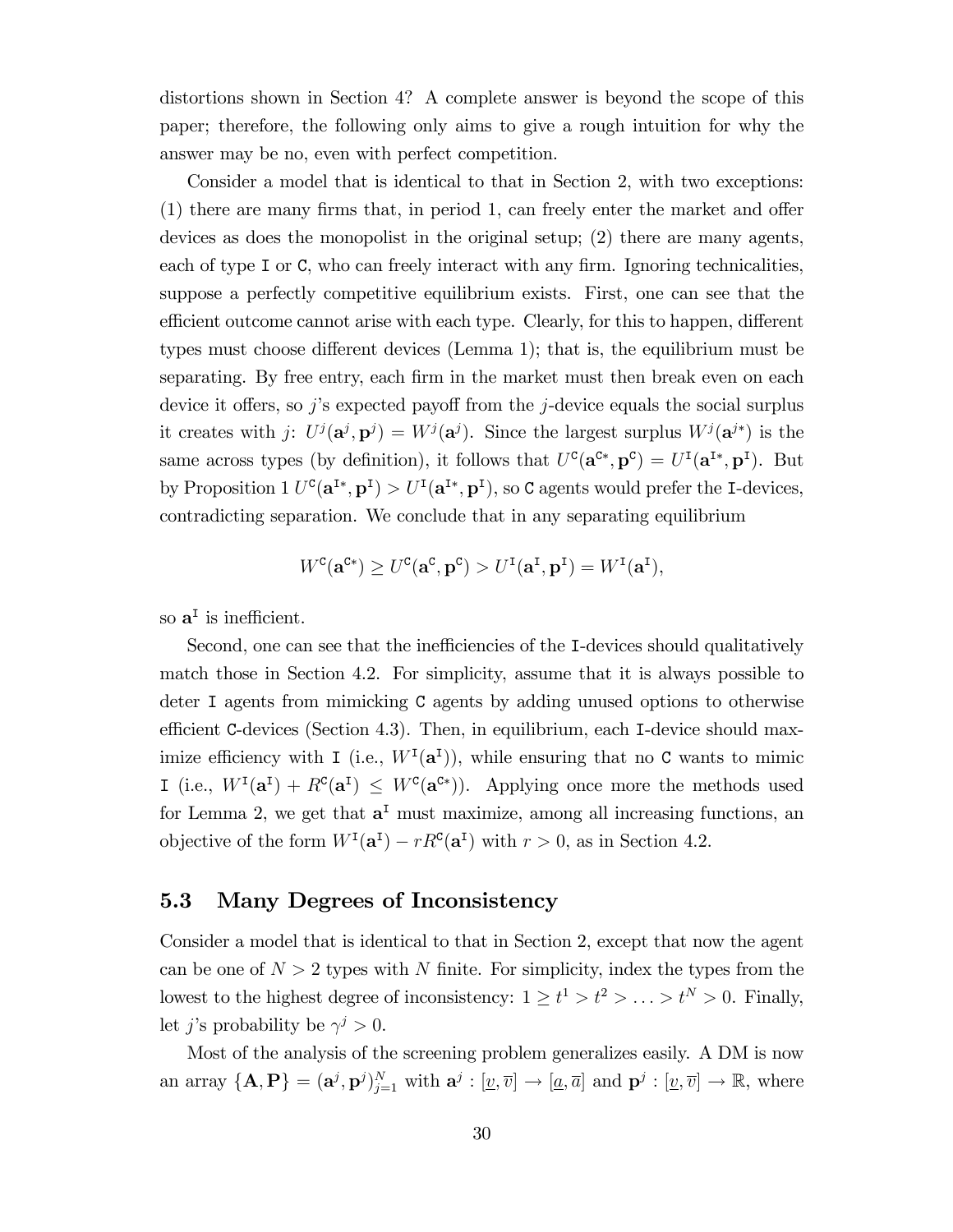distortions shown in Section 4? A complete answer is beyond the scope of this paper; therefore, the following only aims to give a rough intuition for why the answer may be no, even with perfect competition.

Consider a model that is identical to that in Section 2, with two exceptions: (1) there are many firms that, in period 1, can freely enter the market and offer devices as does the monopolist in the original setup; (2) there are many agents, each of type $\mathtt{I}$ or $\mathtt{C}$, who can freely interact with any firm. Ignoring technicalities, suppose a perfectly competitive equilibrium exists. First, one can see that the efficient outcome cannot arise with each type. Clearly, for this to happen, different types must choose different devices (Lemma 1); that is, the equilibrium must be separating. By free entry, each firm in the market must then break even on each device it offers, so $j$'s expected payoff from the $j$-device equals the social surplus it creates with $j$: $U^j(\mathbf{a}^j, \mathbf{p}^j) = W^j(\mathbf{a}^j)$. Since the largest surplus $W^j(\mathbf{a}^{j*})$ is the same across types (by definition), it follows that $U^{\mathtt{C}}(\mathbf{a}^{\mathtt{C}*}, \mathbf{p}^{\mathtt{C}}) = U^{\mathtt{I}}(\mathbf{a}^{\mathtt{I}*}, \mathbf{p}^{\mathtt{I}})$. But by Proposition 1 $U^{\mathtt{C}}(\mathbf{a}^{\mathtt{I}*}, \mathbf{p}^{\mathtt{I}}) > U^{\mathtt{I}}(\mathbf{a}^{\mathtt{I}*}, \mathbf{p}^{\mathtt{I}})$, so $\mathtt{C}$ agents would prefer the $\mathtt{I}$-devices, contradicting separation. We conclude that in any separating equilibrium

$$W^{\mathtt{C}}(\mathbf{a}^{\mathtt{C}*}) \geq U^{\mathtt{C}}(\mathbf{a}^{\mathtt{C}}, \mathbf{p}^{\mathtt{C}}) > U^{\mathtt{I}}(\mathbf{a}^{\mathtt{I}}, \mathbf{p}^{\mathtt{I}}) = W^{\mathtt{I}}(\mathbf{a}^{\mathtt{I}}),$$

so $\mathbf{a}^{\mathtt{I}}$ is inefficient.

Second, one can see that the inefficiencies of the $\mathtt{I}$-devices should qualitatively match those in Section 4.2. For simplicity, assume that it is always possible to deter $\mathtt{I}$ agents from mimicking $\mathtt{C}$ agents by adding unused options to otherwise efficient $\mathtt{C}$-devices (Section 4.3). Then, in equilibrium, each $\mathtt{I}$-device should maximize efficiency with $\mathtt{I}$ (i.e., $W^{\mathtt{I}}(\mathbf{a}^{\mathtt{I}})$), while ensuring that no $\mathtt{C}$ wants to mimic $\mathtt{I}$ (i.e., $W^{\mathtt{I}}(\mathbf{a}^{\mathtt{I}}) + R^{\mathtt{C}}(\mathbf{a}^{\mathtt{I}}) \leq W^{\mathtt{C}}(\mathbf{a}^{\mathtt{C}*})$). Applying once more the methods used for Lemma 2, we get that $\mathbf{a}^{\mathtt{I}}$ must maximize, among all increasing functions, an objective of the form $W^{\mathtt{I}}(\mathbf{a}^{\mathtt{I}}) - rR^{\mathtt{C}}(\mathbf{a}^{\mathtt{I}})$ with $r > 0$, as in Section 4.2.

## 5.3 Many Degrees of Inconsistency

Consider a model that is identical to that in Section 2, except that now the agent can be one of $N > 2$ types with $N$ finite. For simplicity, index the types from the lowest to the highest degree of inconsistency: $1 \geq t^1 > t^2 > \ldots > t^N > 0$. Finally, let $j$'s probability be $\gamma^j > 0$.

Most of the analysis of the screening problem generalizes easily. A DM is now an array $\{\mathbf{A}, \mathbf{P}\} = (\mathbf{a}^j, \mathbf{p}^j)_{j=1}^N$ with $\mathbf{a}^j : [\underline{v}, \overline{v}] \to [\underline{a}, \overline{a}]$ and $\mathbf{p}^j : [\underline{v}, \overline{v}] \to \mathbb{R}$, where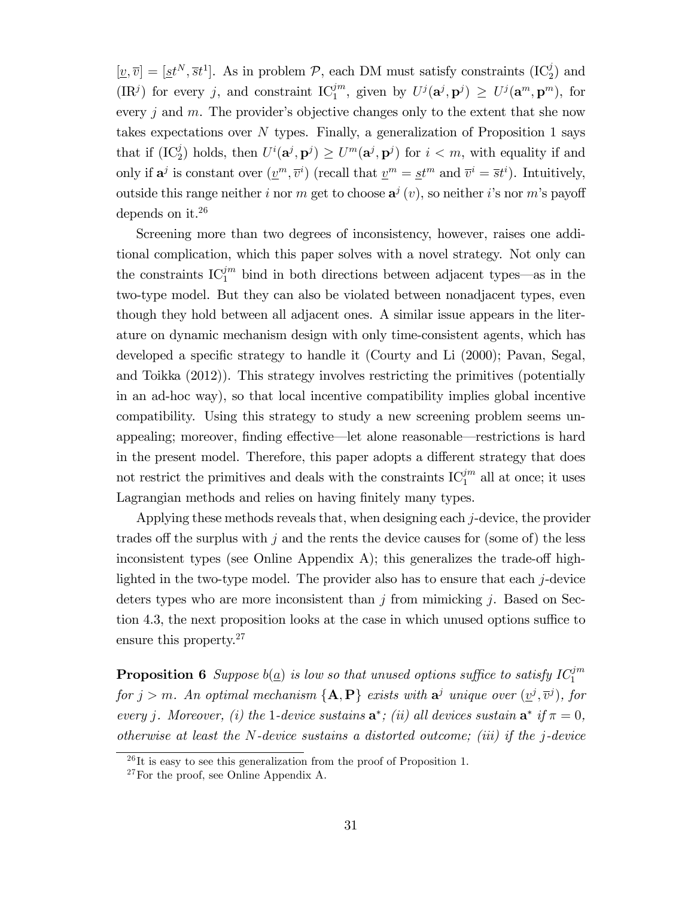$[\underline{v}, \overline{v}] = [\underline{s}t^N, \overline{s}t^1]$. As in problem $\mathcal{P}$, each DM must satisfy constraints ($\text{IC}_2^j$) and ($\text{IR}^j$) for every $j$, and constraint $\text{IC}_1^{jm}$, given by $U^j(\mathbf{a}^j, \mathbf{p}^j) \geq U^j(\mathbf{a}^m, \mathbf{p}^m)$, for every $j$ and $m$. The provider's objective changes only to the extent that she now takes expectations over $N$ types. Finally, a generalization of Proposition 1 says that if ($\text{IC}_2^j$) holds, then $U^i(\mathbf{a}^j, \mathbf{p}^j) \geq U^m(\mathbf{a}^j, \mathbf{p}^j)$ for $i < m$, with equality if and only if $\mathbf{a}^j$ is constant over $(\underline{v}^m, \overline{v}^i)$ (recall that $\underline{v}^m = \underline{s}t^m$ and $\overline{v}^i = \overline{s}t^i$). Intuitively, outside this range neither $i$ nor $m$ get to choose $\mathbf{a}^j(v)$, so neither $i$'s nor $m$'s payoff depends on it.[26]

Screening more than two degrees of inconsistency, however, raises one additional complication, which this paper solves with a novel strategy. Not only can the constraints $\text{IC}_1^{jm}$ bind in both directions between adjacent types—as in the two-type model. But they can also be violated between nonadjacent types, even though they hold between all adjacent ones. A similar issue appears in the literature on dynamic mechanism design with only time-consistent agents, which has developed a specific strategy to handle it (Courty and Li (2000); Pavan, Segal, and Toikka (2012)). This strategy involves restricting the primitives (potentially in an ad-hoc way), so that local incentive compatibility implies global incentive compatibility. Using this strategy to study a new screening problem seems unappealing; moreover, finding effective—let alone reasonable—restrictions is hard in the present model. Therefore, this paper adopts a different strategy that does not restrict the primitives and deals with the constraints $\text{IC}_1^{jm}$ all at once; it uses Lagrangian methods and relies on having finitely many types.

Applying these methods reveals that, when designing each $j$-device, the provider trades off the surplus with $j$ and the rents the device causes for (some of) the less inconsistent types (see Online Appendix A); this generalizes the trade-off highlighted in the two-type model. The provider also has to ensure that each $j$-device deters types who are more inconsistent than $j$ from mimicking $j$. Based on Section 4.3, the next proposition looks at the case in which unused options suffice to ensure this property.[27]

**Proposition 6** *Suppose $b(\underline{a})$ is low so that unused options suffice to satisfy $IC_1^{jm}$ for $j > m$. An optimal mechanism $\{\mathbf{A}, \mathbf{P}\}$ exists with $\mathbf{a}^j$ unique over $(\underline{v}^j, \overline{v}^j)$, for every $j$. Moreover, (i) the 1-device sustains $\mathbf{a}^*$; (ii) all devices sustain $\mathbf{a}^*$ if $\pi = 0$, otherwise at least the $N$-device sustains a distorted outcome; (iii) if the $j$-device*

[26] It is easy to see this generalization from the proof of Proposition 1.

[27] For the proof, see Online Appendix A.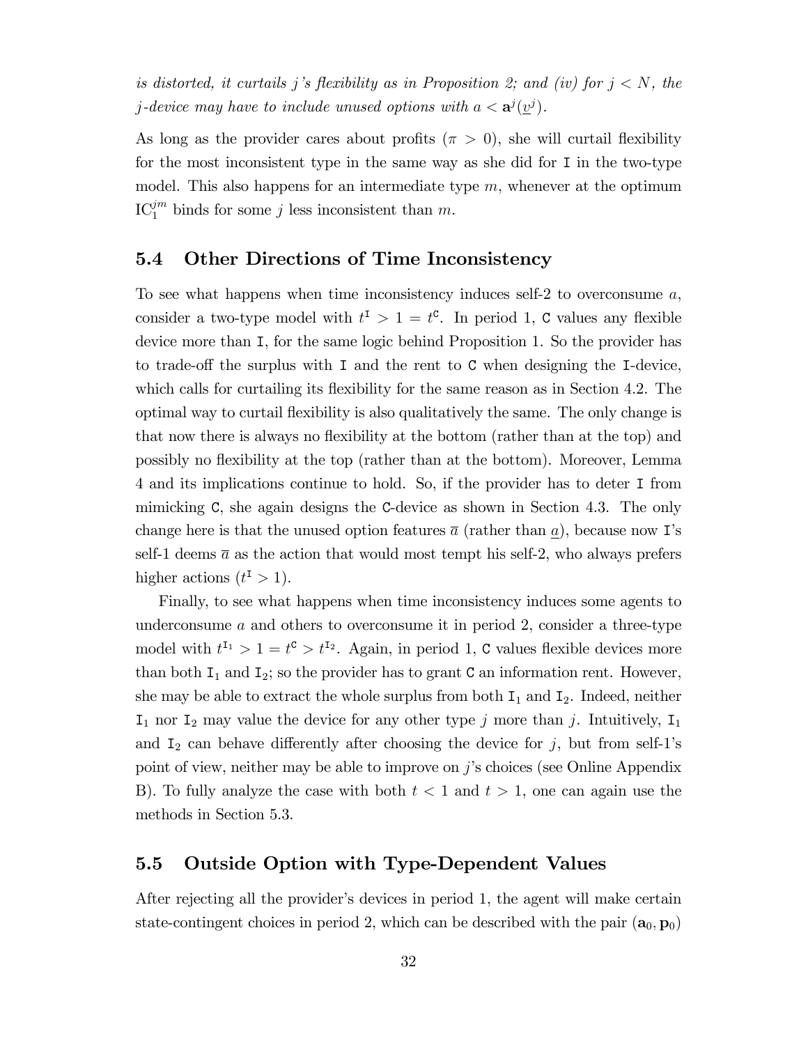*is distorted, it curtails j's flexibility as in Proposition 2; and (iv) for $j < N$, the j-device may have to include unused options with $a < \mathbf{a}^j(\underline{v}^j)$.*

As long as the provider cares about profits ($\pi > 0$), she will curtail flexibility for the most inconsistent type in the same way as she did for I in the two-type model. This also happens for an intermediate type $m$, whenever at the optimum $\text{IC}_1^{jm}$ binds for some $j$ less inconsistent than $m$.

## 5.4 Other Directions of Time Inconsistency

To see what happens when time inconsistency induces self-2 to overconsume $a$, consider a two-type model with $t^{\mathtt{I}} > 1 = t^{\mathtt{C}}$. In period 1, C values any flexible device more than I, for the same logic behind Proposition 1. So the provider has to trade-off the surplus with I and the rent to C when designing the I-device, which calls for curtailing its flexibility for the same reason as in Section 4.2. The optimal way to curtail flexibility is also qualitatively the same. The only change is that now there is always no flexibility at the bottom (rather than at the top) and possibly no flexibility at the top (rather than at the bottom). Moreover, Lemma 4 and its implications continue to hold. So, if the provider has to deter I from mimicking C, she again designs the C-device as shown in Section 4.3. The only change here is that the unused option features $\overline{a}$ (rather than $\underline{a}$), because now I's self-1 deems $\overline{a}$ as the action that would most tempt his self-2, who always prefers higher actions ($t^{\mathtt{I}} > 1$).

Finally, to see what happens when time inconsistency induces some agents to underconsume $a$ and others to overconsume it in period 2, consider a three-type model with $t^{\mathtt{I}_1} > 1 = t^{\mathtt{C}} > t^{\mathtt{I}_2}$. Again, in period 1, C values flexible devices more than both $\mathtt{I}_1$ and $\mathtt{I}_2$; so the provider has to grant C an information rent. However, she may be able to extract the whole surplus from both $\mathtt{I}_1$ and $\mathtt{I}_2$. Indeed, neither $\mathtt{I}_1$ nor $\mathtt{I}_2$ may value the device for any other type $j$ more than $j$. Intuitively, $\mathtt{I}_1$ and $\mathtt{I}_2$ can behave differently after choosing the device for $j$, but from self-1's point of view, neither may be able to improve on $j$'s choices (see Online Appendix B). To fully analyze the case with both $t < 1$ and $t > 1$, one can again use the methods in Section 5.3.

## 5.5 Outside Option with Type-Dependent Values

After rejecting all the provider's devices in period 1, the agent will make certain state-contingent choices in period 2, which can be described with the pair $(\mathbf{a}_0, \mathbf{p}_0)$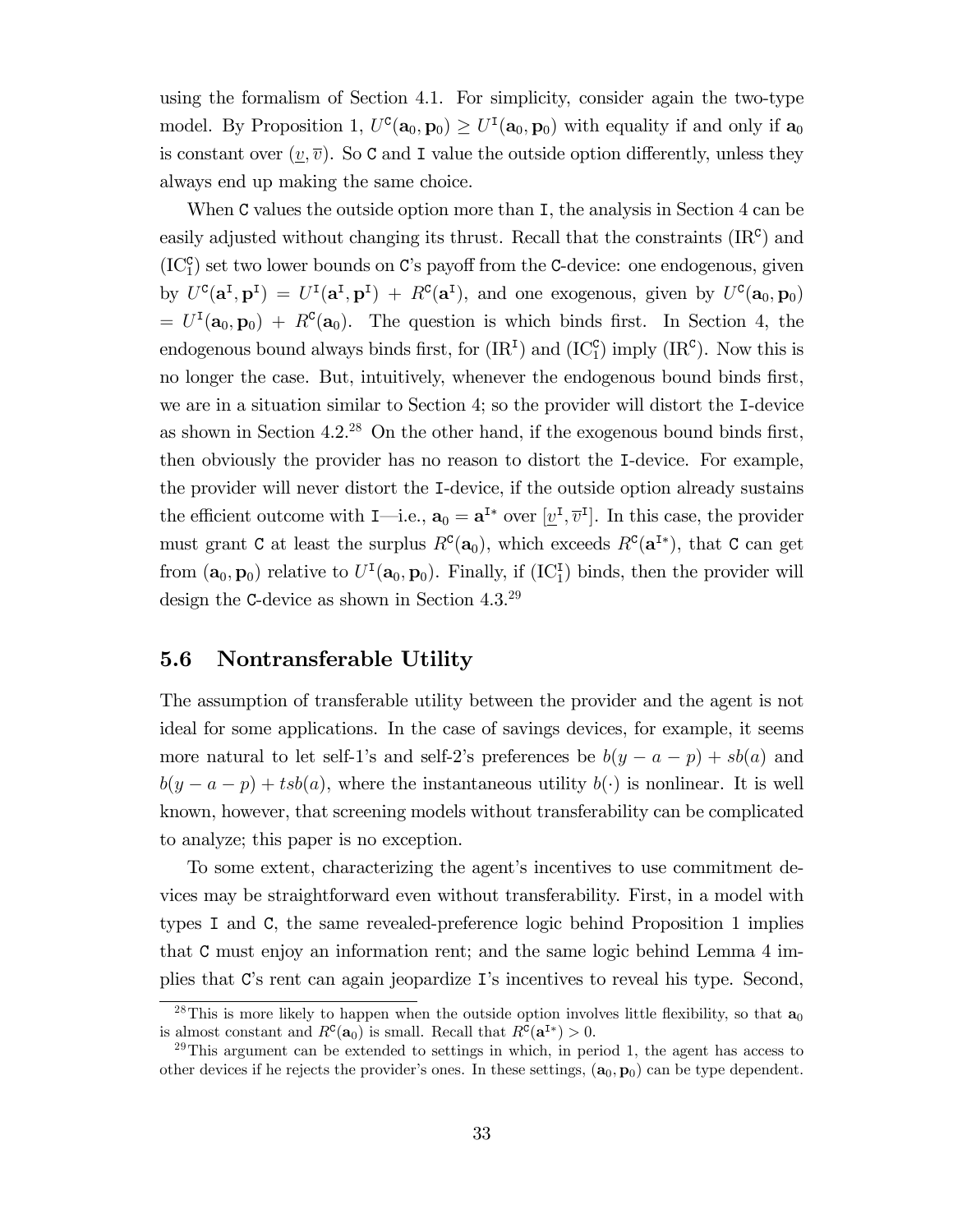using the formalism of Section 4.1. For simplicity, consider again the two-type model. By Proposition 1, $U^{\mathtt{C}}(\mathbf{a}_0, \mathbf{p}_0) \geq U^{\mathtt{I}}(\mathbf{a}_0, \mathbf{p}_0)$ with equality if and only if $\mathbf{a}_0$ is constant over $(\underline{v}, \overline{v})$. So C and I value the outside option differently, unless they always end up making the same choice.

When C values the outside option more than I, the analysis in Section 4 can be easily adjusted without changing its thrust. Recall that the constraints ($\text{IR}^{\mathtt{C}}$) and ($\text{IC}_1^{\mathtt{C}}$) set two lower bounds on C's payoff from the C-device: one endogenous, given by $U^{\mathtt{C}}(\mathbf{a}^{\mathtt{I}}, \mathbf{p}^{\mathtt{I}}) = U^{\mathtt{I}}(\mathbf{a}^{\mathtt{I}}, \mathbf{p}^{\mathtt{I}}) + R^{\mathtt{C}}(\mathbf{a}^{\mathtt{I}})$, and one exogenous, given by $U^{\mathtt{C}}(\mathbf{a}_0, \mathbf{p}_0) = U^{\mathtt{I}}(\mathbf{a}_0, \mathbf{p}_0) + R^{\mathtt{C}}(\mathbf{a}_0)$. The question is which binds first. In Section 4, the endogenous bound always binds first, for ($\text{IR}^{\mathtt{I}}$) and ($\text{IC}_1^{\mathtt{C}}$) imply ($\text{IR}^{\mathtt{C}}$). Now this is no longer the case. But, intuitively, whenever the endogenous bound binds first, we are in a situation similar to Section 4; so the provider will distort the I-device as shown in Section 4.2.[28] On the other hand, if the exogenous bound binds first, then obviously the provider has no reason to distort the I-device. For example, the provider will never distort the I-device, if the outside option already sustains the efficient outcome with I—i.e., $\mathbf{a}_0 = \mathbf{a}^{\mathtt{I}*}$ over $[\underline{v}^{\mathtt{I}}, \overline{v}^{\mathtt{I}}]$. In this case, the provider must grant C at least the surplus $R^{\mathtt{C}}(\mathbf{a}_0)$, which exceeds $R^{\mathtt{C}}(\mathbf{a}^{\mathtt{I}*})$, that C can get from $(\mathbf{a}_0, \mathbf{p}_0)$ relative to $U^{\mathtt{I}}(\mathbf{a}_0, \mathbf{p}_0)$. Finally, if ($\text{IC}_1^{\mathtt{I}}$) binds, then the provider will design the C-device as shown in Section 4.3.[29]

## 5.6 Nontransferable Utility

The assumption of transferable utility between the provider and the agent is not ideal for some applications. In the case of savings devices, for example, it seems more natural to let self-1's and self-2's preferences be $b(y - a - p) + sb(a)$ and $b(y - a - p) + tsb(a)$, where the instantaneous utility $b(\cdot)$ is nonlinear. It is well known, however, that screening models without transferability can be complicated to analyze; this paper is no exception.

To some extent, characterizing the agent's incentives to use commitment devices may be straightforward even without transferability. First, in a model with types I and C, the same revealed-preference logic behind Proposition 1 implies that C must enjoy an information rent; and the same logic behind Lemma 4 implies that C's rent can again jeopardize I's incentives to reveal his type. Second,

[28] This is more likely to happen when the outside option involves little flexibility, so that $\mathbf{a}_0$ is almost constant and $R^{\mathtt{C}}(\mathbf{a}_0)$ is small. Recall that $R^{\mathtt{C}}(\mathbf{a}^{\mathtt{I}*}) > 0$.

[29] This argument can be extended to settings in which, in period 1, the agent has access to other devices if he rejects the provider's ones. In these settings, $(\mathbf{a}_0, \mathbf{p}_0)$ can be type dependent.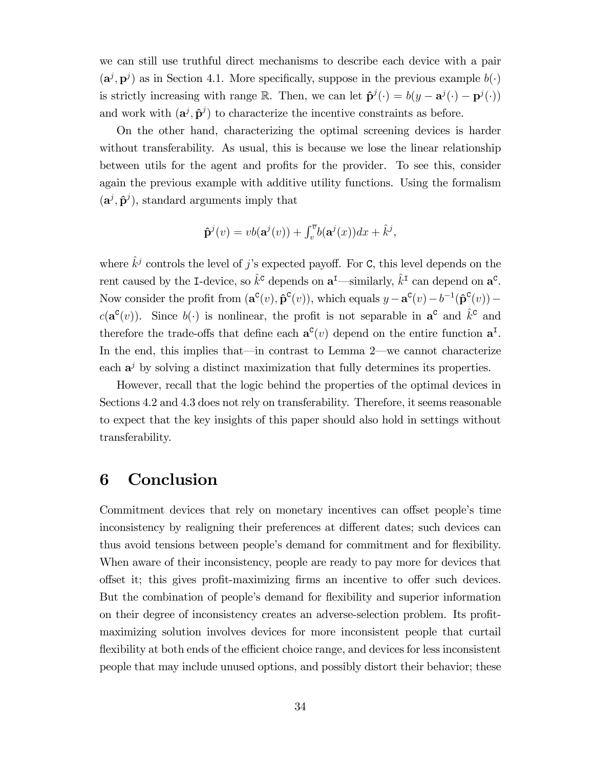we can still use truthful direct mechanisms to describe each device with a pair $(\mathbf{a}^j, \mathbf{p}^j)$ as in Section 4.1. More specifically, suppose in the previous example $b(\cdot)$ is strictly increasing with range $\mathbb{R}$. Then, we can let $\hat{\mathbf{p}}^j(\cdot) = b(y - \mathbf{a}^j(\cdot) - \mathbf{p}^j(\cdot))$ and work with $(\mathbf{a}^j, \hat{\mathbf{p}}^j)$ to characterize the incentive constraints as before.

On the other hand, characterizing the optimal screening devices is harder without transferability. As usual, this is because we lose the linear relationship between utils for the agent and profits for the provider. To see this, consider again the previous example with additive utility functions. Using the formalism $(\mathbf{a}^j, \hat{\mathbf{p}}^j)$, standard arguments imply that

$$\hat{\mathbf{p}}^j(v) = vb(\mathbf{a}^j(v)) + \int_v^{\overline{v}} b(\mathbf{a}^j(x))dx + \hat{k}^j,$$

where $\hat{k}^j$ controls the level of $j$'s expected payoff. For C, this level depends on the rent caused by the I-device, so $\hat{k}^{\mathtt{C}}$ depends on $\mathbf{a}^{\mathtt{I}}$—similarly, $\hat{k}^{\mathtt{I}}$ can depend on $\mathbf{a}^{\mathtt{C}}$. Now consider the profit from $(\mathbf{a}^{\mathtt{C}}(v), \hat{\mathbf{p}}^{\mathtt{C}}(v))$, which equals $y - \mathbf{a}^{\mathtt{C}}(v) - b^{-1}(\hat{\mathbf{p}}^{\mathtt{C}}(v)) - c(\mathbf{a}^{\mathtt{C}}(v))$. Since $b(\cdot)$ is nonlinear, the profit is not separable in $\mathbf{a}^{\mathtt{C}}$ and $\hat{k}^{\mathtt{C}}$ and therefore the trade-offs that define each $\mathbf{a}^{\mathtt{C}}(v)$ depend on the entire function $\mathbf{a}^{\mathtt{I}}$. In the end, this implies that—in contrast to Lemma 2—we cannot characterize each $\mathbf{a}^j$ by solving a distinct maximization that fully determines its properties.

However, recall that the logic behind the properties of the optimal devices in Sections 4.2 and 4.3 does not rely on transferability. Therefore, it seems reasonable to expect that the key insights of this paper should also hold in settings without transferability.

# 6 Conclusion

Commitment devices that rely on monetary incentives can offset people's time inconsistency by realigning their preferences at different dates; such devices can thus avoid tensions between people's demand for commitment and for flexibility. When aware of their inconsistency, people are ready to pay more for devices that offset it; this gives profit-maximizing firms an incentive to offer such devices. But the combination of people's demand for flexibility and superior information on their degree of inconsistency creates an adverse-selection problem. Its profit-maximizing solution involves devices for more inconsistent people that curtail flexibility at both ends of the efficient choice range, and devices for less inconsistent people that may include unused options, and possibly distort their behavior; these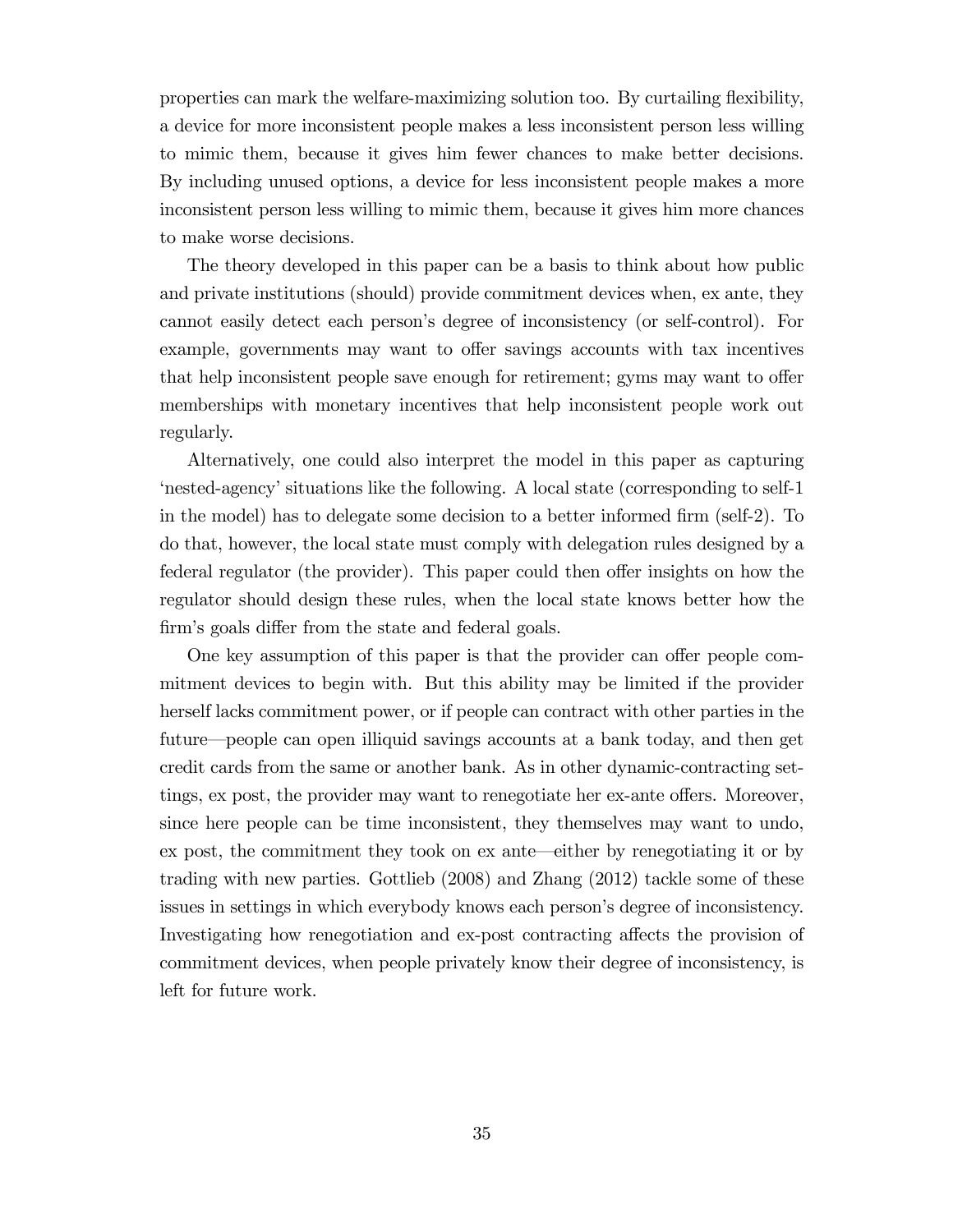properties can mark the welfare-maximizing solution too. By curtailing flexibility, a device for more inconsistent people makes a less inconsistent person less willing to mimic them, because it gives him fewer chances to make better decisions. By including unused options, a device for less inconsistent people makes a more inconsistent person less willing to mimic them, because it gives him more chances to make worse decisions.

The theory developed in this paper can be a basis to think about how public and private institutions (should) provide commitment devices when, ex ante, they cannot easily detect each person's degree of inconsistency (or self-control). For example, governments may want to offer savings accounts with tax incentives that help inconsistent people save enough for retirement; gyms may want to offer memberships with monetary incentives that help inconsistent people work out regularly.

Alternatively, one could also interpret the model in this paper as capturing 'nested-agency' situations like the following. A local state (corresponding to self-1 in the model) has to delegate some decision to a better informed firm (self-2). To do that, however, the local state must comply with delegation rules designed by a federal regulator (the provider). This paper could then offer insights on how the regulator should design these rules, when the local state knows better how the firm's goals differ from the state and federal goals.

One key assumption of this paper is that the provider can offer people commitment devices to begin with. But this ability may be limited if the provider herself lacks commitment power, or if people can contract with other parties in the future—people can open illiquid savings accounts at a bank today, and then get credit cards from the same or another bank. As in other dynamic-contracting settings, ex post, the provider may want to renegotiate her ex-ante offers. Moreover, since here people can be time inconsistent, they themselves may want to undo, ex post, the commitment they took on ex ante—either by renegotiating it or by trading with new parties. Gottlieb (2008) and Zhang (2012) tackle some of these issues in settings in which everybody knows each person's degree of inconsistency. Investigating how renegotiation and ex-post contracting affects the provision of commitment devices, when people privately know their degree of inconsistency, is left for future work.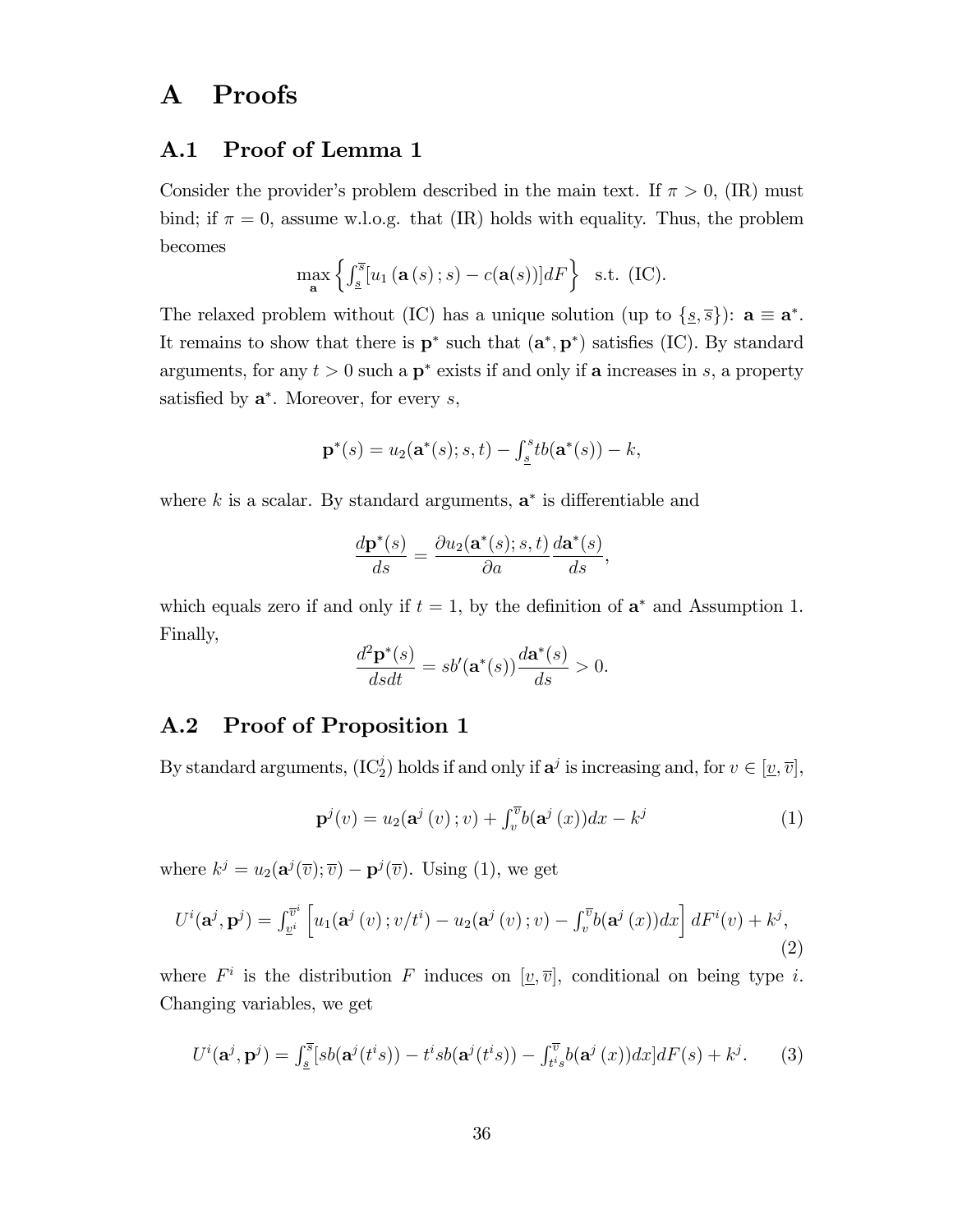# A Proofs

## A.1 Proof of Lemma 1

Consider the provider's problem described in the main text. If $\pi > 0$, (IR) must bind; if $\pi = 0$, assume w.l.o.g. that (IR) holds with equality. Thus, the problem becomes

$$\max_{\mathbf{a}} \left\{ \int_{\underline{s}}^{\overline{s}} [u_1(\mathbf{a}(s); s) - c(\mathbf{a}(s))] dF \right\} \text{ s.t. (IC).}$$

The relaxed problem without (IC) has a unique solution (up to $\{\underline{s}, \overline{s}\}$): $\mathbf{a} \equiv \mathbf{a}^*$. It remains to show that there is $\mathbf{p}^*$ such that $(\mathbf{a}^*, \mathbf{p}^*)$ satisfies (IC). By standard arguments, for any $t > 0$ such a $\mathbf{p}^*$ exists if and only if $\mathbf{a}$ increases in $s$, a property satisfied by $\mathbf{a}^*$. Moreover, for every $s$,

$$\mathbf{p}^*(s) = u_2(\mathbf{a}^*(s); s, t) - \int_{\underline{s}}^{s} t b(\mathbf{a}^*(s)) - k,$$

where $k$ is a scalar. By standard arguments, $\mathbf{a}^*$ is differentiable and

$$\frac{d\mathbf{p}^*(s)}{ds} = \frac{\partial u_2(\mathbf{a}^*(s); s, t)}{\partial a} \frac{d\mathbf{a}^*(s)}{ds},$$

which equals zero if and only if $t = 1$, by the definition of $\mathbf{a}^*$ and Assumption 1. Finally,

$$\frac{d^2\mathbf{p}^*(s)}{ds dt} = s b'(\mathbf{a}^*(s)) \frac{d\mathbf{a}^*(s)}{ds} > 0.$$

## A.2 Proof of Proposition 1

By standard arguments, ($\text{IC}_2^j$) holds if and only if $\mathbf{a}^j$ is increasing and, for $v \in [\underline{v}, \overline{v}]$,

$$\mathbf{p}^j(v) = u_2(\mathbf{a}^j(v); v) + \int_v^{\overline{v}} b(\mathbf{a}^j(x)) dx - k^j \tag{1}$$

where $k^j = u_2(\mathbf{a}^j(\overline{v}); \overline{v}) - \mathbf{p}^j(\overline{v})$. Using (1), we get

$$U^i(\mathbf{a}^j, \mathbf{p}^j) = \int_{\underline{v}^i}^{\overline{v}^i} \left[ u_1(\mathbf{a}^j(v); v/t^i) - u_2(\mathbf{a}^j(v); v) - \int_v^{\overline{v}} b(\mathbf{a}^j(x)) dx \right] dF^i(v) + k^j, \tag{2}$$

where $F^i$ is the distribution $F$ induces on $[\underline{v}, \overline{v}]$, conditional on being type $i$. Changing variables, we get

$$U^i(\mathbf{a}^j, \mathbf{p}^j) = \int_{\underline{s}}^{\overline{s}} [s b(\mathbf{a}^j(t^i s)) - t^i s b(\mathbf{a}^j(t^i s)) - \int_{t^i s}^{\overline{v}} b(\mathbf{a}^j(x)) dx] dF(s) + k^j. \tag{3}$$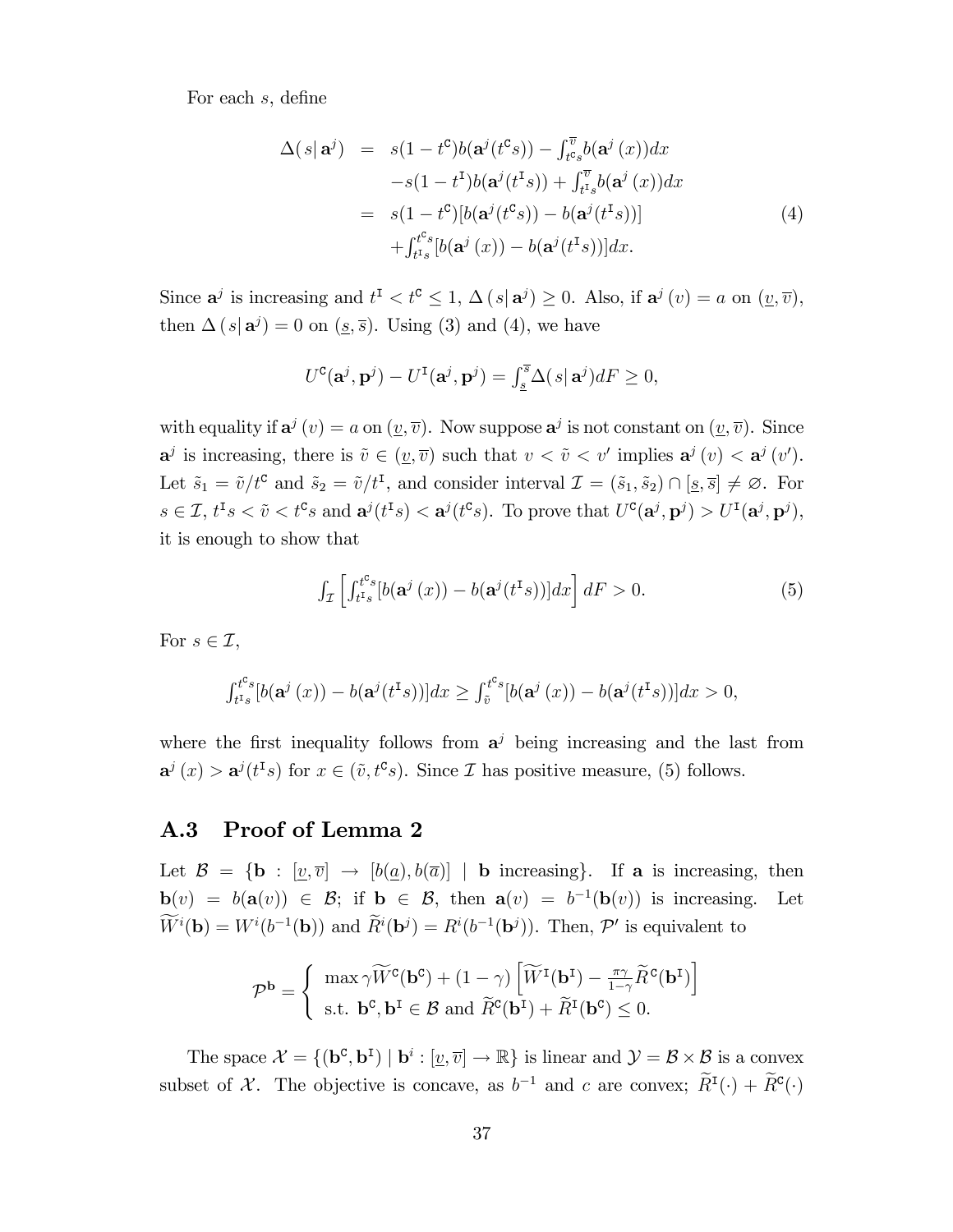For each $s$, define

$$
\begin{aligned}
\Delta(s|\,\mathbf{a}^j) &= s(1-t^{\mathtt{C}})b(\mathbf{a}^j(t^{\mathtt{C}}s)) - \textstyle\int_{t^{\mathtt{C}}s}^{\overline{v}} b(\mathbf{a}^j(x))dx \\
&\quad - s(1-t^{\mathtt{I}})b(\mathbf{a}^j(t^{\mathtt{I}}s)) + \textstyle\int_{t^{\mathtt{I}}s}^{\overline{v}} b(\mathbf{a}^j(x))dx \\
&= s(1-t^{\mathtt{C}})[b(\mathbf{a}^j(t^{\mathtt{C}}s)) - b(\mathbf{a}^j(t^{\mathtt{I}}s))] \\
&\quad + \textstyle\int_{t^{\mathtt{I}}s}^{t^{\mathtt{C}}s}[b(\mathbf{a}^j(x)) - b(\mathbf{a}^j(t^{\mathtt{I}}s))]dx.
\end{aligned}
\tag{4}
$$

Since $\mathbf{a}^j$ is increasing and $t^{\mathtt{I}} < t^{\mathtt{C}} \leq 1$, $\Delta(s|\,\mathbf{a}^j) \geq 0$. Also, if $\mathbf{a}^j(v) = a$ on $(\underline{v}, \overline{v})$, then $\Delta(s|\,\mathbf{a}^j) = 0$ on $(\underline{s}, \overline{s})$. Using (3) and (4), we have

$$
U^{\mathtt{C}}(\mathbf{a}^j, \mathbf{p}^j) - U^{\mathtt{I}}(\mathbf{a}^j, \mathbf{p}^j) = \textstyle\int_{\underline{s}}^{\overline{s}} \Delta(s|\,\mathbf{a}^j)dF \geq 0,
$$

with equality if $\mathbf{a}^j(v) = a$ on $(\underline{v}, \overline{v})$. Now suppose $\mathbf{a}^j$ is not constant on $(\underline{v}, \overline{v})$. Since $\mathbf{a}^j$ is increasing, there is $\tilde{v} \in (\underline{v}, \overline{v})$ such that $v < \tilde{v} < v'$ implies $\mathbf{a}^j(v) < \mathbf{a}^j(v')$. Let $\tilde{s}_1 = \tilde{v}/t^{\mathtt{C}}$ and $\tilde{s}_2 = \tilde{v}/t^{\mathtt{I}}$, and consider interval $\mathcal{I} = (\tilde{s}_1, \tilde{s}_2) \cap [\underline{s}, \overline{s}] \neq \varnothing$. For $s \in \mathcal{I}$, $t^{\mathtt{I}}s < \tilde{v} < t^{\mathtt{C}}s$ and $\mathbf{a}^j(t^{\mathtt{I}}s) < \mathbf{a}^j(t^{\mathtt{C}}s)$. To prove that $U^{\mathtt{C}}(\mathbf{a}^j, \mathbf{p}^j) > U^{\mathtt{I}}(\mathbf{a}^j, \mathbf{p}^j)$, it is enough to show that

$$
\textstyle\int_{\mathcal{I}} \left[\textstyle\int_{t^{\mathtt{I}}s}^{t^{\mathtt{C}}s}[b(\mathbf{a}^j(x)) - b(\mathbf{a}^j(t^{\mathtt{I}}s))]dx\right] dF > 0. \tag{5}
$$

For $s \in \mathcal{I}$,

$$
\textstyle\int_{t^{\mathtt{I}}s}^{t^{\mathtt{C}}s}[b(\mathbf{a}^j(x)) - b(\mathbf{a}^j(t^{\mathtt{I}}s))]dx \geq \textstyle\int_{\tilde{v}}^{t^{\mathtt{C}}s}[b(\mathbf{a}^j(x)) - b(\mathbf{a}^j(t^{\mathtt{I}}s))]dx > 0,
$$

where the first inequality follows from $\mathbf{a}^j$ being increasing and the last from $\mathbf{a}^j(x) > \mathbf{a}^j(t^{\mathtt{I}}s)$ for $x \in (\tilde{v}, t^{\mathtt{C}}s)$. Since $\mathcal{I}$ has positive measure, (5) follows.

## A.3 Proof of Lemma 2

Let $\mathcal{B} = \{\mathbf{b} : [\underline{v}, \overline{v}] \to [b(\underline{a}), b(\overline{a})] \mid \mathbf{b} \text{ increasing}\}$. If $\mathbf{a}$ is increasing, then $\mathbf{b}(v) = b(\mathbf{a}(v)) \in \mathcal{B}$; if $\mathbf{b} \in \mathcal{B}$, then $\mathbf{a}(v) = b^{-1}(\mathbf{b}(v))$ is increasing. Let $\widetilde{W}^i(\mathbf{b}) = W^i(b^{-1}(\mathbf{b}))$ and $\widetilde{R}^i(\mathbf{b}^j) = R^i(b^{-1}(\mathbf{b}^j))$. Then, $\mathcal{P}'$ is equivalent to

$$
\mathcal{P}^{\mathbf{b}} = \begin{cases} \max \gamma \widetilde{W}^{\mathtt{C}}(\mathbf{b}^{\mathtt{C}}) + (1-\gamma)\left[\widetilde{W}^{\mathtt{I}}(\mathbf{b}^{\mathtt{I}}) - \frac{\pi\gamma}{1-\gamma}\widetilde{R}^{\mathtt{C}}(\mathbf{b}^{\mathtt{I}})\right] \\ \text{s.t. } \mathbf{b}^{\mathtt{C}}, \mathbf{b}^{\mathtt{I}} \in \mathcal{B} \text{ and } \widetilde{R}^{\mathtt{C}}(\mathbf{b}^{\mathtt{I}}) + \widetilde{R}^{\mathtt{I}}(\mathbf{b}^{\mathtt{C}}) \leq 0. \end{cases}
$$

The space $\mathcal{X} = \{(\mathbf{b}^{\mathtt{C}}, \mathbf{b}^{\mathtt{I}}) \mid \mathbf{b}^i : [\underline{v}, \overline{v}] \to \mathbb{R}\}$ is linear and $\mathcal{Y} = \mathcal{B} \times \mathcal{B}$ is a convex subset of $\mathcal{X}$. The objective is concave, as $b^{-1}$ and $c$ are convex; $\widetilde{R}^{\mathtt{I}}(\cdot) + \widetilde{R}^{\mathtt{C}}(\cdot)$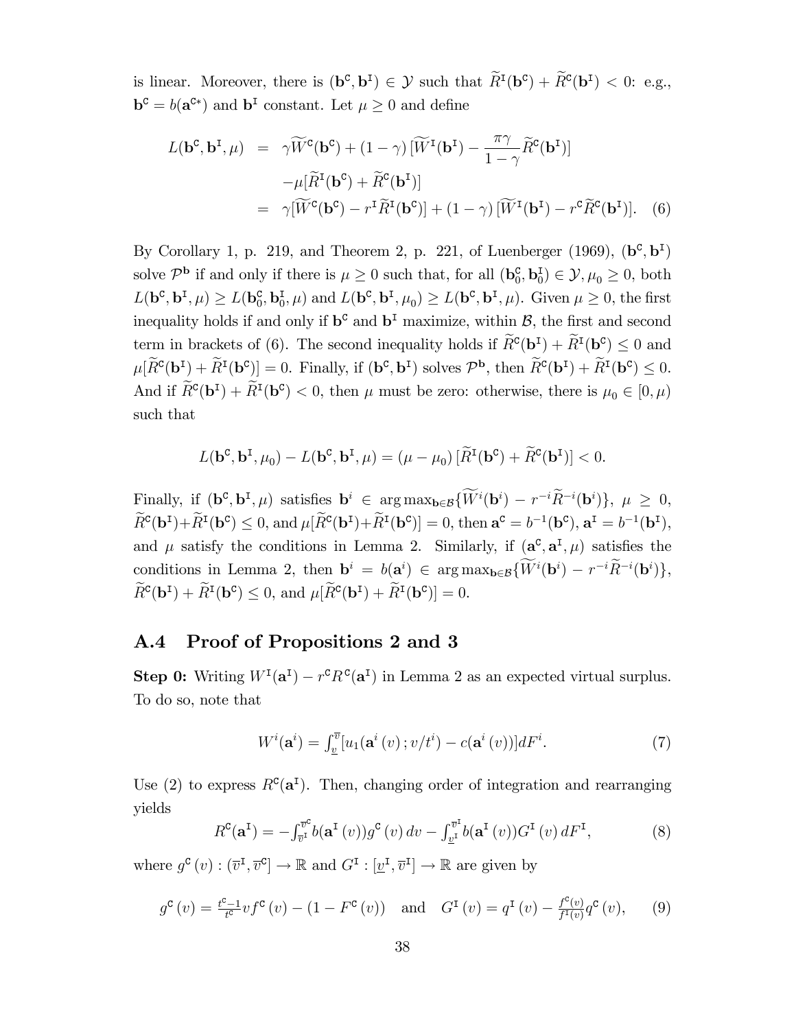is linear. Moreover, there is $(\mathbf{b}^{\mathtt{C}}, \mathbf{b}^{\mathtt{I}}) \in \mathcal{Y}$ such that $\widetilde{R}^{\mathtt{I}}(\mathbf{b}^{\mathtt{C}}) + \widetilde{R}^{\mathtt{C}}(\mathbf{b}^{\mathtt{I}}) < 0$: e.g., $\mathbf{b}^{\mathtt{C}} = b(\mathbf{a}^{\mathtt{C}*})$ and $\mathbf{b}^{\mathtt{I}}$ constant. Let $\mu \geq 0$ and define

$$
\begin{aligned}
L(\mathbf{b}^{\mathtt{C}}, \mathbf{b}^{\mathtt{I}}, \mu) &= \gamma \widetilde{W}^{\mathtt{C}}(\mathbf{b}^{\mathtt{C}}) + (1-\gamma)\,[\widetilde{W}^{\mathtt{I}}(\mathbf{b}^{\mathtt{I}}) - \frac{\pi\gamma}{1-\gamma}\widetilde{R}^{\mathtt{C}}(\mathbf{b}^{\mathtt{I}})] \\
&\quad - \mu[\widetilde{R}^{\mathtt{I}}(\mathbf{b}^{\mathtt{C}}) + \widetilde{R}^{\mathtt{C}}(\mathbf{b}^{\mathtt{I}})] \\
&= \gamma[\widetilde{W}^{\mathtt{C}}(\mathbf{b}^{\mathtt{C}}) - r^{\mathtt{I}}\widetilde{R}^{\mathtt{I}}(\mathbf{b}^{\mathtt{C}})] + (1-\gamma)\,[\widetilde{W}^{\mathtt{I}}(\mathbf{b}^{\mathtt{I}}) - r^{\mathtt{C}}\widetilde{R}^{\mathtt{C}}(\mathbf{b}^{\mathtt{I}})]. \quad (6)
\end{aligned}
$$

By Corollary 1, p. 219, and Theorem 2, p. 221, of Luenberger (1969), $(\mathbf{b}^{\mathtt{C}}, \mathbf{b}^{\mathtt{I}})$ solve $\mathcal{P}^{\mathbf{b}}$ if and only if there is $\mu \geq 0$ such that, for all $(\mathbf{b}_0^{\mathtt{C}}, \mathbf{b}_0^{\mathtt{I}}) \in \mathcal{Y}, \mu_0 \geq 0$, both $L(\mathbf{b}^{\mathtt{C}}, \mathbf{b}^{\mathtt{I}}, \mu) \geq L(\mathbf{b}_0^{\mathtt{C}}, \mathbf{b}_0^{\mathtt{I}}, \mu)$ and $L(\mathbf{b}^{\mathtt{C}}, \mathbf{b}^{\mathtt{I}}, \mu_0) \geq L(\mathbf{b}^{\mathtt{C}}, \mathbf{b}^{\mathtt{I}}, \mu)$. Given $\mu \geq 0$, the first inequality holds if and only if $\mathbf{b}^{\mathtt{C}}$ and $\mathbf{b}^{\mathtt{I}}$ maximize, within $\mathcal{B}$, the first and second term in brackets of (6). The second inequality holds if $\widetilde{R}^{\mathtt{C}}(\mathbf{b}^{\mathtt{I}}) + \widetilde{R}^{\mathtt{I}}(\mathbf{b}^{\mathtt{C}}) \leq 0$ and $\mu[\widetilde{R}^{\mathtt{C}}(\mathbf{b}^{\mathtt{I}}) + \widetilde{R}^{\mathtt{I}}(\mathbf{b}^{\mathtt{C}})] = 0$. Finally, if $(\mathbf{b}^{\mathtt{C}}, \mathbf{b}^{\mathtt{I}})$ solves $\mathcal{P}^{\mathbf{b}}$, then $\widetilde{R}^{\mathtt{C}}(\mathbf{b}^{\mathtt{I}}) + \widetilde{R}^{\mathtt{I}}(\mathbf{b}^{\mathtt{C}}) \leq 0$. And if $\widetilde{R}^{\mathtt{C}}(\mathbf{b}^{\mathtt{I}}) + \widetilde{R}^{\mathtt{I}}(\mathbf{b}^{\mathtt{C}}) < 0$, then $\mu$ must be zero: otherwise, there is $\mu_0 \in [0, \mu)$ such that

$$
L(\mathbf{b}^{\mathtt{C}}, \mathbf{b}^{\mathtt{I}}, \mu_0) - L(\mathbf{b}^{\mathtt{C}}, \mathbf{b}^{\mathtt{I}}, \mu) = (\mu - \mu_0)\,[\widetilde{R}^{\mathtt{I}}(\mathbf{b}^{\mathtt{C}}) + \widetilde{R}^{\mathtt{C}}(\mathbf{b}^{\mathtt{I}})] < 0.
$$

Finally, if $(\mathbf{b}^{\mathtt{C}}, \mathbf{b}^{\mathtt{I}}, \mu)$ satisfies $\mathbf{b}^i \in \arg\max_{\mathbf{b}\in\mathcal{B}}\{\widetilde{W}^i(\mathbf{b}^i) - r^{-i}\widetilde{R}^{-i}(\mathbf{b}^i)\}$, $\mu \geq 0$, $\widetilde{R}^{\mathtt{C}}(\mathbf{b}^{\mathtt{I}}) + \widetilde{R}^{\mathtt{I}}(\mathbf{b}^{\mathtt{C}}) \leq 0$, and $\mu[\widetilde{R}^{\mathtt{C}}(\mathbf{b}^{\mathtt{I}}) + \widetilde{R}^{\mathtt{I}}(\mathbf{b}^{\mathtt{C}})] = 0$, then $\mathbf{a}^{\mathtt{C}} = b^{-1}(\mathbf{b}^{\mathtt{C}})$, $\mathbf{a}^{\mathtt{I}} = b^{-1}(\mathbf{b}^{\mathtt{I}})$, and $\mu$ satisfy the conditions in Lemma 2. Similarly, if $(\mathbf{a}^{\mathtt{C}}, \mathbf{a}^{\mathtt{I}}, \mu)$ satisfies the conditions in Lemma 2, then $\mathbf{b}^i = b(\mathbf{a}^i) \in \arg\max_{\mathbf{b}\in\mathcal{B}}\{\widetilde{W}^i(\mathbf{b}^i) - r^{-i}\widetilde{R}^{-i}(\mathbf{b}^i)\}$, $\widetilde{R}^{\mathtt{C}}(\mathbf{b}^{\mathtt{I}}) + \widetilde{R}^{\mathtt{I}}(\mathbf{b}^{\mathtt{C}}) \leq 0$, and $\mu[\widetilde{R}^{\mathtt{C}}(\mathbf{b}^{\mathtt{I}}) + \widetilde{R}^{\mathtt{I}}(\mathbf{b}^{\mathtt{C}})] = 0$.

## A.4 Proof of Propositions 2 and 3

**Step 0:** Writing $W^{\mathtt{I}}(\mathbf{a}^{\mathtt{I}}) - r^{\mathtt{C}}R^{\mathtt{C}}(\mathbf{a}^{\mathtt{I}})$ in Lemma 2 as an expected virtual surplus. To do so, note that

$$
W^i(\mathbf{a}^i) = \textstyle\int_{\underline{v}}^{\overline{v}}[u_1(\mathbf{a}^i(v); v/t^i) - c(\mathbf{a}^i(v))]dF^i. \quad (7)
$$

Use (2) to express $R^{\mathtt{C}}(\mathbf{a}^{\mathtt{I}})$. Then, changing order of integration and rearranging yields

$$
R^{\mathtt{C}}(\mathbf{a}^{\mathtt{I}}) = -\textstyle\int_{\overline{v}^{\mathtt{I}}}^{\overline{v}^{\mathtt{C}}} b(\mathbf{a}^{\mathtt{I}}(v))g^{\mathtt{C}}(v)\,dv - \int_{\underline{v}^{\mathtt{I}}}^{\overline{v}^{\mathtt{I}}} b(\mathbf{a}^{\mathtt{I}}(v))G^{\mathtt{I}}(v)\,dF^{\mathtt{I}}, \quad (8)
$$

where $g^{\mathtt{C}}(v) : (\overline{v}^{\mathtt{I}}, \overline{v}^{\mathtt{C}}] \to \mathbb{R}$ and $G^{\mathtt{I}} : [\underline{v}^{\mathtt{I}}, \overline{v}^{\mathtt{I}}] \to \mathbb{R}$ are given by

$$
g^{\mathtt{C}}(v) = \tfrac{t^{\mathtt{C}}-1}{t^{\mathtt{C}}}vf^{\mathtt{C}}(v) - (1 - F^{\mathtt{C}}(v)) \quad \text{and} \quad G^{\mathtt{I}}(v) = q^{\mathtt{I}}(v) - \tfrac{f^{\mathtt{C}}(v)}{f^{\mathtt{I}}(v)}q^{\mathtt{C}}(v), \quad (9)
$$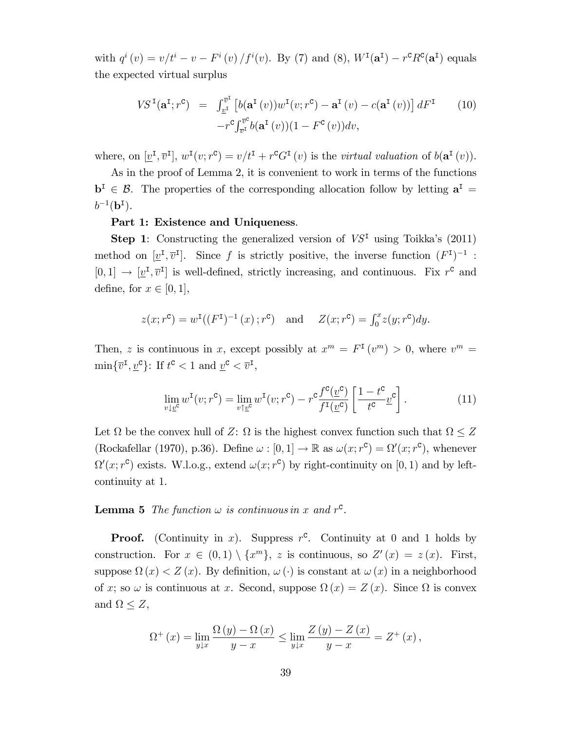with $q^i(v) = v/t^i - v - F^i(v)/f^i(v)$. By (7) and (8), $W^{\mathtt{I}}(\mathbf{a}^{\mathtt{I}}) - r^{\mathtt{C}} R^{\mathtt{C}}(\mathbf{a}^{\mathtt{I}})$ equals the expected virtual surplus

$$
\begin{aligned}
VS^{\mathtt{I}}(\mathbf{a}^{\mathtt{I}}; r^{\mathtt{C}}) &= \int_{\underline{v}^{\mathtt{I}}}^{\overline{v}^{\mathtt{I}}} \left[ b(\mathbf{a}^{\mathtt{I}}(v)) w^{\mathtt{I}}(v; r^{\mathtt{C}}) - \mathbf{a}^{\mathtt{I}}(v) - c(\mathbf{a}^{\mathtt{I}}(v)) \right] dF^{\mathtt{I}} \\
&\quad - r^{\mathtt{C}} \int_{\overline{v}^{\mathtt{I}}}^{\overline{v}^{\mathtt{C}}} b(\mathbf{a}^{\mathtt{I}}(v))(1 - F^{\mathtt{C}}(v)) dv,
\end{aligned}
\tag{10}
$$

where, on $[\underline{v}^{\mathtt{I}}, \overline{v}^{\mathtt{I}}]$, $w^{\mathtt{I}}(v; r^{\mathtt{C}}) = v/t^{\mathtt{I}} + r^{\mathtt{C}} G^{\mathtt{I}}(v)$ is the *virtual valuation* of $b(\mathbf{a}^{\mathtt{I}}(v))$.

As in the proof of Lemma 2, it is convenient to work in terms of the functions $\mathbf{b}^{\mathtt{I}} \in \mathcal{B}$. The properties of the corresponding allocation follow by letting $\mathbf{a}^{\mathtt{I}} = b^{-1}(\mathbf{b}^{\mathtt{I}})$.

**Part 1: Existence and Uniqueness**.

**Step 1**: Constructing the generalized version of $VS^{\mathtt{I}}$ using Toikka's (2011) method on $[\underline{v}^{\mathtt{I}}, \overline{v}^{\mathtt{I}}]$. Since $f$ is strictly positive, the inverse function $(F^{\mathtt{I}})^{-1} : [0,1] \to [\underline{v}^{\mathtt{I}}, \overline{v}^{\mathtt{I}}]$ is well-defined, strictly increasing, and continuous. Fix $r^{\mathtt{C}}$ and define, for $x \in [0,1]$,

$$
z(x; r^{\mathtt{C}}) = w^{\mathtt{I}}((F^{\mathtt{I}})^{-1}(x); r^{\mathtt{C}}) \quad \text{and} \quad Z(x; r^{\mathtt{C}}) = \int_0^x z(y; r^{\mathtt{C}}) dy.
$$

Then, $z$ is continuous in $x$, except possibly at $x^m = F^{\mathtt{I}}(v^m) > 0$, where $v^m = \min\{\overline{v}^{\mathtt{I}}, \underline{v}^{\mathtt{C}}\}$: If $t^{\mathtt{C}} < 1$ and $\underline{v}^{\mathtt{C}} < \overline{v}^{\mathtt{I}}$,

$$
\lim_{v \downarrow \underline{v}^{\mathtt{C}}} w^{\mathtt{I}}(v; r^{\mathtt{C}}) = \lim_{v \uparrow \underline{v}^{\mathtt{C}}} w^{\mathtt{I}}(v; r^{\mathtt{C}}) - r^{\mathtt{C}} \frac{f^{\mathtt{C}}(\underline{v}^{\mathtt{C}})}{f^{\mathtt{I}}(\underline{v}^{\mathtt{C}})} \left[ \frac{1 - t^{\mathtt{C}}}{t^{\mathtt{C}}} \underline{v}^{\mathtt{C}} \right].
\tag{11}
$$

Let $\Omega$ be the convex hull of $Z$: $\Omega$ is the highest convex function such that $\Omega \leq Z$ (Rockafellar (1970), p.36). Define $\omega : [0,1] \to \mathbb{R}$ as $\omega(x; r^{\mathtt{C}}) = \Omega'(x; r^{\mathtt{C}})$, whenever $\Omega'(x; r^{\mathtt{C}})$ exists. W.l.o.g., extend $\omega(x; r^{\mathtt{C}})$ by right-continuity on $[0,1)$ and by left-continuity at 1.

**Lemma 5** *The function $\omega$ is continuous in $x$ and $r^{\mathtt{C}}$.*

**Proof.** (Continuity in $x$). Suppress $r^{\mathtt{C}}$. Continuity at 0 and 1 holds by construction. For $x \in (0,1) \setminus \{x^m\}$, $z$ is continuous, so $Z'(x) = z(x)$. First, suppose $\Omega(x) < Z(x)$. By definition, $\omega(\cdot)$ is constant at $\omega(x)$ in a neighborhood of $x$; so $\omega$ is continuous at $x$. Second, suppose $\Omega(x) = Z(x)$. Since $\Omega$ is convex and $\Omega \leq Z$,

$$
\Omega^+(x) = \lim_{y \downarrow x} \frac{\Omega(y) - \Omega(x)}{y - x} \leq \lim_{y \downarrow x} \frac{Z(y) - Z(x)}{y - x} = Z^+(x),
$$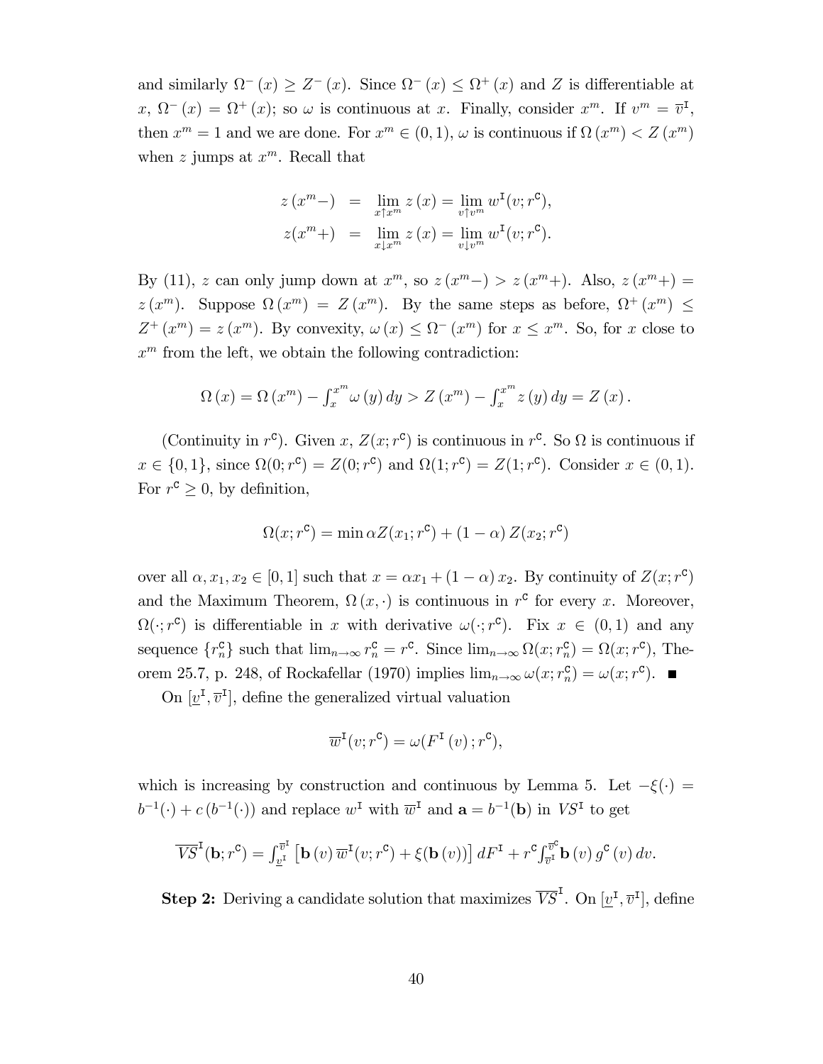and similarly $\Omega^-(x) \geq Z^-(x)$. Since $\Omega^-(x) \leq \Omega^+(x)$ and $Z$ is differentiable at $x$, $\Omega^-(x) = \Omega^+(x)$; so $\omega$ is continuous at $x$. Finally, consider $x^m$. If $v^m = \overline{v}^{\mathtt{I}}$, then $x^m = 1$ and we are done. For $x^m \in (0,1)$, $\omega$ is continuous if $\Omega(x^m) < Z(x^m)$ when $z$ jumps at $x^m$. Recall that

$$
\begin{aligned}
z(x^m-) &= \lim_{x \uparrow x^m} z(x) = \lim_{v \uparrow v^m} w^{\mathtt{I}}(v; r^{\mathtt{C}}), \\
z(x^m+) &= \lim_{x \downarrow x^m} z(x) = \lim_{v \downarrow v^m} w^{\mathtt{I}}(v; r^{\mathtt{C}}).
\end{aligned}
$$

By (11), $z$ can only jump down at $x^m$, so $z(x^m-) > z(x^m+)$. Also, $z(x^m+) = z(x^m)$. Suppose $\Omega(x^m) = Z(x^m)$. By the same steps as before, $\Omega^+(x^m) \leq Z^+(x^m) = z(x^m)$. By convexity, $\omega(x) \leq \Omega^-(x^m)$ for $x \leq x^m$. So, for $x$ close to $x^m$ from the left, we obtain the following contradiction:

$$
\Omega(x) = \Omega(x^m) - \int_x^{x^m} \omega(y)\,dy > Z(x^m) - \int_x^{x^m} z(y)\,dy = Z(x).
$$

(Continuity in $r^{\mathtt{C}}$). Given $x$, $Z(x; r^{\mathtt{C}})$ is continuous in $r^{\mathtt{C}}$. So $\Omega$ is continuous if $x \in \{0,1\}$, since $\Omega(0; r^{\mathtt{C}}) = Z(0; r^{\mathtt{C}})$ and $\Omega(1; r^{\mathtt{C}}) = Z(1; r^{\mathtt{C}})$. Consider $x \in (0,1)$. For $r^{\mathtt{C}} \geq 0$, by definition,

$$
\Omega(x; r^{\mathtt{C}}) = \min \alpha Z(x_1; r^{\mathtt{C}}) + (1-\alpha) Z(x_2; r^{\mathtt{C}})
$$

over all $\alpha, x_1, x_2 \in [0,1]$ such that $x = \alpha x_1 + (1-\alpha) x_2$. By continuity of $Z(x; r^{\mathtt{C}})$ and the Maximum Theorem, $\Omega(x, \cdot)$ is continuous in $r^{\mathtt{C}}$ for every $x$. Moreover, $\Omega(\cdot; r^{\mathtt{C}})$ is differentiable in $x$ with derivative $\omega(\cdot; r^{\mathtt{C}})$. Fix $x \in (0,1)$ and any sequence $\{r_n^{\mathtt{C}}\}$ such that $\lim_{n\to\infty} r_n^{\mathtt{C}} = r^{\mathtt{C}}$. Since $\lim_{n\to\infty} \Omega(x; r_n^{\mathtt{C}}) = \Omega(x; r^{\mathtt{C}})$, Theorem 25.7, p. 248, of Rockafellar (1970) implies $\lim_{n\to\infty} \omega(x; r_n^{\mathtt{C}}) = \omega(x; r^{\mathtt{C}})$. ■

On $[\underline{v}^{\mathtt{I}}, \overline{v}^{\mathtt{I}}]$, define the generalized virtual valuation

$$
\overline{w}^{\mathtt{I}}(v; r^{\mathtt{C}}) = \omega(F^{\mathtt{I}}(v); r^{\mathtt{C}}),
$$

which is increasing by construction and continuous by Lemma 5. Let $-\xi(\cdot) = b^{-1}(\cdot) + c(b^{-1}(\cdot))$ and replace $w^{\mathtt{I}}$ with $\overline{w}^{\mathtt{I}}$ and $\mathbf{a} = b^{-1}(\mathbf{b})$ in $VS^{\mathtt{I}}$ to get

$$
\overline{VS}^{\mathtt{I}}(\mathbf{b}; r^{\mathtt{C}}) = \int_{\underline{v}^{\mathtt{I}}}^{\overline{v}^{\mathtt{I}}} \left[\mathbf{b}(v)\, \overline{w}^{\mathtt{I}}(v; r^{\mathtt{C}}) + \xi(\mathbf{b}(v))\right] dF^{\mathtt{I}} + r^{\mathtt{C}} \int_{\overline{v}^{\mathtt{I}}}^{\overline{v}^{\mathtt{C}}} \mathbf{b}(v)\, g^{\mathtt{C}}(v)\, dv.
$$

**Step 2:** Deriving a candidate solution that maximizes $\overline{VS}^{\mathtt{I}}$. On $[\underline{v}^{\mathtt{I}}, \overline{v}^{\mathtt{I}}]$, define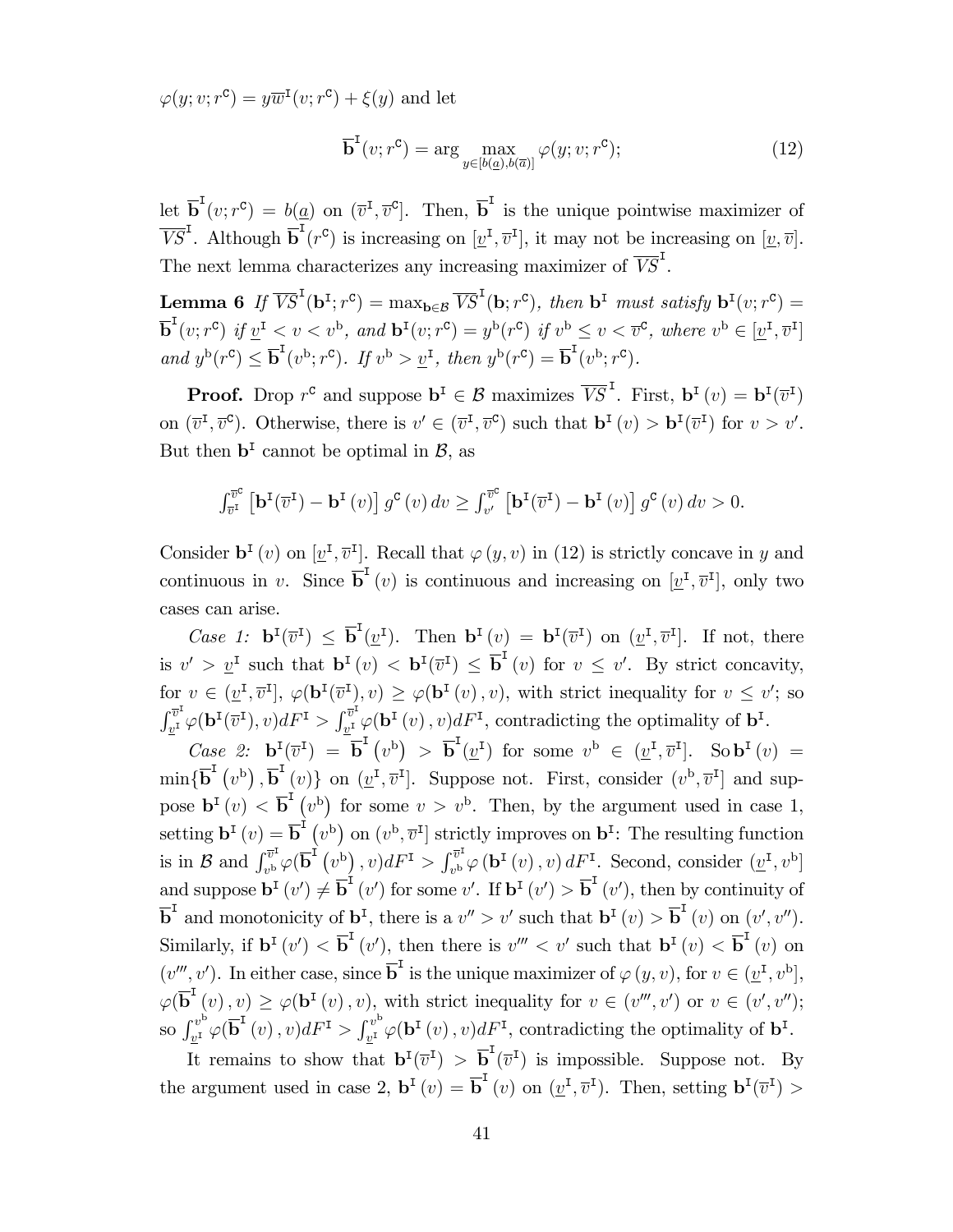$\varphi(y; v; r^{\mathtt{C}}) = y\overline{w}^{\mathtt{I}}(v; r^{\mathtt{C}}) + \xi(y)$ and let

$$\overline{\mathbf{b}}^{\mathtt{I}}(v; r^{\mathtt{C}}) = \arg\max_{y \in [b(\underline{a}), b(\overline{a})]} \varphi(y; v; r^{\mathtt{C}}); \tag{12}$$

let $\overline{\mathbf{b}}^{\mathtt{I}}(v; r^{\mathtt{C}}) = b(\underline{a})$ on $(\overline{v}^{\mathtt{I}}, \overline{v}^{\mathtt{C}}]$. Then, $\overline{\mathbf{b}}^{\mathtt{I}}$ is the unique pointwise maximizer of $\overline{VS}^{\mathtt{I}}$. Although $\overline{\mathbf{b}}^{\mathtt{I}}(r^{\mathtt{C}})$ is increasing on $[\underline{v}^{\mathtt{I}}, \overline{v}^{\mathtt{I}}]$, it may not be increasing on $[\underline{v}, \overline{v}]$. The next lemma characterizes any increasing maximizer of $\overline{VS}^{\mathtt{I}}$.

**Lemma 6** *If $\overline{VS}^{\mathtt{I}}(\mathbf{b}^{\mathtt{I}}; r^{\mathtt{C}}) = \max_{\mathbf{b} \in \mathcal{B}} \overline{VS}^{\mathtt{I}}(\mathbf{b}; r^{\mathtt{C}})$, then $\mathbf{b}^{\mathtt{I}}$ must satisfy $\mathbf{b}^{\mathtt{I}}(v; r^{\mathtt{C}}) = \overline{\mathbf{b}}^{\mathtt{I}}(v; r^{\mathtt{C}})$ if $\underline{v}^{\mathtt{I}} < v < v^{\mathrm{b}}$, and $\mathbf{b}^{\mathtt{I}}(v; r^{\mathtt{C}}) = y^{\mathrm{b}}(r^{\mathtt{C}})$ if $v^{\mathrm{b}} \leq v < \overline{v}^{\mathtt{C}}$, where $v^{\mathrm{b}} \in [\underline{v}^{\mathtt{I}}, \overline{v}^{\mathtt{I}}]$ and $y^{\mathrm{b}}(r^{\mathtt{C}}) \leq \overline{\mathbf{b}}^{\mathtt{I}}(v^{\mathrm{b}}; r^{\mathtt{C}})$. If $v^{\mathrm{b}} > \underline{v}^{\mathtt{I}}$, then $y^{\mathrm{b}}(r^{\mathtt{C}}) = \overline{\mathbf{b}}^{\mathtt{I}}(v^{\mathrm{b}}; r^{\mathtt{C}})$.*

**Proof.** Drop $r^{\mathtt{C}}$ and suppose $\mathbf{b}^{\mathtt{I}} \in \mathcal{B}$ maximizes $\overline{VS}^{\mathtt{I}}$. First, $\mathbf{b}^{\mathtt{I}}(v) = \mathbf{b}^{\mathtt{I}}(\overline{v}^{\mathtt{I}})$ on $(\overline{v}^{\mathtt{I}}, \overline{v}^{\mathtt{C}})$. Otherwise, there is $v' \in (\overline{v}^{\mathtt{I}}, \overline{v}^{\mathtt{C}})$ such that $\mathbf{b}^{\mathtt{I}}(v) > \mathbf{b}^{\mathtt{I}}(\overline{v}^{\mathtt{I}})$ for $v > v'$. But then $\mathbf{b}^{\mathtt{I}}$ cannot be optimal in $\mathcal{B}$, as

$$\int_{\overline{v}^{\mathtt{I}}}^{\overline{v}^{\mathtt{C}}} \left[\mathbf{b}^{\mathtt{I}}(\overline{v}^{\mathtt{I}}) - \mathbf{b}^{\mathtt{I}}(v)\right] g^{\mathtt{C}}(v)\, dv \geq \int_{v'}^{\overline{v}^{\mathtt{C}}} \left[\mathbf{b}^{\mathtt{I}}(\overline{v}^{\mathtt{I}}) - \mathbf{b}^{\mathtt{I}}(v)\right] g^{\mathtt{C}}(v)\, dv > 0.$$

Consider $\mathbf{b}^{\mathtt{I}}(v)$ on $[\underline{v}^{\mathtt{I}}, \overline{v}^{\mathtt{I}}]$. Recall that $\varphi(y, v)$ in (12) is strictly concave in $y$ and continuous in $v$. Since $\overline{\mathbf{b}}^{\mathtt{I}}(v)$ is continuous and increasing on $[\underline{v}^{\mathtt{I}}, \overline{v}^{\mathtt{I}}]$, only two cases can arise.

*Case 1:* $\mathbf{b}^{\mathtt{I}}(\overline{v}^{\mathtt{I}}) \leq \overline{\mathbf{b}}^{\mathtt{I}}(\underline{v}^{\mathtt{I}})$. Then $\mathbf{b}^{\mathtt{I}}(v) = \mathbf{b}^{\mathtt{I}}(\overline{v}^{\mathtt{I}})$ on $(\underline{v}^{\mathtt{I}}, \overline{v}^{\mathtt{I}}]$. If not, there is $v' > \underline{v}^{\mathtt{I}}$ such that $\mathbf{b}^{\mathtt{I}}(v) < \mathbf{b}^{\mathtt{I}}(\overline{v}^{\mathtt{I}}) \leq \overline{\mathbf{b}}^{\mathtt{I}}(v)$ for $v \leq v'$. By strict concavity, for $v \in (\underline{v}^{\mathtt{I}}, \overline{v}^{\mathtt{I}}]$, $\varphi(\mathbf{b}^{\mathtt{I}}(\overline{v}^{\mathtt{I}}), v) \geq \varphi(\mathbf{b}^{\mathtt{I}}(v), v)$, with strict inequality for $v \leq v'$; so $\int_{\underline{v}^{\mathtt{I}}}^{\overline{v}^{\mathtt{I}}} \varphi(\mathbf{b}^{\mathtt{I}}(\overline{v}^{\mathtt{I}}), v) dF^{\mathtt{I}} > \int_{\underline{v}^{\mathtt{I}}}^{\overline{v}^{\mathtt{I}}} \varphi(\mathbf{b}^{\mathtt{I}}(v), v) dF^{\mathtt{I}}$, contradicting the optimality of $\mathbf{b}^{\mathtt{I}}$.

*Case 2:* $\mathbf{b}^{\mathtt{I}}(\overline{v}^{\mathtt{I}}) = \overline{\mathbf{b}}^{\mathtt{I}}(v^{\mathrm{b}}) > \overline{\mathbf{b}}^{\mathtt{I}}(\underline{v}^{\mathtt{I}})$ for some $v^{\mathrm{b}} \in (\underline{v}^{\mathtt{I}}, \overline{v}^{\mathtt{I}}]$. So $\mathbf{b}^{\mathtt{I}}(v) = \min\{\overline{\mathbf{b}}^{\mathtt{I}}(v^{\mathrm{b}}), \overline{\mathbf{b}}^{\mathtt{I}}(v)\}$ on $(\underline{v}^{\mathtt{I}}, \overline{v}^{\mathtt{I}}]$. Suppose not. First, consider $(v^{\mathrm{b}}, \overline{v}^{\mathtt{I}}]$ and suppose $\mathbf{b}^{\mathtt{I}}(v) < \overline{\mathbf{b}}^{\mathtt{I}}(v^{\mathrm{b}})$ for some $v > v^{\mathrm{b}}$. Then, by the argument used in case 1, setting $\mathbf{b}^{\mathtt{I}}(v) = \overline{\mathbf{b}}^{\mathtt{I}}(v^{\mathrm{b}})$ on $(v^{\mathrm{b}}, \overline{v}^{\mathtt{I}}]$ strictly improves on $\mathbf{b}^{\mathtt{I}}$: The resulting function is in $\mathcal{B}$ and $\int_{v^{\mathrm{b}}}^{\overline{v}^{\mathtt{I}}} \varphi(\overline{\mathbf{b}}^{\mathtt{I}}(v^{\mathrm{b}}), v) dF^{\mathtt{I}} > \int_{v^{\mathrm{b}}}^{\overline{v}^{\mathtt{I}}} \varphi(\mathbf{b}^{\mathtt{I}}(v), v)\, dF^{\mathtt{I}}$. Second, consider $(\underline{v}^{\mathtt{I}}, v^{\mathrm{b}}]$ and suppose $\mathbf{b}^{\mathtt{I}}(v') \neq \overline{\mathbf{b}}^{\mathtt{I}}(v')$ for some $v'$. If $\mathbf{b}^{\mathtt{I}}(v') > \overline{\mathbf{b}}^{\mathtt{I}}(v')$, then by continuity of $\overline{\mathbf{b}}^{\mathtt{I}}$ and monotonicity of $\mathbf{b}^{\mathtt{I}}$, there is a $v'' > v'$ such that $\mathbf{b}^{\mathtt{I}}(v) > \overline{\mathbf{b}}^{\mathtt{I}}(v)$ on $(v', v'')$. Similarly, if $\mathbf{b}^{\mathtt{I}}(v') < \overline{\mathbf{b}}^{\mathtt{I}}(v')$, then there is $v''' < v'$ such that $\mathbf{b}^{\mathtt{I}}(v) < \overline{\mathbf{b}}^{\mathtt{I}}(v)$ on $(v''', v')$. In either case, since $\overline{\mathbf{b}}^{\mathtt{I}}$ is the unique maximizer of $\varphi(y, v)$, for $v \in (\underline{v}^{\mathtt{I}}, v^{\mathrm{b}}]$, $\varphi(\overline{\mathbf{b}}^{\mathtt{I}}(v), v) \geq \varphi(\mathbf{b}^{\mathtt{I}}(v), v)$, with strict inequality for $v \in (v''', v')$ or $v \in (v', v'')$; so $\int_{\underline{v}^{\mathtt{I}}}^{v^{\mathrm{b}}} \varphi(\overline{\mathbf{b}}^{\mathtt{I}}(v), v) dF^{\mathtt{I}} > \int_{\underline{v}^{\mathtt{I}}}^{v^{\mathrm{b}}} \varphi(\mathbf{b}^{\mathtt{I}}(v), v) dF^{\mathtt{I}}$, contradicting the optimality of $\mathbf{b}^{\mathtt{I}}$.

It remains to show that $\mathbf{b}^{\mathtt{I}}(\overline{v}^{\mathtt{I}}) > \overline{\mathbf{b}}^{\mathtt{I}}(\overline{v}^{\mathtt{I}})$ is impossible. Suppose not. By the argument used in case 2, $\mathbf{b}^{\mathtt{I}}(v) = \overline{\mathbf{b}}^{\mathtt{I}}(v)$ on $(\underline{v}^{\mathtt{I}}, \overline{v}^{\mathtt{I}})$. Then, setting $\mathbf{b}^{\mathtt{I}}(\overline{v}^{\mathtt{I}}) >$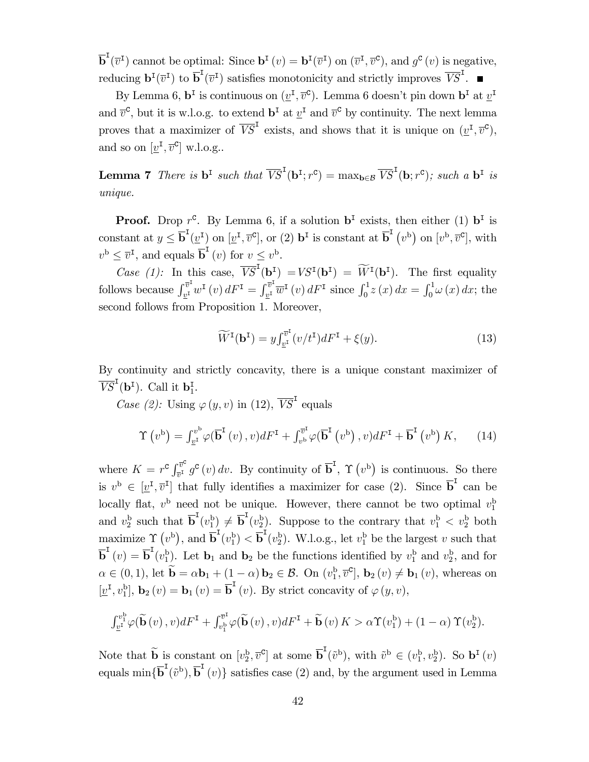$\overline{\mathbf{b}}^{\mathtt{I}}(\overline{v}^{\mathtt{I}})$ cannot be optimal: Since $\mathbf{b}^{\mathtt{I}}(v) = \mathbf{b}^{\mathtt{I}}(\overline{v}^{\mathtt{I}})$ on $(\overline{v}^{\mathtt{I}}, \overline{v}^{\mathtt{C}})$, and $g^{\mathtt{C}}(v)$ is negative, reducing $\mathbf{b}^{\mathtt{I}}(\overline{v}^{\mathtt{I}})$ to $\overline{\mathbf{b}}^{\mathtt{I}}(\overline{v}^{\mathtt{I}})$ satisfies monotonicity and strictly improves $\overline{VS}^{\mathtt{I}}$. ■

By Lemma 6, $\mathbf{b}^{\mathtt{I}}$ is continuous on $(\underline{v}^{\mathtt{I}}, \overline{v}^{\mathtt{C}})$. Lemma 6 doesn't pin down $\mathbf{b}^{\mathtt{I}}$ at $\underline{v}^{\mathtt{I}}$ and $\overline{v}^{\mathtt{C}}$, but it is w.l.o.g. to extend $\mathbf{b}^{\mathtt{I}}$ at $\underline{v}^{\mathtt{I}}$ and $\overline{v}^{\mathtt{C}}$ by continuity. The next lemma proves that a maximizer of $\overline{VS}^{\mathtt{I}}$ exists, and shows that it is unique on $(\underline{v}^{\mathtt{I}}, \overline{v}^{\mathtt{C}})$, and so on $[\underline{v}^{\mathtt{I}}, \overline{v}^{\mathtt{C}}]$ w.l.o.g..

**Lemma 7** *There is* $\mathbf{b}^{\mathtt{I}}$ *such that* $\overline{VS}^{\mathtt{I}}(\mathbf{b}^{\mathtt{I}}; r^{\mathtt{C}}) = \max_{\mathbf{b} \in \mathcal{B}} \overline{VS}^{\mathtt{I}}(\mathbf{b}; r^{\mathtt{C}})$*; such a* $\mathbf{b}^{\mathtt{I}}$ *is unique.*

**Proof.** Drop $r^{\mathtt{C}}$. By Lemma 6, if a solution $\mathbf{b}^{\mathtt{I}}$ exists, then either (1) $\mathbf{b}^{\mathtt{I}}$ is constant at $y \leq \overline{\mathbf{b}}^{\mathtt{I}}(\underline{v}^{\mathtt{I}})$ on $[\underline{v}^{\mathtt{I}}, \overline{v}^{\mathtt{C}}]$, or (2) $\mathbf{b}^{\mathtt{I}}$ is constant at $\overline{\mathbf{b}}^{\mathtt{I}}(v^{\mathrm{b}})$ on $[v^{\mathrm{b}}, \overline{v}^{\mathtt{C}}]$, with $v^{\mathrm{b}} \leq \overline{v}^{\mathtt{I}}$, and equals $\overline{\mathbf{b}}^{\mathtt{I}}(v)$ for $v \leq v^{\mathrm{b}}$.

*Case (1):* In this case, $\overline{VS}^{\mathtt{I}}(\mathbf{b}^{\mathtt{I}}) = VS^{\mathtt{I}}(\mathbf{b}^{\mathtt{I}}) = \widetilde{W}^{\mathtt{I}}(\mathbf{b}^{\mathtt{I}})$. The first equality follows because $\int_{\underline{v}^{\mathtt{I}}}^{\overline{v}^{\mathtt{I}}} w^{\mathtt{I}}(v)\, dF^{\mathtt{I}} = \int_{\underline{v}^{\mathtt{I}}}^{\overline{v}^{\mathtt{I}}} \overline{w}^{\mathtt{I}}(v)\, dF^{\mathtt{I}}$ since $\int_0^1 z(x)\, dx = \int_0^1 \omega(x)\, dx$; the second follows from Proposition 1. Moreover,

$$\widetilde{W}^{\mathtt{I}}(\mathbf{b}^{\mathtt{I}}) = y \int_{\underline{v}^{\mathtt{I}}}^{\overline{v}^{\mathtt{I}}} (v/t^{\mathtt{I}}) dF^{\mathtt{I}} + \xi(y). \tag{13}$$

By continuity and strictly concavity, there is a unique constant maximizer of $\overline{VS}^{\mathtt{I}}(\mathbf{b}^{\mathtt{I}})$. Call it $\mathbf{b}_1^{\mathtt{I}}$.

*Case (2):* Using $\varphi(y, v)$ in (12), $\overline{VS}^{\mathtt{I}}$ equals

$$\Upsilon(v^{\mathrm{b}}) = \int_{\underline{v}^{\mathtt{I}}}^{v^{\mathrm{b}}} \varphi(\overline{\mathbf{b}}^{\mathtt{I}}(v), v) dF^{\mathtt{I}} + \int_{v^{\mathrm{b}}}^{\overline{v}^{\mathtt{I}}} \varphi(\overline{\mathbf{b}}^{\mathtt{I}}(v^{\mathrm{b}}), v) dF^{\mathtt{I}} + \overline{\mathbf{b}}^{\mathtt{I}}(v^{\mathrm{b}}) K, \tag{14}$$

where $K = r^{\mathtt{C}} \int_{\overline{v}^{\mathtt{I}}}^{\overline{v}^{\mathtt{C}}} g^{\mathtt{C}}(v)\, dv$. By continuity of $\overline{\mathbf{b}}^{\mathtt{I}}$, $\Upsilon(v^{\mathrm{b}})$ is continuous. So there is $v^{\mathrm{b}} \in [\underline{v}^{\mathtt{I}}, \overline{v}^{\mathtt{I}}]$ that fully identifies a maximizer for case (2). Since $\overline{\mathbf{b}}^{\mathtt{I}}$ can be locally flat, $v^{\mathrm{b}}$ need not be unique. However, there cannot be two optimal $v_1^{\mathrm{b}}$ and $v_2^{\mathrm{b}}$ such that $\overline{\mathbf{b}}^{\mathtt{I}}(v_1^{\mathrm{b}}) \neq \overline{\mathbf{b}}^{\mathtt{I}}(v_2^{\mathrm{b}})$. Suppose to the contrary that $v_1^{\mathrm{b}} < v_2^{\mathrm{b}}$ both maximize $\Upsilon(v^{\mathrm{b}})$, and $\overline{\mathbf{b}}^{\mathtt{I}}(v_1^{\mathrm{b}}) < \overline{\mathbf{b}}^{\mathtt{I}}(v_2^{\mathrm{b}})$. W.l.o.g., let $v_1^{\mathrm{b}}$ be the largest $v$ such that $\overline{\mathbf{b}}^{\mathtt{I}}(v) = \overline{\mathbf{b}}^{\mathtt{I}}(v_1^{\mathrm{b}})$. Let $\mathbf{b}_1$ and $\mathbf{b}_2$ be the functions identified by $v_1^{\mathrm{b}}$ and $v_2^{\mathrm{b}}$, and for $\alpha \in (0, 1)$, let $\widetilde{\mathbf{b}} = \alpha \mathbf{b}_1 + (1 - \alpha) \mathbf{b}_2 \in \mathcal{B}$. On $(v_1^{\mathrm{b}}, \overline{v}^{\mathtt{C}}]$, $\mathbf{b}_2(v) \neq \mathbf{b}_1(v)$, whereas on $[\underline{v}^{\mathtt{I}}, v_1^{\mathrm{b}}]$, $\mathbf{b}_2(v) = \mathbf{b}_1(v) = \overline{\mathbf{b}}^{\mathtt{I}}(v)$. By strict concavity of $\varphi(y, v)$,

$$\int_{\underline{v}^{\mathtt{I}}}^{v_1^{\mathrm{b}}} \varphi(\widetilde{\mathbf{b}}(v), v) dF^{\mathtt{I}} + \int_{v_1^{\mathrm{b}}}^{\overline{v}^{\mathtt{I}}} \varphi(\widetilde{\mathbf{b}}(v), v) dF^{\mathtt{I}} + \widetilde{\mathbf{b}}(v) K > \alpha \Upsilon(v_1^{\mathrm{b}}) + (1 - \alpha) \Upsilon(v_2^{\mathrm{b}}).$$

Note that $\widetilde{\mathbf{b}}$ is constant on $[v_2^{\mathrm{b}}, \overline{v}^{\mathtt{C}}]$ at some $\overline{\mathbf{b}}^{\mathtt{I}}(\tilde{v}^{\mathrm{b}})$, with $\tilde{v}^{\mathrm{b}} \in (v_1^{\mathrm{b}}, v_2^{\mathrm{b}})$. So $\mathbf{b}^{\mathtt{I}}(v)$ equals $\min\{\overline{\mathbf{b}}^{\mathtt{I}}(\tilde{v}^{\mathrm{b}}), \overline{\mathbf{b}}^{\mathtt{I}}(v)\}$ satisfies case (2) and, by the argument used in Lemma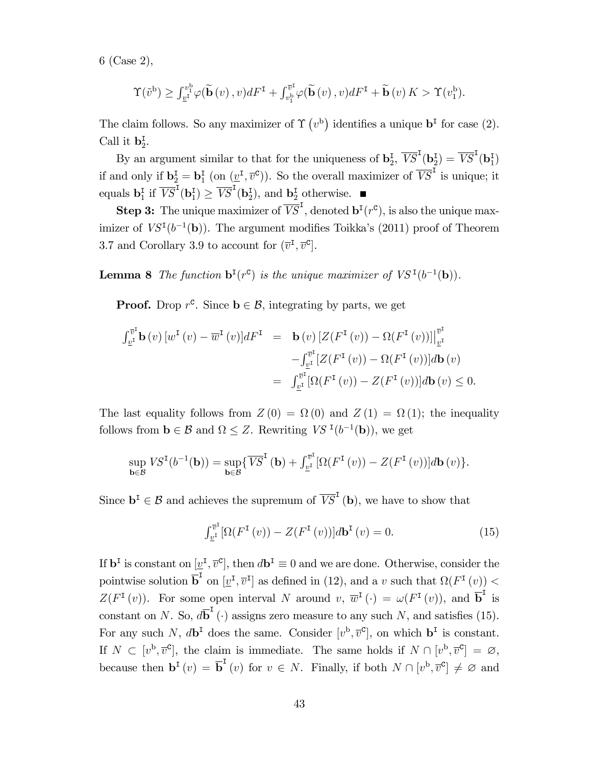6 (Case 2),

$$\Upsilon(\tilde{v}^{\mathrm{b}}) \geq \int_{\underline{v}^{\mathtt{I}}}^{v_1^{\mathrm{b}}} \varphi(\widetilde{\mathbf{b}}(v), v) dF^{\mathtt{I}} + \int_{v_1^{\mathrm{b}}}^{\overline{v}^{\mathtt{I}}} \varphi(\widetilde{\mathbf{b}}(v), v) dF^{\mathtt{I}} + \widetilde{\mathbf{b}}(v) K > \Upsilon(v_1^{\mathrm{b}}).$$

The claim follows. So any maximizer of $\Upsilon(v^{\mathrm{b}})$ identifies a unique $\mathbf{b}^{\mathtt{I}}$ for case (2). Call it $\mathbf{b}_2^{\mathtt{I}}$.

By an argument similar to that for the uniqueness of $\mathbf{b}_2^{\mathtt{I}}$, $\overline{VS}^{\mathtt{I}}(\mathbf{b}_2^{\mathtt{I}}) = \overline{VS}^{\mathtt{I}}(\mathbf{b}_1^{\mathtt{I}})$ if and only if $\mathbf{b}_2^{\mathtt{I}} = \mathbf{b}_1^{\mathtt{I}}$ (on $(\underline{v}^{\mathtt{I}}, \overline{v}^{\mathtt{C}})$). So the overall maximizer of $\overline{VS}^{\mathtt{I}}$ is unique; it equals $\mathbf{b}_1^{\mathtt{I}}$ if $\overline{VS}^{\mathtt{I}}(\mathbf{b}_1^{\mathtt{I}}) \geq \overline{VS}^{\mathtt{I}}(\mathbf{b}_2^{\mathtt{I}})$, and $\mathbf{b}_2^{\mathtt{I}}$ otherwise. ■

**Step 3:** The unique maximizer of $\overline{VS}^{\mathtt{I}}$, denoted $\mathbf{b}^{\mathtt{I}}(r^{\mathtt{C}})$, is also the unique maximizer of $VS^{\mathtt{I}}(b^{-1}(\mathbf{b}))$. The argument modifies Toikka's (2011) proof of Theorem 3.7 and Corollary 3.9 to account for $(\overline{v}^{\mathtt{I}}, \overline{v}^{\mathtt{C}}]$.

**Lemma 8** *The function $\mathbf{b}^{\mathtt{I}}(r^{\mathtt{C}})$ is the unique maximizer of $VS^{\mathtt{I}}(b^{-1}(\mathbf{b}))$.*

**Proof.** Drop $r^{\mathtt{C}}$. Since $\mathbf{b} \in \mathcal{B}$, integrating by parts, we get

$$\begin{aligned}
\int_{\underline{v}^{\mathtt{I}}}^{\overline{v}^{\mathtt{I}}} \mathbf{b}(v) [w^{\mathtt{I}}(v) - \overline{w}^{\mathtt{I}}(v)] dF^{\mathtt{I}} &= \mathbf{b}(v) [Z(F^{\mathtt{I}}(v)) - \Omega(F^{\mathtt{I}}(v))] \Big|_{\underline{v}^{\mathtt{I}}}^{\overline{v}^{\mathtt{I}}} \\
&\quad - \int_{\underline{v}^{\mathtt{I}}}^{\overline{v}^{\mathtt{I}}} [Z(F^{\mathtt{I}}(v)) - \Omega(F^{\mathtt{I}}(v))] d\mathbf{b}(v) \\
&= \int_{\underline{v}^{\mathtt{I}}}^{\overline{v}^{\mathtt{I}}} [\Omega(F^{\mathtt{I}}(v)) - Z(F^{\mathtt{I}}(v))] d\mathbf{b}(v) \leq 0.
\end{aligned}$$

The last equality follows from $Z(0) = \Omega(0)$ and $Z(1) = \Omega(1)$; the inequality follows from $\mathbf{b} \in \mathcal{B}$ and $\Omega \leq Z$. Rewriting $VS^{\mathtt{I}}(b^{-1}(\mathbf{b}))$, we get

$$\sup_{\mathbf{b} \in \mathcal{B}} VS^{\mathtt{I}}(b^{-1}(\mathbf{b})) = \sup_{\mathbf{b} \in \mathcal{B}} \{ \overline{VS}^{\mathtt{I}}(\mathbf{b}) + \int_{\underline{v}^{\mathtt{I}}}^{\overline{v}^{\mathtt{I}}} [\Omega(F^{\mathtt{I}}(v)) - Z(F^{\mathtt{I}}(v))] d\mathbf{b}(v) \}.$$

Since $\mathbf{b}^{\mathtt{I}} \in \mathcal{B}$ and achieves the supremum of $\overline{VS}^{\mathtt{I}}(\mathbf{b})$, we have to show that

$$\int_{\underline{v}^{\mathtt{I}}}^{\overline{v}^{\mathtt{I}}} [\Omega(F^{\mathtt{I}}(v)) - Z(F^{\mathtt{I}}(v))] d\mathbf{b}^{\mathtt{I}}(v) = 0. \tag{15}$$

If $\mathbf{b}^{\mathtt{I}}$ is constant on $[\underline{v}^{\mathtt{I}}, \overline{v}^{\mathtt{C}}]$, then $d\mathbf{b}^{\mathtt{I}} \equiv 0$ and we are done. Otherwise, consider the pointwise solution $\overline{\mathbf{b}}^{\mathtt{I}}$ on $[\underline{v}^{\mathtt{I}}, \overline{v}^{\mathtt{I}}]$ as defined in (12), and a $v$ such that $\Omega(F^{\mathtt{I}}(v)) < Z(F^{\mathtt{I}}(v))$. For some open interval $N$ around $v$, $\overline{w}^{\mathtt{I}}(\cdot) = \omega(F^{\mathtt{I}}(v))$, and $\overline{\mathbf{b}}^{\mathtt{I}}$ is constant on $N$. So, $d\overline{\mathbf{b}}^{\mathtt{I}}(\cdot)$ assigns zero measure to any such $N$, and satisfies (15). For any such $N$, $d\mathbf{b}^{\mathtt{I}}$ does the same. Consider $[v^{\mathrm{b}}, \overline{v}^{\mathtt{C}}]$, on which $\mathbf{b}^{\mathtt{I}}$ is constant. If $N \subset [v^{\mathrm{b}}, \overline{v}^{\mathtt{C}}]$, the claim is immediate. The same holds if $N \cap [v^{\mathrm{b}}, \overline{v}^{\mathtt{C}}] = \varnothing$, because then $\mathbf{b}^{\mathtt{I}}(v) = \overline{\mathbf{b}}^{\mathtt{I}}(v)$ for $v \in N$. Finally, if both $N \cap [v^{\mathrm{b}}, \overline{v}^{\mathtt{C}}] \neq \varnothing$ and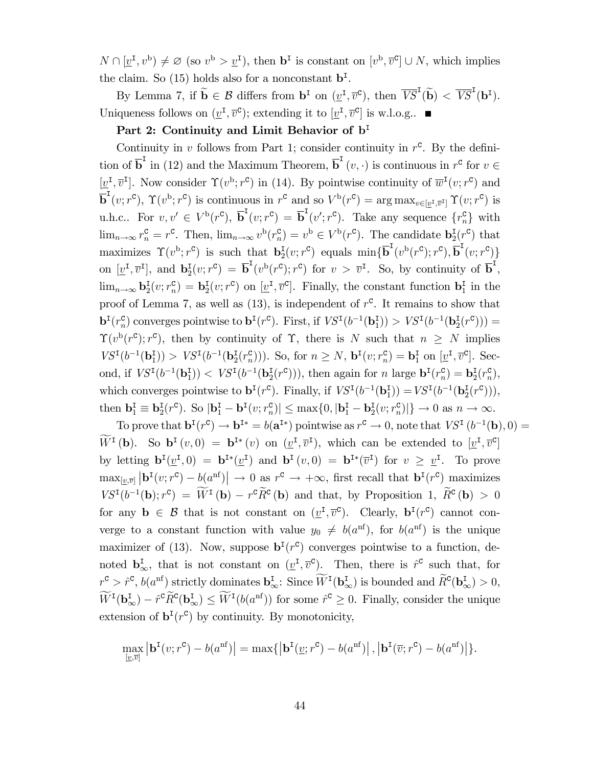$N \cap [\underline{v}^{\mathtt{I}}, v^{\mathrm{b}}) \neq \varnothing$ (so $v^{\mathrm{b}} > \underline{v}^{\mathtt{I}}$), then $\mathbf{b}^{\mathtt{I}}$ is constant on $[v^{\mathrm{b}}, \overline{v}^{\mathtt{C}}] \cup N$, which implies the claim. So (15) holds also for a nonconstant $\mathbf{b}^{\mathtt{I}}$.

By Lemma 7, if $\widetilde{\mathbf{b}} \in \mathcal{B}$ differs from $\mathbf{b}^{\mathtt{I}}$ on $(\underline{v}^{\mathtt{I}}, \overline{v}^{\mathtt{C}})$, then $\overline{VS}^{\mathtt{I}}(\widetilde{\mathbf{b}}) < \overline{VS}^{\mathtt{I}}(\mathbf{b}^{\mathtt{I}})$. Uniqueness follows on $(\underline{v}^{\mathtt{I}}, \overline{v}^{\mathtt{C}})$; extending it to $[\underline{v}^{\mathtt{I}}, \overline{v}^{\mathtt{C}}]$ is w.l.o.g.. ■

**Part 2: Continuity and Limit Behavior of $\mathbf{b}^{\mathtt{I}}$**

Continuity in $v$ follows from Part 1; consider continuity in $r^{\mathtt{C}}$. By the definition of $\overline{\mathbf{b}}^{\mathtt{I}}$ in (12) and the Maximum Theorem, $\overline{\mathbf{b}}^{\mathtt{I}}(v, \cdot)$ is continuous in $r^{\mathtt{C}}$ for $v \in [\underline{v}^{\mathtt{I}}, \overline{v}^{\mathtt{I}}]$. Now consider $\Upsilon(v^{\mathrm{b}}; r^{\mathtt{C}})$ in (14). By pointwise continuity of $\overline{w}^{\mathtt{I}}(v; r^{\mathtt{C}})$ and $\overline{\mathbf{b}}^{\mathtt{I}}(v; r^{\mathtt{C}})$, $\Upsilon(v^{\mathrm{b}}; r^{\mathtt{C}})$ is continuous in $r^{\mathtt{C}}$ and so $V^{\mathrm{b}}(r^{\mathtt{C}}) = \arg\max_{v \in [\underline{v}^{\mathtt{I}}, \overline{v}^{\mathtt{I}}]} \Upsilon(v; r^{\mathtt{C}})$ is u.h.c.. For $v, v' \in V^{\mathrm{b}}(r^{\mathtt{C}})$, $\overline{\mathbf{b}}^{\mathtt{I}}(v; r^{\mathtt{C}}) = \overline{\mathbf{b}}^{\mathtt{I}}(v'; r^{\mathtt{C}})$. Take any sequence $\{r^{\mathtt{C}}_n\}$ with $\lim_{n\to\infty} r^{\mathtt{C}}_n = r^{\mathtt{C}}$. Then, $\lim_{n\to\infty} v^{\mathrm{b}}(r^{\mathtt{C}}_n) = v^{\mathrm{b}} \in V^{\mathrm{b}}(r^{\mathtt{C}})$. The candidate $\mathbf{b}^{\mathtt{I}}_2(r^{\mathtt{C}})$ that maximizes $\Upsilon(v^{\mathrm{b}}; r^{\mathtt{C}})$ is such that $\mathbf{b}^{\mathtt{I}}_2(v; r^{\mathtt{C}})$ equals $\min\{\overline{\mathbf{b}}^{\mathtt{I}}(v^{\mathrm{b}}(r^{\mathtt{C}}); r^{\mathtt{C}}), \overline{\mathbf{b}}^{\mathtt{I}}(v; r^{\mathtt{C}})\}$ on $[\underline{v}^{\mathtt{I}}, \overline{v}^{\mathtt{I}}]$, and $\mathbf{b}^{\mathtt{I}}_2(v; r^{\mathtt{C}}) = \overline{\mathbf{b}}^{\mathtt{I}}(v^{\mathrm{b}}(r^{\mathtt{C}}); r^{\mathtt{C}})$ for $v > \overline{v}^{\mathtt{I}}$. So, by continuity of $\overline{\mathbf{b}}^{\mathtt{I}}$, $\lim_{n\to\infty} \mathbf{b}^{\mathtt{I}}_2(v; r^{\mathtt{C}}_n) = \mathbf{b}^{\mathtt{I}}_2(v; r^{\mathtt{C}})$ on $[\underline{v}^{\mathtt{I}}, \overline{v}^{\mathtt{C}}]$. Finally, the constant function $\mathbf{b}^{\mathtt{I}}_1$ in the proof of Lemma 7, as well as (13), is independent of $r^{\mathtt{C}}$. It remains to show that $\mathbf{b}^{\mathtt{I}}(r^{\mathtt{C}}_n)$ converges pointwise to $\mathbf{b}^{\mathtt{I}}(r^{\mathtt{C}})$. First, if $VS^{\mathtt{I}}(b^{-1}(\mathbf{b}^{\mathtt{I}}_1)) > VS^{\mathtt{I}}(b^{-1}(\mathbf{b}^{\mathtt{I}}_2(r^{\mathtt{C}}))) = \Upsilon(v^{\mathrm{b}}(r^{\mathtt{C}}); r^{\mathtt{C}})$, then by continuity of $\Upsilon$, there is $N$ such that $n \geq N$ implies $VS^{\mathtt{I}}(b^{-1}(\mathbf{b}^{\mathtt{I}}_1)) > VS^{\mathtt{I}}(b^{-1}(\mathbf{b}^{\mathtt{I}}_2(r^{\mathtt{C}}_n)))$. So, for $n \geq N$, $\mathbf{b}^{\mathtt{I}}(v; r^{\mathtt{C}}_n) = \mathbf{b}^{\mathtt{I}}_1$ on $[\underline{v}^{\mathtt{I}}, \overline{v}^{\mathtt{C}}]$. Second, if $VS^{\mathtt{I}}(b^{-1}(\mathbf{b}^{\mathtt{I}}_1)) < VS^{\mathtt{I}}(b^{-1}(\mathbf{b}^{\mathtt{I}}_2(r^{\mathtt{C}})))$, then again for $n$ large $\mathbf{b}^{\mathtt{I}}(r^{\mathtt{C}}_n) = \mathbf{b}^{\mathtt{I}}_2(r^{\mathtt{C}}_n)$, which converges pointwise to $\mathbf{b}^{\mathtt{I}}(r^{\mathtt{C}})$. Finally, if $VS^{\mathtt{I}}(b^{-1}(\mathbf{b}^{\mathtt{I}}_1)) = VS^{\mathtt{I}}(b^{-1}(\mathbf{b}^{\mathtt{I}}_2(r^{\mathtt{C}})))$, then $\mathbf{b}^{\mathtt{I}}_1 \equiv \mathbf{b}^{\mathtt{I}}_2(r^{\mathtt{C}})$. So $|\mathbf{b}^{\mathtt{I}}_1 - \mathbf{b}^{\mathtt{I}}(v; r^{\mathtt{C}}_n)| \leq \max\{0, |\mathbf{b}^{\mathtt{I}}_1 - \mathbf{b}^{\mathtt{I}}_2(v; r^{\mathtt{C}}_n)|\} \to 0$ as $n \to \infty$.

To prove that $\mathbf{b}^{\mathtt{I}}(r^{\mathtt{C}}) \to \mathbf{b}^{\mathtt{I}*} = b(\mathbf{a}^{\mathtt{I}*})$ pointwise as $r^{\mathtt{C}} \to 0$, note that $VS^{\mathtt{I}}(b^{-1}(\mathbf{b}), 0) = \widetilde{W}^{\mathtt{I}}(\mathbf{b})$. So $\mathbf{b}^{\mathtt{I}}(v, 0) = \mathbf{b}^{\mathtt{I}*}(v)$ on $(\underline{v}^{\mathtt{I}}, \overline{v}^{\mathtt{I}})$, which can be extended to $[\underline{v}^{\mathtt{I}}, \overline{v}^{\mathtt{C}}]$ by letting $\mathbf{b}^{\mathtt{I}}(\underline{v}^{\mathtt{I}}, 0) = \mathbf{b}^{\mathtt{I}*}(\underline{v}^{\mathtt{I}})$ and $\mathbf{b}^{\mathtt{I}}(v, 0) = \mathbf{b}^{\mathtt{I}*}(\overline{v}^{\mathtt{I}})$ for $v \geq \underline{v}^{\mathtt{I}}$. To prove $\max_{[\underline{v}, \overline{v}]} \left|\mathbf{b}^{\mathtt{I}}(v; r^{\mathtt{C}}) - b(a^{\mathrm{nf}})\right| \to 0$ as $r^{\mathtt{C}} \to +\infty$, first recall that $\mathbf{b}^{\mathtt{I}}(r^{\mathtt{C}})$ maximizes $VS^{\mathtt{I}}(b^{-1}(\mathbf{b}); r^{\mathtt{C}}) = \widetilde{W}^{\mathtt{I}}(\mathbf{b}) - r^{\mathtt{C}}\widetilde{R}^{\mathtt{C}}(\mathbf{b})$ and that, by Proposition 1, $\widetilde{R}^{\mathtt{C}}(\mathbf{b}) > 0$ for any $\mathbf{b} \in \mathcal{B}$ that is not constant on $(\underline{v}^{\mathtt{I}}, \overline{v}^{\mathtt{C}})$. Clearly, $\mathbf{b}^{\mathtt{I}}(r^{\mathtt{C}})$ cannot converge to a constant function with value $y_0 \neq b(a^{\mathrm{nf}})$, for $b(a^{\mathrm{nf}})$ is the unique maximizer of (13). Now, suppose $\mathbf{b}^{\mathtt{I}}(r^{\mathtt{C}})$ converges pointwise to a function, denoted $\mathbf{b}^{\mathtt{I}}_\infty$, that is not constant on $(\underline{v}^{\mathtt{I}}, \overline{v}^{\mathtt{C}})$. Then, there is $\hat{r}^{\mathtt{C}}$ such that, for $r^{\mathtt{C}} > \hat{r}^{\mathtt{C}}$, $b(a^{\mathrm{nf}})$ strictly dominates $\mathbf{b}^{\mathtt{I}}_\infty$: Since $\widetilde{W}^{\mathtt{I}}(\mathbf{b}^{\mathtt{I}}_\infty)$ is bounded and $\widetilde{R}^{\mathtt{C}}(\mathbf{b}^{\mathtt{I}}_\infty) > 0$, $\widetilde{W}^{\mathtt{I}}(\mathbf{b}^{\mathtt{I}}_\infty) - \hat{r}^{\mathtt{C}}\widetilde{R}^{\mathtt{C}}(\mathbf{b}^{\mathtt{I}}_\infty) \leq \widetilde{W}^{\mathtt{I}}(b(a^{\mathrm{nf}}))$ for some $\hat{r}^{\mathtt{C}} \geq 0$. Finally, consider the unique extension of $\mathbf{b}^{\mathtt{I}}(r^{\mathtt{C}})$ by continuity. By monotonicity,

$$\max_{[\underline{v}, \overline{v}]} \left|\mathbf{b}^{\mathtt{I}}(v; r^{\mathtt{C}}) - b(a^{\mathrm{nf}})\right| = \max\{\left|\mathbf{b}^{\mathtt{I}}(\underline{v}; r^{\mathtt{C}}) - b(a^{\mathrm{nf}})\right|, \left|\mathbf{b}^{\mathtt{I}}(\overline{v}; r^{\mathtt{C}}) - b(a^{\mathrm{nf}})\right|\}.$$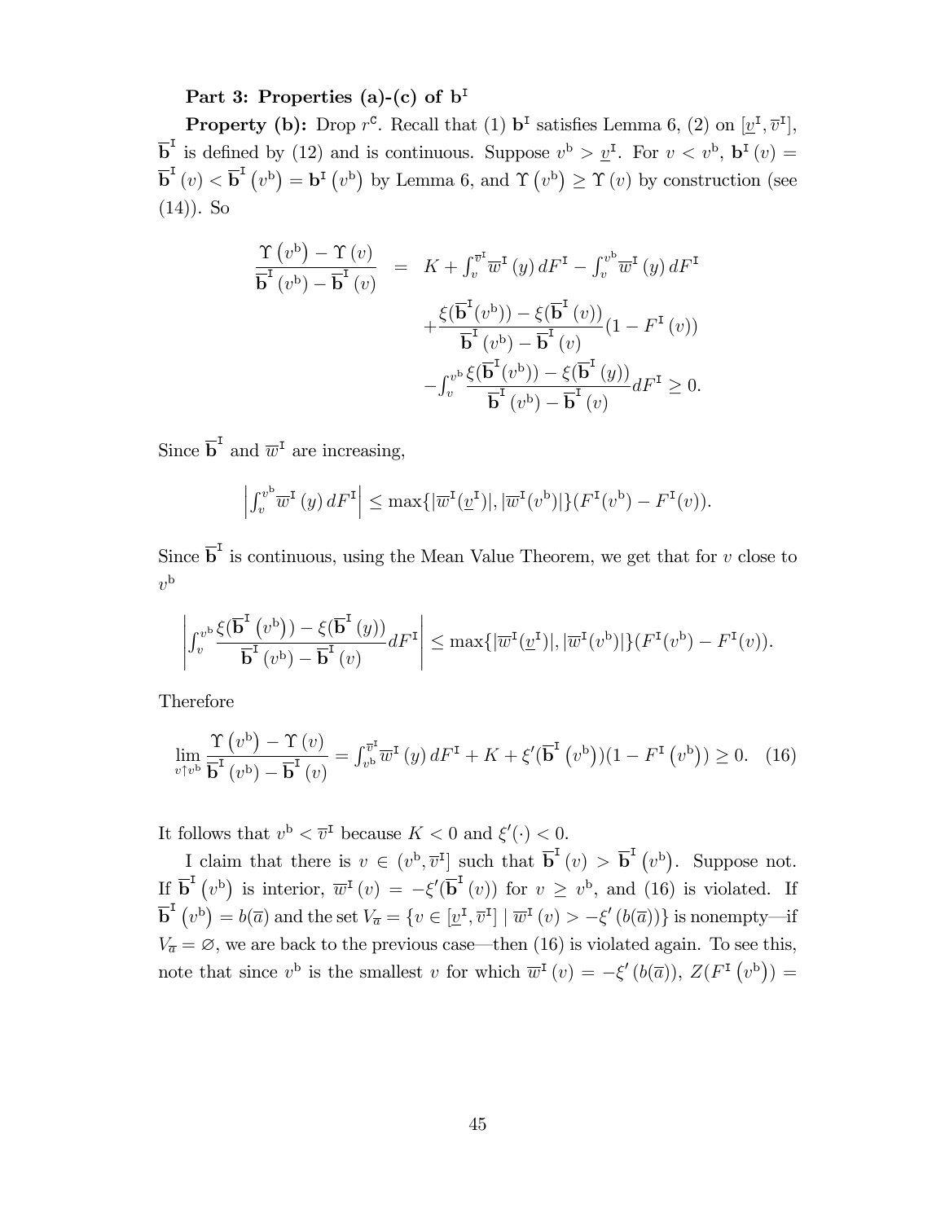**Part 3: Properties (a)-(c) of $\mathbf{b}^{\mathtt{I}}$**

**Property (b):** Drop $r^{\mathtt{C}}$. Recall that (1) $\mathbf{b}^{\mathtt{I}}$ satisfies Lemma 6, (2) on $[\underline{v}^{\mathtt{I}}, \overline{v}^{\mathtt{I}}]$, $\overline{\mathbf{b}}^{\mathtt{I}}$ is defined by (12) and is continuous. Suppose $v^{\mathrm{b}} > \underline{v}^{\mathtt{I}}$. For $v < v^{\mathrm{b}}$, $\mathbf{b}^{\mathtt{I}}(v) = \overline{\mathbf{b}}^{\mathtt{I}}(v) < \overline{\mathbf{b}}^{\mathtt{I}}(v^{\mathrm{b}}) = \mathbf{b}^{\mathtt{I}}(v^{\mathrm{b}})$ by Lemma 6, and $\Upsilon(v^{\mathrm{b}}) \geq \Upsilon(v)$ by construction (see (14)). So

$$
\begin{aligned}
\frac{\Upsilon(v^{\mathrm{b}}) - \Upsilon(v)}{\overline{\mathbf{b}}^{\mathtt{I}}(v^{\mathrm{b}}) - \overline{\mathbf{b}}^{\mathtt{I}}(v)} \;=\;& K + \int_{v}^{\overline{v}^{\mathtt{I}}} \overline{w}^{\mathtt{I}}(y)\, dF^{\mathtt{I}} - \int_{v}^{v^{\mathrm{b}}} \overline{w}^{\mathtt{I}}(y)\, dF^{\mathtt{I}} \\
&+ \frac{\xi(\overline{\mathbf{b}}^{\mathtt{I}}(v^{\mathrm{b}})) - \xi(\overline{\mathbf{b}}^{\mathtt{I}}(v))}{\overline{\mathbf{b}}^{\mathtt{I}}(v^{\mathrm{b}}) - \overline{\mathbf{b}}^{\mathtt{I}}(v)}(1 - F^{\mathtt{I}}(v)) \\
&- \int_{v}^{v^{\mathrm{b}}} \frac{\xi(\overline{\mathbf{b}}^{\mathtt{I}}(v^{\mathrm{b}})) - \xi(\overline{\mathbf{b}}^{\mathtt{I}}(y))}{\overline{\mathbf{b}}^{\mathtt{I}}(v^{\mathrm{b}}) - \overline{\mathbf{b}}^{\mathtt{I}}(v)} dF^{\mathtt{I}} \geq 0.
\end{aligned}
$$

Since $\overline{\mathbf{b}}^{\mathtt{I}}$ and $\overline{w}^{\mathtt{I}}$ are increasing,

$$
\left| \int_{v}^{v^{\mathrm{b}}} \overline{w}^{\mathtt{I}}(y)\, dF^{\mathtt{I}} \right| \leq \max\{|\overline{w}^{\mathtt{I}}(\underline{v}^{\mathtt{I}})|, |\overline{w}^{\mathtt{I}}(v^{\mathrm{b}})|\}(F^{\mathtt{I}}(v^{\mathrm{b}}) - F^{\mathtt{I}}(v)).
$$

Since $\overline{\mathbf{b}}^{\mathtt{I}}$ is continuous, using the Mean Value Theorem, we get that for $v$ close to $v^{\mathrm{b}}$

$$
\left| \int_{v}^{v^{\mathrm{b}}} \frac{\xi(\overline{\mathbf{b}}^{\mathtt{I}}(v^{\mathrm{b}})) - \xi(\overline{\mathbf{b}}^{\mathtt{I}}(y))}{\overline{\mathbf{b}}^{\mathtt{I}}(v^{\mathrm{b}}) - \overline{\mathbf{b}}^{\mathtt{I}}(v)} dF^{\mathtt{I}} \right| \leq \max\{|\overline{w}^{\mathtt{I}}(\underline{v}^{\mathtt{I}})|, |\overline{w}^{\mathtt{I}}(v^{\mathrm{b}})|\}(F^{\mathtt{I}}(v^{\mathrm{b}}) - F^{\mathtt{I}}(v)).
$$

Therefore

$$
\lim_{v \uparrow v^{\mathrm{b}}} \frac{\Upsilon(v^{\mathrm{b}}) - \Upsilon(v)}{\overline{\mathbf{b}}^{\mathtt{I}}(v^{\mathrm{b}}) - \overline{\mathbf{b}}^{\mathtt{I}}(v)} = \int_{v^{\mathrm{b}}}^{\overline{v}^{\mathtt{I}}} \overline{w}^{\mathtt{I}}(y)\, dF^{\mathtt{I}} + K + \xi'(\overline{\mathbf{b}}^{\mathtt{I}}(v^{\mathrm{b}}))(1 - F^{\mathtt{I}}(v^{\mathrm{b}})) \geq 0. \quad (16)
$$

It follows that $v^{\mathrm{b}} < \overline{v}^{\mathtt{I}}$ because $K < 0$ and $\xi'(\cdot) < 0$.

I claim that there is $v \in (v^{\mathrm{b}}, \overline{v}^{\mathtt{I}}]$ such that $\overline{\mathbf{b}}^{\mathtt{I}}(v) > \overline{\mathbf{b}}^{\mathtt{I}}(v^{\mathrm{b}})$. Suppose not. If $\overline{\mathbf{b}}^{\mathtt{I}}(v^{\mathrm{b}})$ is interior, $\overline{w}^{\mathtt{I}}(v) = -\xi'(\overline{\mathbf{b}}^{\mathtt{I}}(v))$ for $v \geq v^{\mathrm{b}}$, and (16) is violated. If $\overline{\mathbf{b}}^{\mathtt{I}}(v^{\mathrm{b}}) = b(\overline{a})$ and the set $V_{\overline{a}} = \{v \in [\underline{v}^{\mathtt{I}}, \overline{v}^{\mathtt{I}}] \mid \overline{w}^{\mathtt{I}}(v) > -\xi'(b(\overline{a}))\}$ is nonempty—if $V_{\overline{a}} = \varnothing$, we are back to the previous case—then (16) is violated again. To see this, note that since $v^{\mathrm{b}}$ is the smallest $v$ for which $\overline{w}^{\mathtt{I}}(v) = -\xi'(b(\overline{a}))$, $Z(F^{\mathtt{I}}(v^{\mathrm{b}})) =$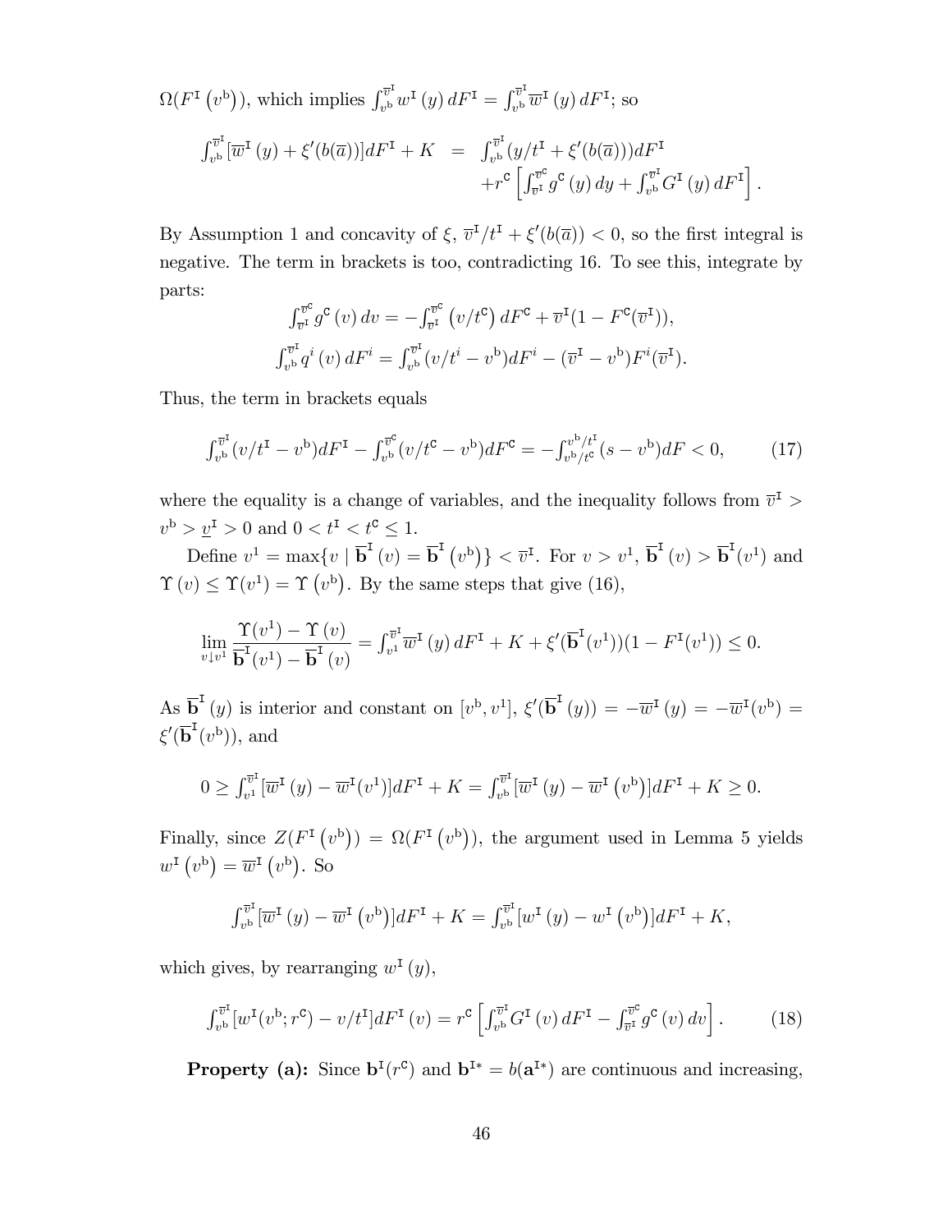$\Omega(F^{\mathtt{I}}(v^{\mathrm{b}}))$, which implies $\int_{v^{\mathrm{b}}}^{\overline{v}^{\mathtt{I}}} w^{\mathtt{I}}(y)\,dF^{\mathtt{I}} = \int_{v^{\mathrm{b}}}^{\overline{v}^{\mathtt{I}}} \overline{w}^{\mathtt{I}}(y)\,dF^{\mathtt{I}}$; so

$$\begin{aligned}\int_{v^{\mathrm{b}}}^{\overline{v}^{\mathtt{I}}}[\overline{w}^{\mathtt{I}}(y)+\xi'(b(\overline{a}))]dF^{\mathtt{I}}+K &= \int_{v^{\mathrm{b}}}^{\overline{v}^{\mathtt{I}}}(y/t^{\mathtt{I}}+\xi'(b(\overline{a})))dF^{\mathtt{I}} \\ &\quad + r^{\mathtt{C}}\left[\int_{\overline{v}^{\mathtt{I}}}^{\overline{v}^{\mathtt{C}}} g^{\mathtt{C}}(y)\,dy + \int_{v^{\mathrm{b}}}^{\overline{v}^{\mathtt{I}}} G^{\mathtt{I}}(y)\,dF^{\mathtt{I}}\right].\end{aligned}$$

By Assumption 1 and concavity of $\xi$, $\overline{v}^{\mathtt{I}}/t^{\mathtt{I}}+\xi'(b(\overline{a}))<0$, so the first integral is negative. The term in brackets is too, contradicting 16. To see this, integrate by parts:

$$\int_{\overline{v}^{\mathtt{I}}}^{\overline{v}^{\mathtt{C}}} g^{\mathtt{C}}(v)\,dv = -\int_{\overline{v}^{\mathtt{I}}}^{\overline{v}^{\mathtt{C}}}\left(v/t^{\mathtt{C}}\right)dF^{\mathtt{C}} + \overline{v}^{\mathtt{I}}(1-F^{\mathtt{C}}(\overline{v}^{\mathtt{I}})),$$

$$\int_{v^{\mathrm{b}}}^{\overline{v}^{\mathtt{I}}} q^{i}(v)\,dF^{i} = \int_{v^{\mathrm{b}}}^{\overline{v}^{\mathtt{I}}}(v/t^{i}-v^{\mathrm{b}})dF^{i} - (\overline{v}^{\mathtt{I}}-v^{\mathrm{b}})F^{i}(\overline{v}^{\mathtt{I}}).$$

Thus, the term in brackets equals

$$\int_{v^{\mathrm{b}}}^{\overline{v}^{\mathtt{I}}}(v/t^{\mathtt{I}}-v^{\mathrm{b}})dF^{\mathtt{I}} - \int_{v^{\mathrm{b}}}^{\overline{v}^{\mathtt{C}}}(v/t^{\mathtt{C}}-v^{\mathrm{b}})dF^{\mathtt{C}} = -\int_{v^{\mathrm{b}}/t^{\mathtt{C}}}^{v^{\mathrm{b}}/t^{\mathtt{I}}}(s-v^{\mathrm{b}})dF < 0, \tag{17}$$

where the equality is a change of variables, and the inequality follows from $\overline{v}^{\mathtt{I}} > v^{\mathrm{b}} > \underline{v}^{\mathtt{I}} > 0$ and $0 < t^{\mathtt{I}} < t^{\mathtt{C}} \leq 1$.

Define $v^{1} = \max\{v \mid \overline{\mathbf{b}}^{\mathtt{I}}(v) = \overline{\mathbf{b}}^{\mathtt{I}}(v^{\mathrm{b}})\} < \overline{v}^{\mathtt{I}}$. For $v > v^{1}$, $\overline{\mathbf{b}}^{\mathtt{I}}(v) > \overline{\mathbf{b}}^{\mathtt{I}}(v^{1})$ and $\Upsilon(v) \leq \Upsilon(v^{1}) = \Upsilon(v^{\mathrm{b}})$. By the same steps that give (16),

$$\lim_{v\downarrow v^{1}}\frac{\Upsilon(v^{1})-\Upsilon(v)}{\overline{\mathbf{b}}^{\mathtt{I}}(v^{1})-\overline{\mathbf{b}}^{\mathtt{I}}(v)} = \int_{v^{1}}^{\overline{v}^{\mathtt{I}}}\overline{w}^{\mathtt{I}}(y)\,dF^{\mathtt{I}} + K + \xi'(\overline{\mathbf{b}}^{\mathtt{I}}(v^{1}))(1-F^{\mathtt{I}}(v^{1})) \leq 0.$$

As $\overline{\mathbf{b}}^{\mathtt{I}}(y)$ is interior and constant on $[v^{\mathrm{b}}, v^{1}]$, $\xi'(\overline{\mathbf{b}}^{\mathtt{I}}(y)) = -\overline{w}^{\mathtt{I}}(y) = -\overline{w}^{\mathtt{I}}(v^{\mathrm{b}}) = \xi'(\overline{\mathbf{b}}^{\mathtt{I}}(v^{\mathrm{b}}))$, and

$$0 \geq \int_{v^{1}}^{\overline{v}^{\mathtt{I}}}[\overline{w}^{\mathtt{I}}(y)-\overline{w}^{\mathtt{I}}(v^{1})]dF^{\mathtt{I}} + K = \int_{v^{\mathrm{b}}}^{\overline{v}^{\mathtt{I}}}[\overline{w}^{\mathtt{I}}(y)-\overline{w}^{\mathtt{I}}(v^{\mathrm{b}})]dF^{\mathtt{I}} + K \geq 0.$$

Finally, since $Z(F^{\mathtt{I}}(v^{\mathrm{b}})) = \Omega(F^{\mathtt{I}}(v^{\mathrm{b}}))$, the argument used in Lemma 5 yields $w^{\mathtt{I}}(v^{\mathrm{b}}) = \overline{w}^{\mathtt{I}}(v^{\mathrm{b}})$. So

$$\int_{v^{\mathrm{b}}}^{\overline{v}^{\mathtt{I}}}[\overline{w}^{\mathtt{I}}(y)-\overline{w}^{\mathtt{I}}(v^{\mathrm{b}})]dF^{\mathtt{I}} + K = \int_{v^{\mathrm{b}}}^{\overline{v}^{\mathtt{I}}}[w^{\mathtt{I}}(y)-w^{\mathtt{I}}(v^{\mathrm{b}})]dF^{\mathtt{I}} + K,$$

which gives, by rearranging $w^{\mathtt{I}}(y)$,

$$\int_{v^{\mathrm{b}}}^{\overline{v}^{\mathtt{I}}}[w^{\mathtt{I}}(v^{\mathrm{b}};r^{\mathtt{C}})-v/t^{\mathtt{I}}]dF^{\mathtt{I}}(v) = r^{\mathtt{C}}\left[\int_{v^{\mathrm{b}}}^{\overline{v}^{\mathtt{I}}}G^{\mathtt{I}}(v)\,dF^{\mathtt{I}} - \int_{\overline{v}^{\mathtt{I}}}^{\overline{v}^{\mathtt{C}}}g^{\mathtt{C}}(v)\,dv\right]. \tag{18}$$

**Property (a):** Since $\mathbf{b}^{\mathtt{I}}(r^{\mathtt{C}})$ and $\mathbf{b}^{\mathtt{I}*} = b(\mathbf{a}^{\mathtt{I}*})$ are continuous and increasing,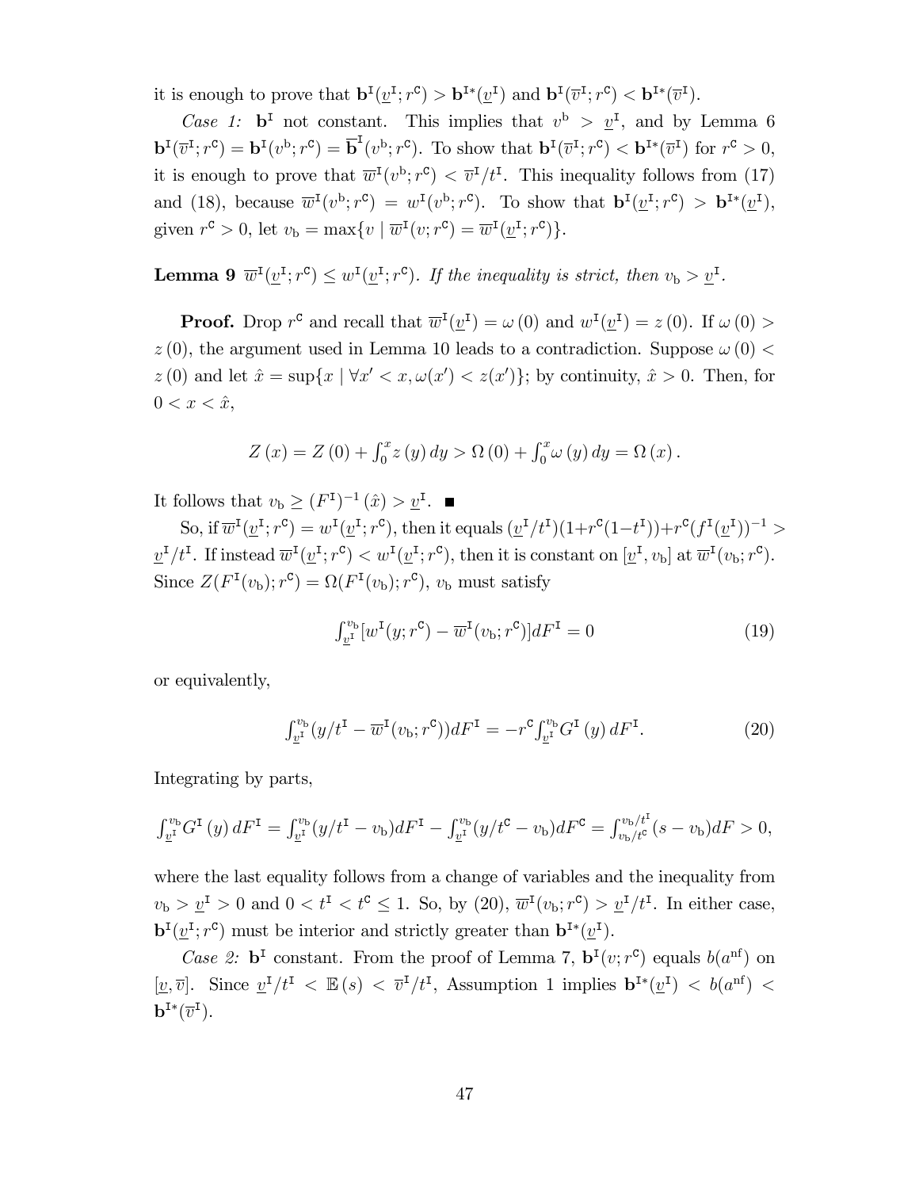it is enough to prove that $\mathbf{b}^{\mathtt{I}}(\underline{v}^{\mathtt{I}}; r^{\mathtt{C}}) > \mathbf{b}^{\mathtt{I}*}(\underline{v}^{\mathtt{I}})$ and $\mathbf{b}^{\mathtt{I}}(\overline{v}^{\mathtt{I}}; r^{\mathtt{C}}) < \mathbf{b}^{\mathtt{I}*}(\overline{v}^{\mathtt{I}})$.

*Case 1:* $\mathbf{b}^{\mathtt{I}}$ not constant. This implies that $v^{\mathrm{b}} > \underline{v}^{\mathtt{I}}$, and by Lemma 6 $\mathbf{b}^{\mathtt{I}}(\overline{v}^{\mathtt{I}}; r^{\mathtt{C}}) = \mathbf{b}^{\mathtt{I}}(v^{\mathrm{b}}; r^{\mathtt{C}}) = \overline{\mathbf{b}}^{\mathtt{I}}(v^{\mathrm{b}}; r^{\mathtt{C}})$. To show that $\mathbf{b}^{\mathtt{I}}(\overline{v}^{\mathtt{I}}; r^{\mathtt{C}}) < \mathbf{b}^{\mathtt{I}*}(\overline{v}^{\mathtt{I}})$ for $r^{\mathtt{C}} > 0$, it is enough to prove that $\overline{w}^{\mathtt{I}}(v^{\mathrm{b}}; r^{\mathtt{C}}) < \overline{v}^{\mathtt{I}}/t^{\mathtt{I}}$. This inequality follows from (17) and (18), because $\overline{w}^{\mathtt{I}}(v^{\mathrm{b}}; r^{\mathtt{C}}) = w^{\mathtt{I}}(v^{\mathrm{b}}; r^{\mathtt{C}})$. To show that $\mathbf{b}^{\mathtt{I}}(\underline{v}^{\mathtt{I}}; r^{\mathtt{C}}) > \mathbf{b}^{\mathtt{I}*}(\underline{v}^{\mathtt{I}})$, given $r^{\mathtt{C}} > 0$, let $v_{\mathrm{b}} = \max\{v \mid \overline{w}^{\mathtt{I}}(v; r^{\mathtt{C}}) = \overline{w}^{\mathtt{I}}(\underline{v}^{\mathtt{I}}; r^{\mathtt{C}})\}$.

**Lemma 9** $\overline{w}^{\mathtt{I}}(\underline{v}^{\mathtt{I}}; r^{\mathtt{C}}) \leq w^{\mathtt{I}}(\underline{v}^{\mathtt{I}}; r^{\mathtt{C}})$. *If the inequality is strict, then $v_{\mathrm{b}} > \underline{v}^{\mathtt{I}}$.*

**Proof.** Drop $r^{\mathtt{C}}$ and recall that $\overline{w}^{\mathtt{I}}(\underline{v}^{\mathtt{I}}) = \omega(0)$ and $w^{\mathtt{I}}(\underline{v}^{\mathtt{I}}) = z(0)$. If $\omega(0) > z(0)$, the argument used in Lemma 10 leads to a contradiction. Suppose $\omega(0) < z(0)$ and let $\hat{x} = \sup\{x \mid \forall x' < x, \omega(x') < z(x')\}$; by continuity, $\hat{x} > 0$. Then, for $0 < x < \hat{x}$,

$$Z(x) = Z(0) + \int_0^x z(y)\, dy > \Omega(0) + \int_0^x \omega(y)\, dy = \Omega(x).$$

It follows that $v_{\mathrm{b}} \geq (F^{\mathtt{I}})^{-1}(\hat{x}) > \underline{v}^{\mathtt{I}}$. ■

So, if $\overline{w}^{\mathtt{I}}(\underline{v}^{\mathtt{I}}; r^{\mathtt{C}}) = w^{\mathtt{I}}(\underline{v}^{\mathtt{I}}; r^{\mathtt{C}})$, then it equals $(\underline{v}^{\mathtt{I}}/t^{\mathtt{I}})(1 + r^{\mathtt{C}}(1 - t^{\mathtt{I}})) + r^{\mathtt{C}}(f^{\mathtt{I}}(\underline{v}^{\mathtt{I}}))^{-1} > \underline{v}^{\mathtt{I}}/t^{\mathtt{I}}$. If instead $\overline{w}^{\mathtt{I}}(\underline{v}^{\mathtt{I}}; r^{\mathtt{C}}) < w^{\mathtt{I}}(\underline{v}^{\mathtt{I}}; r^{\mathtt{C}})$, then it is constant on $[\underline{v}^{\mathtt{I}}, v_{\mathrm{b}}]$ at $\overline{w}^{\mathtt{I}}(v_{\mathrm{b}}; r^{\mathtt{C}})$. Since $Z(F^{\mathtt{I}}(v_{\mathrm{b}}); r^{\mathtt{C}}) = \Omega(F^{\mathtt{I}}(v_{\mathrm{b}}); r^{\mathtt{C}})$, $v_{\mathrm{b}}$ must satisfy

$$\int_{\underline{v}^{\mathtt{I}}}^{v_{\mathrm{b}}} [w^{\mathtt{I}}(y; r^{\mathtt{C}}) - \overline{w}^{\mathtt{I}}(v_{\mathrm{b}}; r^{\mathtt{C}})] dF^{\mathtt{I}} = 0 \tag{19}$$

or equivalently,

$$\int_{\underline{v}^{\mathtt{I}}}^{v_{\mathrm{b}}} (y/t^{\mathtt{I}} - \overline{w}^{\mathtt{I}}(v_{\mathrm{b}}; r^{\mathtt{C}})) dF^{\mathtt{I}} = -r^{\mathtt{C}} \int_{\underline{v}^{\mathtt{I}}}^{v_{\mathrm{b}}} G^{\mathtt{I}}(y)\, dF^{\mathtt{I}}. \tag{20}$$

Integrating by parts,

$$\int_{\underline{v}^{\mathtt{I}}}^{v_{\mathrm{b}}} G^{\mathtt{I}}(y)\, dF^{\mathtt{I}} = \int_{\underline{v}^{\mathtt{I}}}^{v_{\mathrm{b}}} (y/t^{\mathtt{I}} - v_{\mathrm{b}}) dF^{\mathtt{I}} - \int_{\underline{v}^{\mathtt{I}}}^{v_{\mathrm{b}}} (y/t^{\mathtt{C}} - v_{\mathrm{b}}) dF^{\mathtt{C}} = \int_{v_{\mathrm{b}}/t^{\mathtt{C}}}^{v_{\mathrm{b}}/t^{\mathtt{I}}} (s - v_{\mathrm{b}}) dF > 0,$$

where the last equality follows from a change of variables and the inequality from $v_{\mathrm{b}} > \underline{v}^{\mathtt{I}} > 0$ and $0 < t^{\mathtt{I}} < t^{\mathtt{C}} \leq 1$. So, by (20), $\overline{w}^{\mathtt{I}}(v_{\mathrm{b}}; r^{\mathtt{C}}) > \underline{v}^{\mathtt{I}}/t^{\mathtt{I}}$. In either case, $\mathbf{b}^{\mathtt{I}}(\underline{v}^{\mathtt{I}}; r^{\mathtt{C}})$ must be interior and strictly greater than $\mathbf{b}^{\mathtt{I}*}(\underline{v}^{\mathtt{I}})$.

*Case 2:* $\mathbf{b}^{\mathtt{I}}$ constant. From the proof of Lemma 7, $\mathbf{b}^{\mathtt{I}}(v; r^{\mathtt{C}})$ equals $b(a^{\mathrm{nf}})$ on $[\underline{v}, \overline{v}]$. Since $\underline{v}^{\mathtt{I}}/t^{\mathtt{I}} < \mathbb{E}(s) < \overline{v}^{\mathtt{I}}/t^{\mathtt{I}}$, Assumption 1 implies $\mathbf{b}^{\mathtt{I}*}(\underline{v}^{\mathtt{I}}) < b(a^{\mathrm{nf}}) < \mathbf{b}^{\mathtt{I}*}(\overline{v}^{\mathtt{I}})$.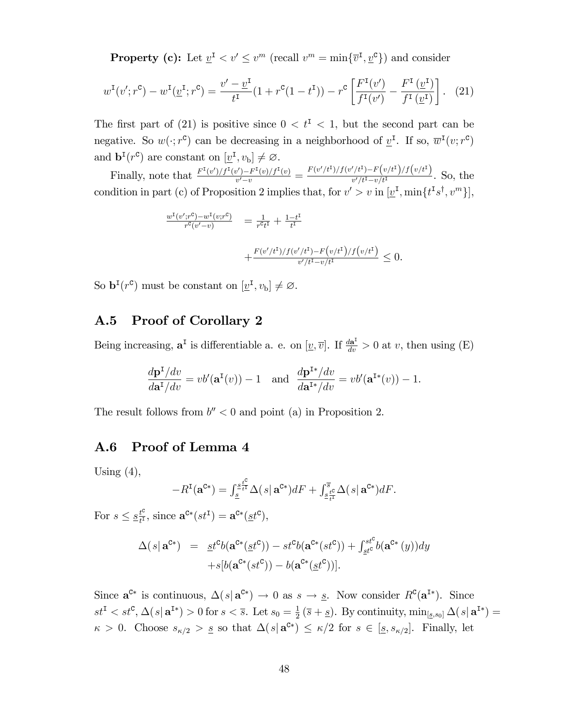**Property (c):** Let $\underline{v}^{\mathtt{I}} < v' \leq v^m$ (recall $v^m = \min\{\overline{v}^{\mathtt{I}}, \underline{v}^{\mathtt{C}}\}$) and consider

$$w^{\mathtt{I}}(v'; r^{\mathtt{C}}) - w^{\mathtt{I}}(\underline{v}^{\mathtt{I}}; r^{\mathtt{C}}) = \frac{v' - \underline{v}^{\mathtt{I}}}{t^{\mathtt{I}}}(1 + r^{\mathtt{C}}(1 - t^{\mathtt{I}})) - r^{\mathtt{C}}\left[\frac{F^{\mathtt{I}}(v')}{f^{\mathtt{I}}(v')} - \frac{F^{\mathtt{I}}(\underline{v}^{\mathtt{I}})}{f^{\mathtt{I}}(\underline{v}^{\mathtt{I}})}\right]. \quad (21)$$

The first part of (21) is positive since $0 < t^{\mathtt{I}} < 1$, but the second part can be negative. So $w(\cdot; r^{\mathtt{C}})$ can be decreasing in a neighborhood of $\underline{v}^{\mathtt{I}}$. If so, $\overline{w}^{\mathtt{I}}(v; r^{\mathtt{C}})$ and $\mathbf{b}^{\mathtt{I}}(r^{\mathtt{C}})$ are constant on $[\underline{v}^{\mathtt{I}}, v_{\mathrm{b}}] \neq \varnothing$.

Finally, note that $\frac{F^{\mathtt{I}}(v')/f^{\mathtt{I}}(v') - F^{\mathtt{I}}(v)/f^{\mathtt{I}}(v)}{v'-v} = \frac{F(v'/t^{\mathtt{I}})/f(v'/t^{\mathtt{I}}) - F(v/t^{\mathtt{I}})/f(v/t^{\mathtt{I}})}{v'/t^{\mathtt{I}} - v/t^{\mathtt{I}}}$. So, the condition in part (c) of Proposition 2 implies that, for $v' > v$ in $[\underline{v}^{\mathtt{I}}, \min\{t^{\mathtt{I}}s^{\dagger}, v^m\}]$,

$$\begin{aligned}\frac{w^{\mathtt{I}}(v'; r^{\mathtt{C}}) - w^{\mathtt{I}}(v; r^{\mathtt{C}})}{r^{\mathtt{C}}(v'-v)} &= \frac{1}{r^{\mathtt{C}}t^{\mathtt{I}}} + \frac{1-t^{\mathtt{I}}}{t^{\mathtt{I}}} \\ &\quad + \frac{F(v'/t^{\mathtt{I}})/f(v'/t^{\mathtt{I}}) - F(v/t^{\mathtt{I}})/f(v/t^{\mathtt{I}})}{v'/t^{\mathtt{I}} - v/t^{\mathtt{I}}} \leq 0.\end{aligned}$$

So $\mathbf{b}^{\mathtt{I}}(r^{\mathtt{C}})$ must be constant on $[\underline{v}^{\mathtt{I}}, v_{\mathrm{b}}] \neq \varnothing$.

## A.5 Proof of Corollary 2

Being increasing, $\mathbf{a}^{\mathtt{I}}$ is differentiable a. e. on $[\underline{v}, \overline{v}]$. If $\frac{d\mathbf{a}^{\mathtt{I}}}{dv} > 0$ at $v$, then using (E)

$$\frac{d\mathbf{p}^{\mathtt{I}}/dv}{d\mathbf{a}^{\mathtt{I}}/dv} = vb'(\mathbf{a}^{\mathtt{I}}(v)) - 1 \quad \text{and} \quad \frac{d\mathbf{p}^{\mathtt{I}*}/dv}{d\mathbf{a}^{\mathtt{I}*}/dv} = vb'(\mathbf{a}^{\mathtt{I}*}(v)) - 1.$$

The result follows from $b'' < 0$ and point (a) in Proposition 2.

## A.6 Proof of Lemma 4

Using (4),

$$-R^{\mathtt{I}}(\mathbf{a}^{\mathtt{C}*}) = \int_{\underline{s}}^{\underline{s}\frac{t^{\mathtt{C}}}{t^{\mathtt{I}}}} \Delta(s|\, \mathbf{a}^{\mathtt{C}*})dF + \int_{\underline{s}\frac{t^{\mathtt{C}}}{t^{\mathtt{I}}}}^{\overline{s}} \Delta(s|\, \mathbf{a}^{\mathtt{C}*})dF.$$

For $s \leq \underline{s}\frac{t^{\mathtt{C}}}{t^{\mathtt{I}}}$, since $\mathbf{a}^{\mathtt{C}*}(st^{\mathtt{I}}) = \mathbf{a}^{\mathtt{C}*}(\underline{s}t^{\mathtt{C}})$,

$$\begin{aligned}\Delta(s|\, \mathbf{a}^{\mathtt{C}*}) &= \underline{s}t^{\mathtt{C}}b(\mathbf{a}^{\mathtt{C}*}(\underline{s}t^{\mathtt{C}})) - st^{\mathtt{C}}b(\mathbf{a}^{\mathtt{C}*}(st^{\mathtt{C}})) + \int_{\underline{s}t^{\mathtt{C}}}^{st^{\mathtt{C}}} b(\mathbf{a}^{\mathtt{C}*}(y))dy \\ &\quad + s[b(\mathbf{a}^{\mathtt{C}*}(st^{\mathtt{C}})) - b(\mathbf{a}^{\mathtt{C}*}(\underline{s}t^{\mathtt{C}}))].\end{aligned}$$

Since $\mathbf{a}^{\mathtt{C}*}$ is continuous, $\Delta(s|\, \mathbf{a}^{\mathtt{C}*}) \to 0$ as $s \to \underline{s}$. Now consider $R^{\mathtt{C}}(\mathbf{a}^{\mathtt{I}*})$. Since $st^{\mathtt{I}} < st^{\mathtt{C}}$, $\Delta(s|\, \mathbf{a}^{\mathtt{I}*}) > 0$ for $s < \overline{s}$. Let $s_0 = \frac{1}{2}(\overline{s} + \underline{s})$. By continuity, $\min_{[\underline{s}, s_0]} \Delta(s|\, \mathbf{a}^{\mathtt{I}*}) = \kappa > 0$. Choose $s_{\kappa/2} > \underline{s}$ so that $\Delta(s|\, \mathbf{a}^{\mathtt{C}*}) \leq \kappa/2$ for $s \in [\underline{s}, s_{\kappa/2}]$. Finally, let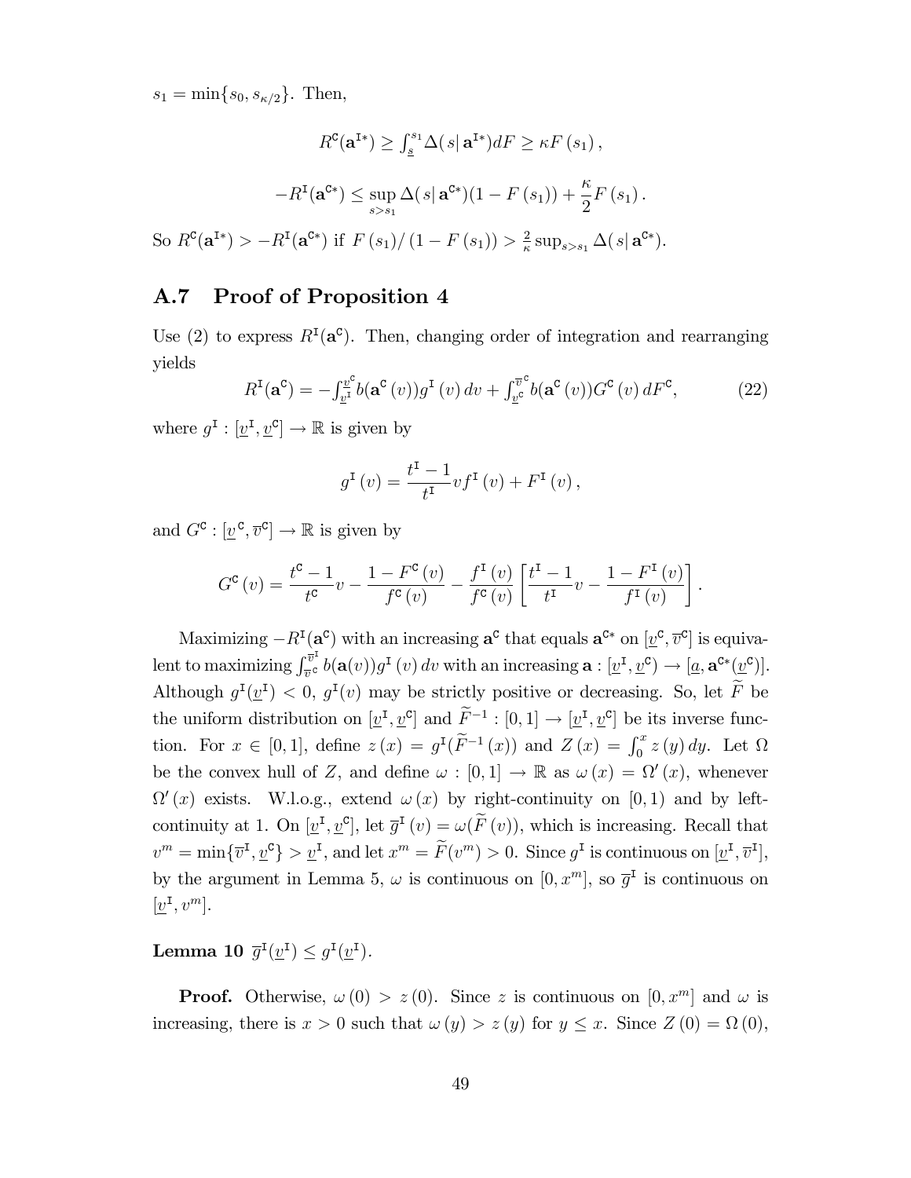$s_1 = \min\{s_0, s_{\kappa/2}\}$. Then,

$$R^{\mathtt{C}}(\mathbf{a}^{\mathtt{I}*}) \geq \int_{\underline{s}}^{s_1} \Delta(s|\,\mathbf{a}^{\mathtt{I}*}) dF \geq \kappa F(s_1),$$

$$-R^{\mathtt{I}}(\mathbf{a}^{\mathtt{C}*}) \leq \sup_{s>s_1} \Delta(s|\,\mathbf{a}^{\mathtt{C}*})(1 - F(s_1)) + \frac{\kappa}{2} F(s_1).$$

So $R^{\mathtt{C}}(\mathbf{a}^{\mathtt{I}*}) > -R^{\mathtt{I}}(\mathbf{a}^{\mathtt{C}*})$ if $F(s_1)/(1 - F(s_1)) > \frac{2}{\kappa} \sup_{s>s_1} \Delta(s|\,\mathbf{a}^{\mathtt{C}*})$.

## A.7 Proof of Proposition 4

Use (2) to express $R^{\mathtt{I}}(\mathbf{a}^{\mathtt{C}})$. Then, changing order of integration and rearranging yields

$$R^{\mathtt{I}}(\mathbf{a}^{\mathtt{C}}) = -\int_{\underline{v}^{\mathtt{I}}}^{\underline{v}^{\mathtt{C}}} b(\mathbf{a}^{\mathtt{C}}(v)) g^{\mathtt{I}}(v)\, dv + \int_{\underline{v}^{\mathtt{C}}}^{\overline{v}^{\mathtt{C}}} b(\mathbf{a}^{\mathtt{C}}(v)) G^{\mathtt{C}}(v)\, dF^{\mathtt{C}}, \tag{22}$$

where $g^{\mathtt{I}} : [\underline{v}^{\mathtt{I}}, \underline{v}^{\mathtt{C}}] \to \mathbb{R}$ is given by

$$g^{\mathtt{I}}(v) = \frac{t^{\mathtt{I}} - 1}{t^{\mathtt{I}}} v f^{\mathtt{I}}(v) + F^{\mathtt{I}}(v),$$

and $G^{\mathtt{C}} : [\underline{v}^{\mathtt{C}}, \overline{v}^{\mathtt{C}}] \to \mathbb{R}$ is given by

$$G^{\mathtt{C}}(v) = \frac{t^{\mathtt{C}} - 1}{t^{\mathtt{C}}} v - \frac{1 - F^{\mathtt{C}}(v)}{f^{\mathtt{C}}(v)} - \frac{f^{\mathtt{I}}(v)}{f^{\mathtt{C}}(v)} \left[ \frac{t^{\mathtt{I}} - 1}{t^{\mathtt{I}}} v - \frac{1 - F^{\mathtt{I}}(v)}{f^{\mathtt{I}}(v)} \right].$$

Maximizing $-R^{\mathtt{I}}(\mathbf{a}^{\mathtt{C}})$ with an increasing $\mathbf{a}^{\mathtt{C}}$ that equals $\mathbf{a}^{\mathtt{C}*}$ on $[\underline{v}^{\mathtt{C}}, \overline{v}^{\mathtt{C}}]$ is equivalent to maximizing $\int_{\overline{v}^{\mathtt{C}}}^{\overline{v}^{\mathtt{I}}} b(\mathbf{a}(v)) g^{\mathtt{I}}(v)\, dv$ with an increasing $\mathbf{a} : [\underline{v}^{\mathtt{I}}, \underline{v}^{\mathtt{C}}) \to [\underline{a}, \mathbf{a}^{\mathtt{C}*}(\underline{v}^{\mathtt{C}})]$. Although $g^{\mathtt{I}}(\underline{v}^{\mathtt{I}}) < 0$, $g^{\mathtt{I}}(v)$ may be strictly positive or decreasing. So, let $\widetilde{F}$ be the uniform distribution on $[\underline{v}^{\mathtt{I}}, \underline{v}^{\mathtt{C}}]$ and $\widetilde{F}^{-1} : [0, 1] \to [\underline{v}^{\mathtt{I}}, \underline{v}^{\mathtt{C}}]$ be its inverse function. For $x \in [0, 1]$, define $z(x) = g^{\mathtt{I}}(\widetilde{F}^{-1}(x))$ and $Z(x) = \int_0^x z(y)\, dy$. Let $\Omega$ be the convex hull of $Z$, and define $\omega : [0, 1] \to \mathbb{R}$ as $\omega(x) = \Omega'(x)$, whenever $\Omega'(x)$ exists. W.l.o.g., extend $\omega(x)$ by right-continuity on $[0, 1)$ and by left-continuity at 1. On $[\underline{v}^{\mathtt{I}}, \underline{v}^{\mathtt{C}}]$, let $\overline{g}^{\mathtt{I}}(v) = \omega(\widetilde{F}(v))$, which is increasing. Recall that $v^m = \min\{\overline{v}^{\mathtt{I}}, \underline{v}^{\mathtt{C}}\} > \underline{v}^{\mathtt{I}}$, and let $x^m = \widetilde{F}(v^m) > 0$. Since $g^{\mathtt{I}}$ is continuous on $[\underline{v}^{\mathtt{I}}, \overline{v}^{\mathtt{I}}]$, by the argument in Lemma 5, $\omega$ is continuous on $[0, x^m]$, so $\overline{g}^{\mathtt{I}}$ is continuous on $[\underline{v}^{\mathtt{I}}, v^m]$.

**Lemma 10** $\overline{g}^{\mathtt{I}}(\underline{v}^{\mathtt{I}}) \leq g^{\mathtt{I}}(\underline{v}^{\mathtt{I}})$.

**Proof.** Otherwise, $\omega(0) > z(0)$. Since $z$ is continuous on $[0, x^m]$ and $\omega$ is increasing, there is $x > 0$ such that $\omega(y) > z(y)$ for $y \leq x$. Since $Z(0) = \Omega(0)$,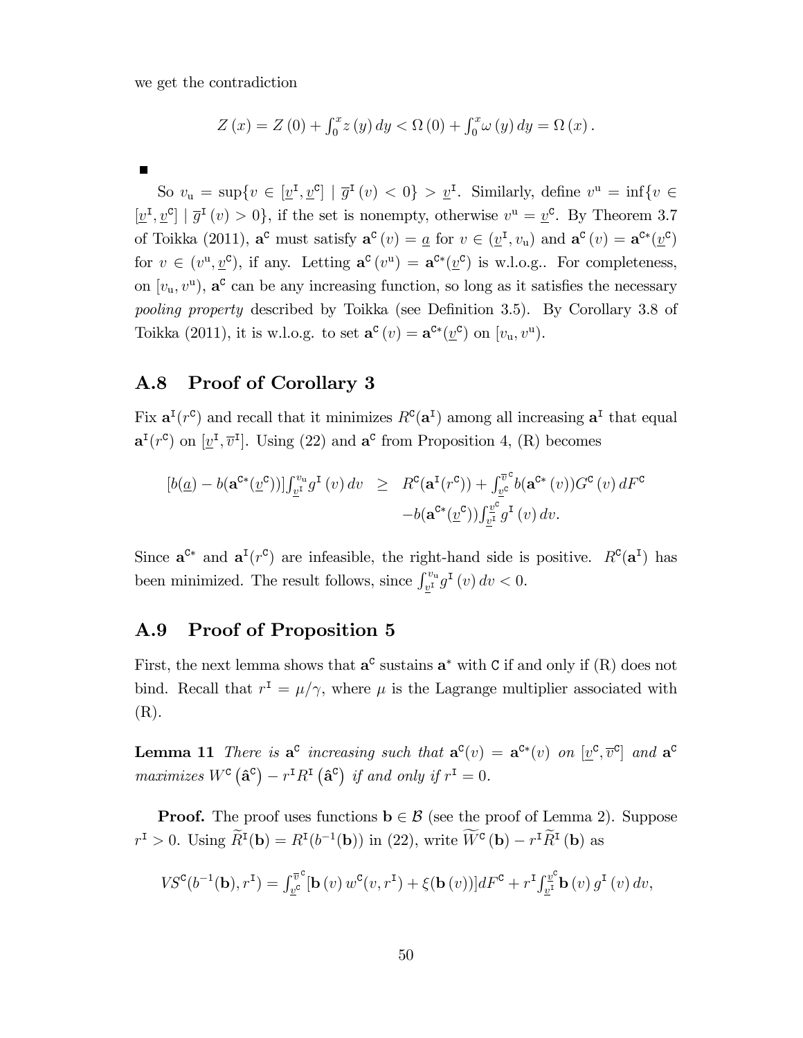we get the contradiction

$$Z(x) = Z(0) + \int_0^x z(y)\,dy < \Omega(0) + \int_0^x \omega(y)\,dy = \Omega(x).$$

■

So $v_{\mathrm{u}} = \sup\{v \in [\underline{v}^{\mathtt{I}}, \underline{v}^{\mathtt{C}}] \mid \overline{g}^{\mathtt{I}}(v) < 0\} > \underline{v}^{\mathtt{I}}$. Similarly, define $v^{\mathrm{u}} = \inf\{v \in [\underline{v}^{\mathtt{I}}, \underline{v}^{\mathtt{C}}] \mid \overline{g}^{\mathtt{I}}(v) > 0\}$, if the set is nonempty, otherwise $v^{\mathrm{u}} = \underline{v}^{\mathtt{C}}$. By Theorem 3.7 of Toikka (2011), $\mathbf{a}^{\mathtt{C}}$ must satisfy $\mathbf{a}^{\mathtt{C}}(v) = \underline{a}$ for $v \in (\underline{v}^{\mathtt{I}}, v_{\mathrm{u}})$ and $\mathbf{a}^{\mathtt{C}}(v) = \mathbf{a}^{\mathtt{C}*}(\underline{v}^{\mathtt{C}})$ for $v \in (v^{\mathrm{u}}, \underline{v}^{\mathtt{C}})$, if any. Letting $\mathbf{a}^{\mathtt{C}}(v^{\mathrm{u}}) = \mathbf{a}^{\mathtt{C}*}(\underline{v}^{\mathtt{C}})$ is w.l.o.g.. For completeness, on $[v_{\mathrm{u}}, v^{\mathrm{u}})$, $\mathbf{a}^{\mathtt{C}}$ can be any increasing function, so long as it satisfies the necessary *pooling property* described by Toikka (see Definition 3.5). By Corollary 3.8 of Toikka (2011), it is w.l.o.g. to set $\mathbf{a}^{\mathtt{C}}(v) = \mathbf{a}^{\mathtt{C}*}(\underline{v}^{\mathtt{C}})$ on $[v_{\mathrm{u}}, v^{\mathrm{u}})$.

## A.8 Proof of Corollary 3

Fix $\mathbf{a}^{\mathtt{I}}(r^{\mathtt{C}})$ and recall that it minimizes $R^{\mathtt{C}}(\mathbf{a}^{\mathtt{I}})$ among all increasing $\mathbf{a}^{\mathtt{I}}$ that equal $\mathbf{a}^{\mathtt{I}}(r^{\mathtt{C}})$ on $[\underline{v}^{\mathtt{I}}, \overline{v}^{\mathtt{I}}]$. Using (22) and $\mathbf{a}^{\mathtt{C}}$ from Proposition 4, (R) becomes

$$\begin{aligned}
[b(\underline{a}) - b(\mathbf{a}^{\mathtt{C}*}(\underline{v}^{\mathtt{C}}))]\int_{\underline{v}^{\mathtt{I}}}^{v_{\mathrm{u}}} g^{\mathtt{I}}(v)\,dv \quad \geq \quad & R^{\mathtt{C}}(\mathbf{a}^{\mathtt{I}}(r^{\mathtt{C}})) + \int_{\underline{v}^{\mathtt{C}}}^{\overline{v}^{\mathtt{C}}} b(\mathbf{a}^{\mathtt{C}*}(v))G^{\mathtt{C}}(v)\,dF^{\mathtt{C}} \\
& - b(\mathbf{a}^{\mathtt{C}*}(\underline{v}^{\mathtt{C}}))\int_{\underline{v}^{\mathtt{I}}}^{\underline{v}^{\mathtt{C}}} g^{\mathtt{I}}(v)\,dv.
\end{aligned}$$

Since $\mathbf{a}^{\mathtt{C}*}$ and $\mathbf{a}^{\mathtt{I}}(r^{\mathtt{C}})$ are infeasible, the right-hand side is positive. $R^{\mathtt{C}}(\mathbf{a}^{\mathtt{I}})$ has been minimized. The result follows, since $\int_{\underline{v}^{\mathtt{I}}}^{v_{\mathrm{u}}} g^{\mathtt{I}}(v)\,dv < 0$.

## A.9 Proof of Proposition 5

First, the next lemma shows that $\mathbf{a}^{\mathtt{C}}$ sustains $\mathbf{a}^*$ with $\mathtt{C}$ if and only if (R) does not bind. Recall that $r^{\mathtt{I}} = \mu/\gamma$, where $\mu$ is the Lagrange multiplier associated with (R).

**Lemma 11** *There is $\mathbf{a}^{\mathtt{C}}$ increasing such that $\mathbf{a}^{\mathtt{C}}(v) = \mathbf{a}^{\mathtt{C}*}(v)$ on $[\underline{v}^{\mathtt{C}}, \overline{v}^{\mathtt{C}}]$ and $\mathbf{a}^{\mathtt{C}}$ maximizes $W^{\mathtt{C}}(\hat{\mathbf{a}}^{\mathtt{C}}) - r^{\mathtt{I}}R^{\mathtt{I}}(\hat{\mathbf{a}}^{\mathtt{C}})$ if and only if $r^{\mathtt{I}} = 0$.*

**Proof.** The proof uses functions $\mathbf{b} \in \mathcal{B}$ (see the proof of Lemma 2). Suppose $r^{\mathtt{I}} > 0$. Using $\widetilde{R}^{\mathtt{I}}(\mathbf{b}) = R^{\mathtt{I}}(b^{-1}(\mathbf{b}))$ in (22), write $\widetilde{W}^{\mathtt{C}}(\mathbf{b}) - r^{\mathtt{I}}\widetilde{R}^{\mathtt{I}}(\mathbf{b})$ as

$$VS^{\mathtt{C}}(b^{-1}(\mathbf{b}), r^{\mathtt{I}}) = \int_{\underline{v}^{\mathtt{C}}}^{\overline{v}^{\mathtt{C}}} [\mathbf{b}(v)\,w^{\mathtt{C}}(v, r^{\mathtt{I}}) + \xi(\mathbf{b}(v))]dF^{\mathtt{C}} + r^{\mathtt{I}}\int_{\underline{v}^{\mathtt{I}}}^{\underline{v}^{\mathtt{C}}} \mathbf{b}(v)\,g^{\mathtt{I}}(v)\,dv,$$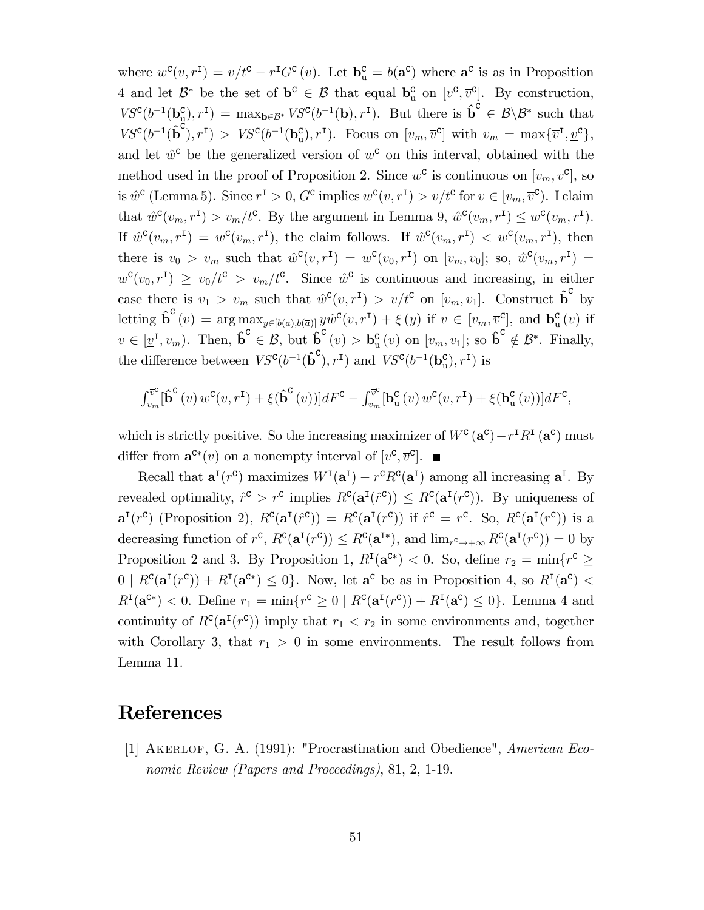where $w^{\mathtt{C}}(v, r^{\mathtt{I}}) = v/t^{\mathtt{C}} - r^{\mathtt{I}} G^{\mathtt{C}}(v)$. Let $\mathbf{b}^{\mathtt{C}}_{\mathrm{u}} = b(\mathbf{a}^{\mathtt{C}})$ where $\mathbf{a}^{\mathtt{C}}$ is as in Proposition 4 and let $\mathcal{B}^*$ be the set of $\mathbf{b}^{\mathtt{C}} \in \mathcal{B}$ that equal $\mathbf{b}^{\mathtt{C}}_{\mathrm{u}}$ on $[\underline{v}^{\mathtt{C}}, \overline{v}^{\mathtt{C}}]$. By construction, $VS^{\mathtt{C}}(b^{-1}(\mathbf{b}^{\mathtt{C}}_{\mathrm{u}}), r^{\mathtt{I}}) = \max_{\mathbf{b} \in \mathcal{B}^*} VS^{\mathtt{C}}(b^{-1}(\mathbf{b}), r^{\mathtt{I}})$. But there is $\hat{\mathbf{b}}^{\mathtt{C}} \in \mathcal{B} \backslash \mathcal{B}^*$ such that $VS^{\mathtt{C}}(b^{-1}(\hat{\mathbf{b}}^{\mathtt{C}}), r^{\mathtt{I}}) > VS^{\mathtt{C}}(b^{-1}(\mathbf{b}^{\mathtt{C}}_{\mathrm{u}}), r^{\mathtt{I}})$. Focus on $[v_m, \overline{v}^{\mathtt{C}}]$ with $v_m = \max\{\overline{v}^{\mathtt{I}}, \underline{v}^{\mathtt{C}}\}$, and let $\hat{w}^{\mathtt{C}}$ be the generalized version of $w^{\mathtt{C}}$ on this interval, obtained with the method used in the proof of Proposition 2. Since $w^{\mathtt{C}}$ is continuous on $[v_m, \overline{v}^{\mathtt{C}}]$, so is $\hat{w}^{\mathtt{C}}$ (Lemma 5). Since $r^{\mathtt{I}} > 0$, $G^{\mathtt{C}}$ implies $w^{\mathtt{C}}(v, r^{\mathtt{I}}) > v/t^{\mathtt{C}}$ for $v \in [v_m, \overline{v}^{\mathtt{C}})$. I claim that $\hat{w}^{\mathtt{C}}(v_m, r^{\mathtt{I}}) > v_m/t^{\mathtt{C}}$. By the argument in Lemma 9, $\hat{w}^{\mathtt{C}}(v_m, r^{\mathtt{I}}) \leq w^{\mathtt{C}}(v_m, r^{\mathtt{I}})$. If $\hat{w}^{\mathtt{C}}(v_m, r^{\mathtt{I}}) = w^{\mathtt{C}}(v_m, r^{\mathtt{I}})$, the claim follows. If $\hat{w}^{\mathtt{C}}(v_m, r^{\mathtt{I}}) < w^{\mathtt{C}}(v_m, r^{\mathtt{I}})$, then there is $v_0 > v_m$ such that $\hat{w}^{\mathtt{C}}(v, r^{\mathtt{I}}) = w^{\mathtt{C}}(v_0, r^{\mathtt{I}})$ on $[v_m, v_0]$; so, $\hat{w}^{\mathtt{C}}(v_m, r^{\mathtt{I}}) = w^{\mathtt{C}}(v_0, r^{\mathtt{I}}) \geq v_0/t^{\mathtt{C}} > v_m/t^{\mathtt{C}}$. Since $\hat{w}^{\mathtt{C}}$ is continuous and increasing, in either case there is $v_1 > v_m$ such that $\hat{w}^{\mathtt{C}}(v, r^{\mathtt{I}}) > v/t^{\mathtt{C}}$ on $[v_m, v_1]$. Construct $\hat{\mathbf{b}}^{\mathtt{C}}$ by letting $\hat{\mathbf{b}}^{\mathtt{C}}(v) = \arg\max_{y \in [b(\underline{a}), b(\overline{a})]} y \hat{w}^{\mathtt{C}}(v, r^{\mathtt{I}}) + \xi(y)$ if $v \in [v_m, \overline{v}^{\mathtt{C}}]$, and $\mathbf{b}^{\mathtt{C}}_{\mathrm{u}}(v)$ if $v \in [\underline{v}^{\mathtt{I}}, v_m)$. Then, $\hat{\mathbf{b}}^{\mathtt{C}} \in \mathcal{B}$, but $\hat{\mathbf{b}}^{\mathtt{C}}(v) > \mathbf{b}^{\mathtt{C}}_{\mathrm{u}}(v)$ on $[v_m, v_1]$; so $\hat{\mathbf{b}}^{\mathtt{C}} \notin \mathcal{B}^*$. Finally, the difference between $VS^{\mathtt{C}}(b^{-1}(\hat{\mathbf{b}}^{\mathtt{C}}), r^{\mathtt{I}})$ and $VS^{\mathtt{C}}(b^{-1}(\mathbf{b}^{\mathtt{C}}_{\mathrm{u}}), r^{\mathtt{I}})$ is

$$\int_{v_m}^{\overline{v}^{\mathtt{C}}} [\hat{\mathbf{b}}^{\mathtt{C}}(v)\, w^{\mathtt{C}}(v, r^{\mathtt{I}}) + \xi(\hat{\mathbf{b}}^{\mathtt{C}}(v))] dF^{\mathtt{C}} - \int_{v_m}^{\overline{v}^{\mathtt{C}}} [\mathbf{b}^{\mathtt{C}}_{\mathrm{u}}(v)\, w^{\mathtt{C}}(v, r^{\mathtt{I}}) + \xi(\mathbf{b}^{\mathtt{C}}_{\mathrm{u}}(v))] dF^{\mathtt{C}},$$

which is strictly positive. So the increasing maximizer of $W^{\mathtt{C}}(\mathbf{a}^{\mathtt{C}}) - r^{\mathtt{I}} R^{\mathtt{I}}(\mathbf{a}^{\mathtt{C}})$ must differ from $\mathbf{a}^{\mathtt{C}*}(v)$ on a nonempty interval of $[\underline{v}^{\mathtt{C}}, \overline{v}^{\mathtt{C}}]$. ■

Recall that $\mathbf{a}^{\mathtt{I}}(r^{\mathtt{C}})$ maximizes $W^{\mathtt{I}}(\mathbf{a}^{\mathtt{I}}) - r^{\mathtt{C}} R^{\mathtt{C}}(\mathbf{a}^{\mathtt{I}})$ among all increasing $\mathbf{a}^{\mathtt{I}}$. By revealed optimality, $\hat{r}^{\mathtt{C}} > r^{\mathtt{C}}$ implies $R^{\mathtt{C}}(\mathbf{a}^{\mathtt{I}}(\hat{r}^{\mathtt{C}})) \leq R^{\mathtt{C}}(\mathbf{a}^{\mathtt{I}}(r^{\mathtt{C}}))$. By uniqueness of $\mathbf{a}^{\mathtt{I}}(r^{\mathtt{C}})$ (Proposition 2), $R^{\mathtt{C}}(\mathbf{a}^{\mathtt{I}}(\hat{r}^{\mathtt{C}})) = R^{\mathtt{C}}(\mathbf{a}^{\mathtt{I}}(r^{\mathtt{C}}))$ if $\hat{r}^{\mathtt{C}} = r^{\mathtt{C}}$. So, $R^{\mathtt{C}}(\mathbf{a}^{\mathtt{I}}(r^{\mathtt{C}}))$ is a decreasing function of $r^{\mathtt{C}}$, $R^{\mathtt{C}}(\mathbf{a}^{\mathtt{I}}(r^{\mathtt{C}})) \leq R^{\mathtt{C}}(\mathbf{a}^{\mathtt{I}*})$, and $\lim_{r^{\mathtt{C}} \to +\infty} R^{\mathtt{C}}(\mathbf{a}^{\mathtt{I}}(r^{\mathtt{C}})) = 0$ by Proposition 2 and 3. By Proposition 1, $R^{\mathtt{I}}(\mathbf{a}^{\mathtt{C}*}) < 0$. So, define $r_2 = \min\{r^{\mathtt{C}} \geq 0 \mid R^{\mathtt{C}}(\mathbf{a}^{\mathtt{I}}(r^{\mathtt{C}})) + R^{\mathtt{I}}(\mathbf{a}^{\mathtt{C}*}) \leq 0\}$. Now, let $\mathbf{a}^{\mathtt{C}}$ be as in Proposition 4, so $R^{\mathtt{I}}(\mathbf{a}^{\mathtt{C}}) < R^{\mathtt{I}}(\mathbf{a}^{\mathtt{C}*}) < 0$. Define $r_1 = \min\{r^{\mathtt{C}} \geq 0 \mid R^{\mathtt{C}}(\mathbf{a}^{\mathtt{I}}(r^{\mathtt{C}})) + R^{\mathtt{I}}(\mathbf{a}^{\mathtt{C}}) \leq 0\}$. Lemma 4 and continuity of $R^{\mathtt{C}}(\mathbf{a}^{\mathtt{I}}(r^{\mathtt{C}}))$ imply that $r_1 < r_2$ in some environments and, together with Corollary 3, that $r_1 > 0$ in some environments. The result follows from Lemma 11.

# References

[1] Akerlof, G. A. (1991): "Procrastination and Obedience", *American Economic Review (Papers and Proceedings)*, 81, 2, 1-19.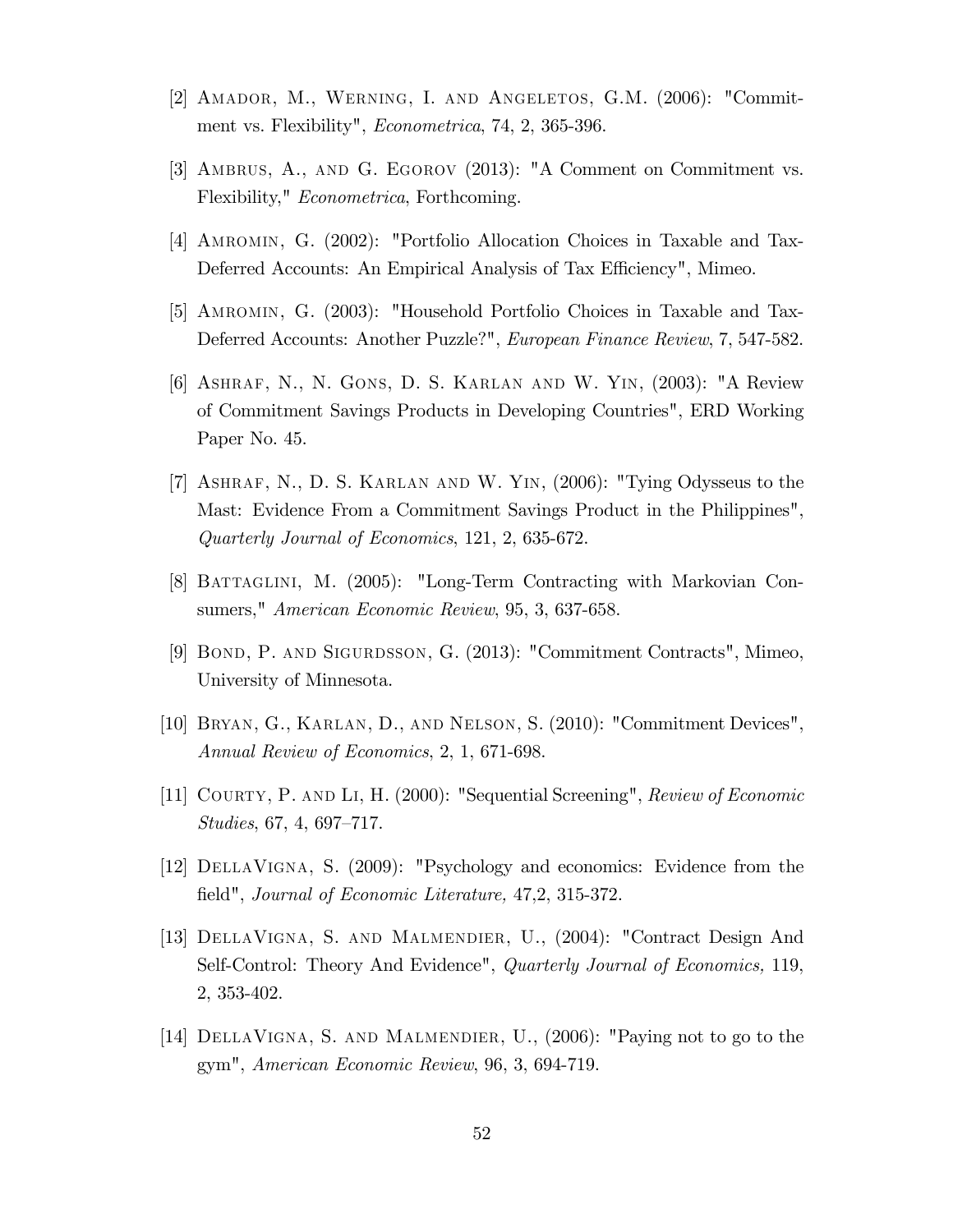[2] Amador, M., Werning, I. and Angeletos, G.M. (2006): "Commitment vs. Flexibility", *Econometrica*, 74, 2, 365-396.

[3] Ambrus, A., and G. Egorov (2013): "A Comment on Commitment vs. Flexibility," *Econometrica*, Forthcoming.

[4] Amromin, G. (2002): "Portfolio Allocation Choices in Taxable and Tax-Deferred Accounts: An Empirical Analysis of Tax Efficiency", Mimeo.

[5] Amromin, G. (2003): "Household Portfolio Choices in Taxable and Tax-Deferred Accounts: Another Puzzle?", *European Finance Review*, 7, 547-582.

[6] Ashraf, N., N. Gons, D. S. Karlan and W. Yin, (2003): "A Review of Commitment Savings Products in Developing Countries", ERD Working Paper No. 45.

[7] Ashraf, N., D. S. Karlan and W. Yin, (2006): "Tying Odysseus to the Mast: Evidence From a Commitment Savings Product in the Philippines", *Quarterly Journal of Economics*, 121, 2, 635-672.

[8] Battaglini, M. (2005): "Long-Term Contracting with Markovian Consumers," *American Economic Review*, 95, 3, 637-658.

[9] Bond, P. and Sigurdsson, G. (2013): "Commitment Contracts", Mimeo, University of Minnesota.

[10] Bryan, G., Karlan, D., and Nelson, S. (2010): "Commitment Devices", *Annual Review of Economics*, 2, 1, 671-698.

[11] Courty, P. and Li, H. (2000): "Sequential Screening", *Review of Economic Studies*, 67, 4, 697–717.

[12] DellaVigna, S. (2009): "Psychology and economics: Evidence from the field", *Journal of Economic Literature,* 47,2, 315-372.

[13] DellaVigna, S. and Malmendier, U., (2004): "Contract Design And Self-Control: Theory And Evidence", *Quarterly Journal of Economics,* 119, 2, 353-402.

[14] DellaVigna, S. and Malmendier, U., (2006): "Paying not to go to the gym", *American Economic Review*, 96, 3, 694-719.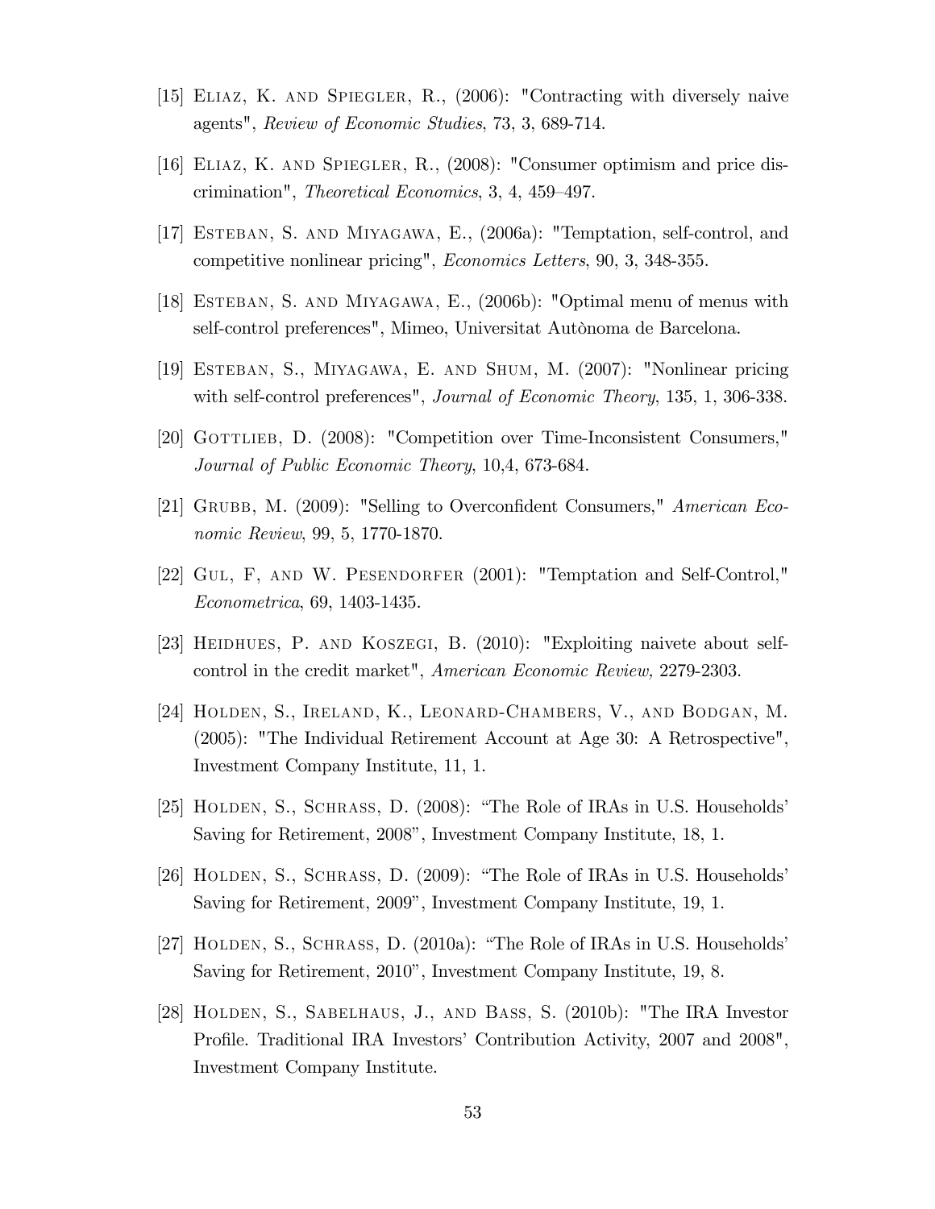[15] Eliaz, K. and Spiegler, R., (2006): "Contracting with diversely naive agents", *Review of Economic Studies*, 73, 3, 689-714.

[16] Eliaz, K. and Spiegler, R., (2008): "Consumer optimism and price discrimination", *Theoretical Economics*, 3, 4, 459–497.

[17] Esteban, S. and Miyagawa, E., (2006a): "Temptation, self-control, and competitive nonlinear pricing", *Economics Letters*, 90, 3, 348-355.

[18] Esteban, S. and Miyagawa, E., (2006b): "Optimal menu of menus with self-control preferences", Mimeo, Universitat Autònoma de Barcelona.

[19] Esteban, S., Miyagawa, E. and Shum, M. (2007): "Nonlinear pricing with self-control preferences", *Journal of Economic Theory*, 135, 1, 306-338.

[20] Gottlieb, D. (2008): "Competition over Time-Inconsistent Consumers," *Journal of Public Economic Theory*, 10,4, 673-684.

[21] Grubb, M. (2009): "Selling to Overconfident Consumers," *American Economic Review*, 99, 5, 1770-1870.

[22] Gul, F, and W. Pesendorfer (2001): "Temptation and Self-Control," *Econometrica*, 69, 1403-1435.

[23] Heidhues, P. and Koszegi, B. (2010): "Exploiting naivete about self-control in the credit market", *American Economic Review,* 2279-2303.

[24] Holden, S., Ireland, K., Leonard-Chambers, V., and Bodgan, M. (2005): "The Individual Retirement Account at Age 30: A Retrospective", Investment Company Institute, 11, 1.

[25] Holden, S., Schrass, D. (2008): "The Role of IRAs in U.S. Households' Saving for Retirement, 2008", Investment Company Institute, 18, 1.

[26] Holden, S., Schrass, D. (2009): "The Role of IRAs in U.S. Households' Saving for Retirement, 2009", Investment Company Institute, 19, 1.

[27] Holden, S., Schrass, D. (2010a): "The Role of IRAs in U.S. Households' Saving for Retirement, 2010", Investment Company Institute, 19, 8.

[28] Holden, S., Sabelhaus, J., and Bass, S. (2010b): "The IRA Investor Profile. Traditional IRA Investors' Contribution Activity, 2007 and 2008", Investment Company Institute.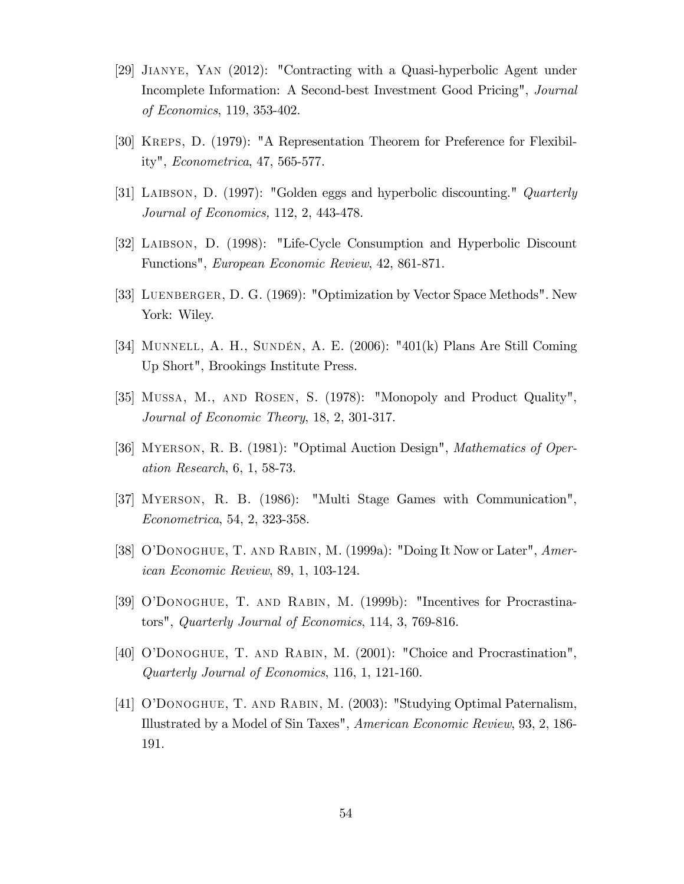[29] Jianye, Yan (2012): "Contracting with a Quasi-hyperbolic Agent under Incomplete Information: A Second-best Investment Good Pricing", *Journal of Economics*, 119, 353-402.

[30] Kreps, D. (1979): "A Representation Theorem for Preference for Flexibility", *Econometrica*, 47, 565-577.

[31] Laibson, D. (1997): "Golden eggs and hyperbolic discounting." *Quarterly Journal of Economics,* 112, 2, 443-478.

[32] Laibson, D. (1998): "Life-Cycle Consumption and Hyperbolic Discount Functions", *European Economic Review*, 42, 861-871.

[33] Luenberger, D. G. (1969): "Optimization by Vector Space Methods". New York: Wiley.

[34] Munnell, A. H., Sundén, A. E. (2006): "401(k) Plans Are Still Coming Up Short", Brookings Institute Press.

[35] Mussa, M., and Rosen, S. (1978): "Monopoly and Product Quality", *Journal of Economic Theory*, 18, 2, 301-317.

[36] Myerson, R. B. (1981): "Optimal Auction Design", *Mathematics of Operation Research*, 6, 1, 58-73.

[37] Myerson, R. B. (1986): "Multi Stage Games with Communication", *Econometrica*, 54, 2, 323-358.

[38] O'Donoghue, T. and Rabin, M. (1999a): "Doing It Now or Later", *American Economic Review*, 89, 1, 103-124.

[39] O'Donoghue, T. and Rabin, M. (1999b): "Incentives for Procrastinators", *Quarterly Journal of Economics*, 114, 3, 769-816.

[40] O'Donoghue, T. and Rabin, M. (2001): "Choice and Procrastination", *Quarterly Journal of Economics*, 116, 1, 121-160.

[41] O'Donoghue, T. and Rabin, M. (2003): "Studying Optimal Paternalism, Illustrated by a Model of Sin Taxes", *American Economic Review*, 93, 2, 186-191.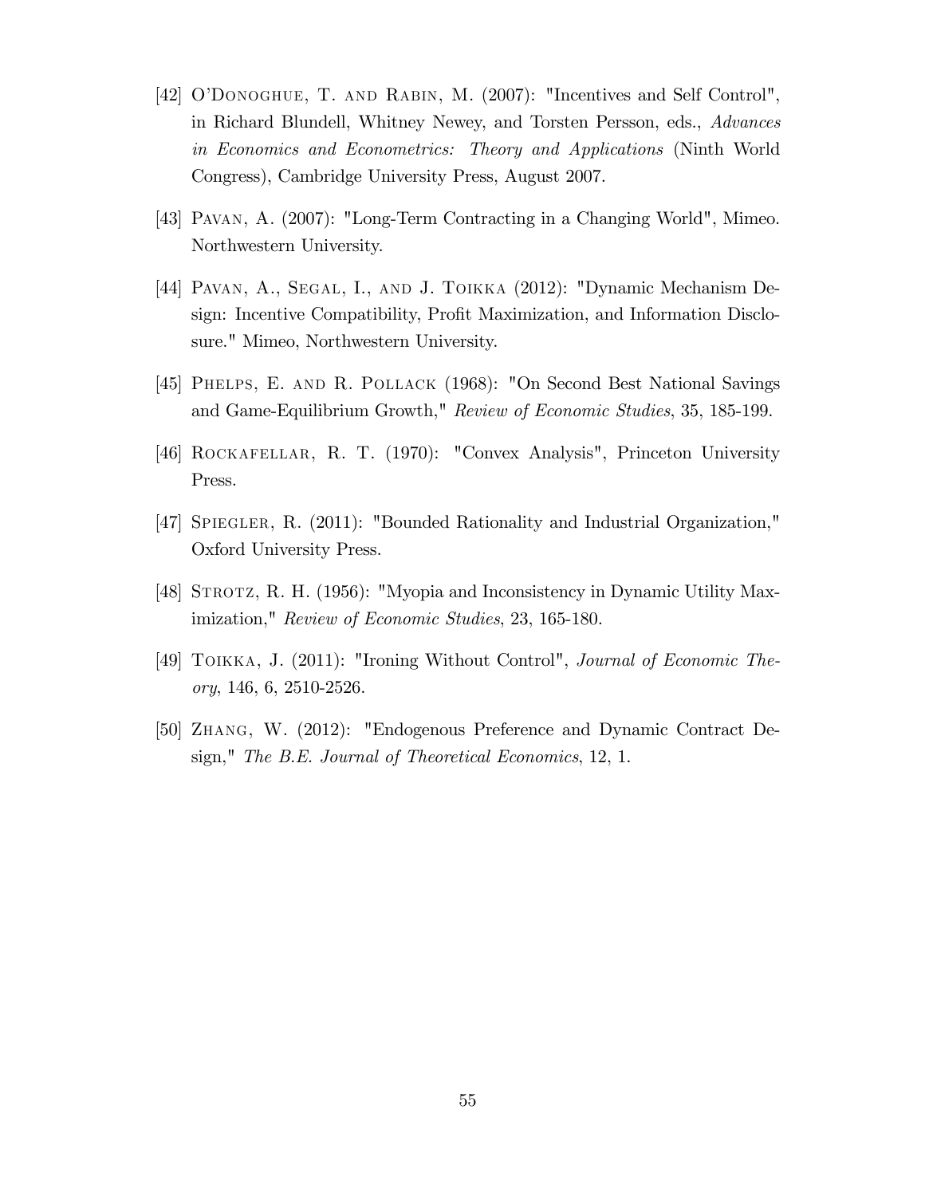[42] O'Donoghue, T. and Rabin, M. (2007): "Incentives and Self Control", in Richard Blundell, Whitney Newey, and Torsten Persson, eds., *Advances in Economics and Econometrics: Theory and Applications* (Ninth World Congress), Cambridge University Press, August 2007.

[43] Pavan, A. (2007): "Long-Term Contracting in a Changing World", Mimeo. Northwestern University.

[44] Pavan, A., Segal, I., and J. Toikka (2012): "Dynamic Mechanism Design: Incentive Compatibility, Profit Maximization, and Information Disclosure." Mimeo, Northwestern University.

[45] Phelps, E. and R. Pollack (1968): "On Second Best National Savings and Game-Equilibrium Growth," *Review of Economic Studies*, 35, 185-199.

[46] Rockafellar, R. T. (1970): "Convex Analysis", Princeton University Press.

[47] Spiegler, R. (2011): "Bounded Rationality and Industrial Organization," Oxford University Press.

[48] Strotz, R. H. (1956): "Myopia and Inconsistency in Dynamic Utility Maximization," *Review of Economic Studies*, 23, 165-180.

[49] Toikka, J. (2011): "Ironing Without Control", *Journal of Economic Theory*, 146, 6, 2510-2526.

[50] Zhang, W. (2012): "Endogenous Preference and Dynamic Contract Design," *The B.E. Journal of Theoretical Economics*, 12, 1.